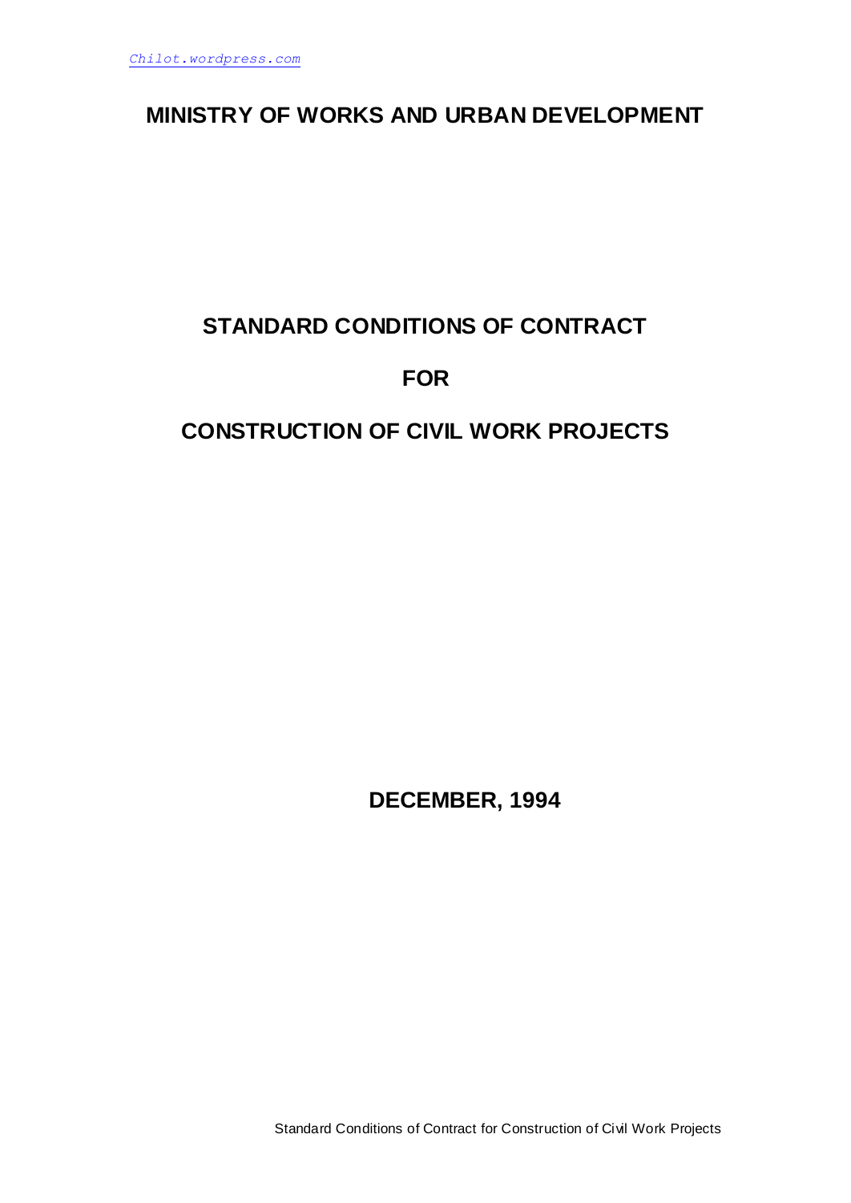# MINISTRY OF WORKS AND URBAN DEVELOPMENT

## STANDARD CONDITIONS OF CONTRACT

## FOR

## CONSTRUCTION OF CIVIL WORK PROJECTS

**DECEMBER, 1994**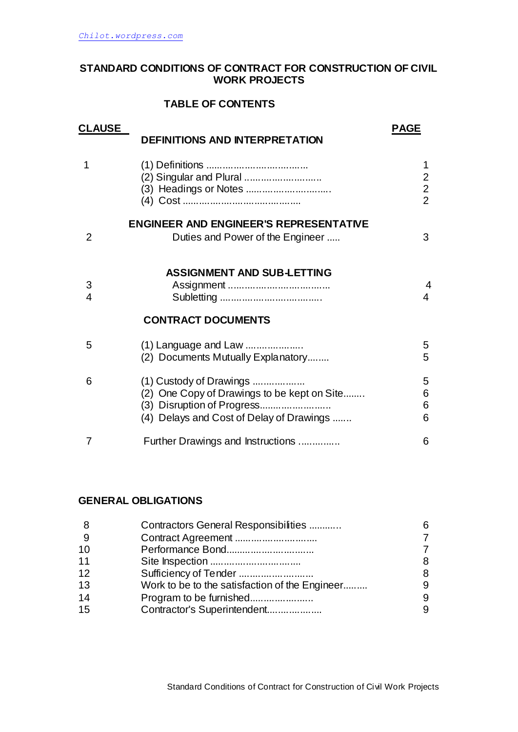**STANDARD CONDITIONS OF CONTRACT FOR CONSTRUCTION OF CIVIL WORK PROJECTS**

**TABLE OF CONTENTS**

| CLAUSE | | PAGE |
|---|---|---|
| | **DEFINITIONS AND INTERPRETATION** | |
| 1 | (1) Definitions ……………………………… | 1 |
| | (2) Singular and Plural ……………………….. | 2 |
| | (3) Headings or Notes ……………………….. | 2 |
| | (4) Cost ………………………………….. | 2 |
| | **ENGINEER AND ENGINEER'S REPRESENTATIVE** | |
| 2 | Duties and Power of the Engineer ….. | 3 |
| | **ASSIGNMENT AND SUB-LETTING** | |
| 3 | Assignment ……………………………… | 4 |
| 4 | Subletting ……………………………… | 4 |
| | **CONTRACT DOCUMENTS** | |
| 5 | (1) Language and Law ……………….. | 5 |
| | (2) Documents Mutually Explanatory…….. | 5 |
| 6 | (1) Custody of Drawings ……………… | 5 |
| | (2) One Copy of Drawings to be kept on Site…….. | 6 |
| | (3) Disruption of Progress…………………… | 6 |
| | (4) Delays and Cost of Delay of Drawings ……. | 6 |
| 7 | Further Drawings and Instructions ………….. | 6 |

**GENERAL OBLIGATIONS**

| CLAUSE | | PAGE |
|---|---|---|
| 8 | Contractors General Responsibilities ……….. | 6 |
| 9 | Contract Agreement ………………………. | 7 |
| 10 | Performance Bond………………………….. | 7 |
| 11 | Site Inspection ………………………….. | 8 |
| 12 | Sufficiency of Tender …………………….. | 8 |
| 13 | Work to be to the satisfaction of the Engineer……… | 9 |
| 14 | Program to be furnished………………….. | 9 |
| 15 | Contractor's Superintendent………………. | 9 |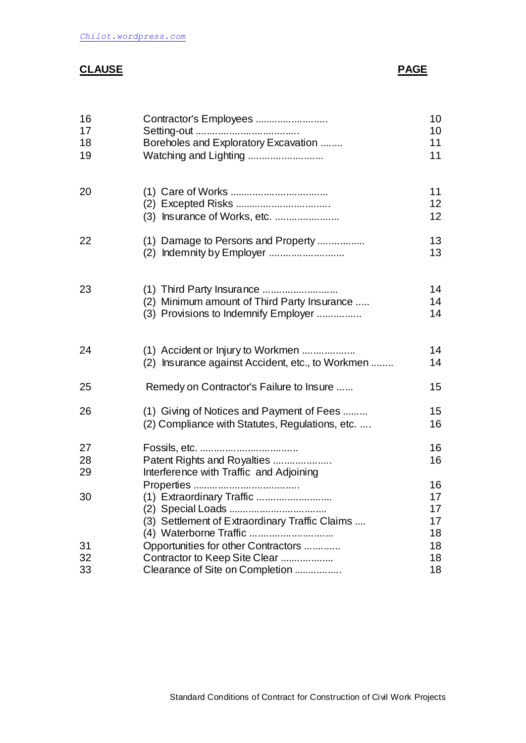| CLAUSE | | PAGE |
|---|---|---|
| 16 | Contractor's Employees ........................ | 10 |
| 17 | Setting-out ................................... | 10 |
| 18 | Boreholes and Exploratory Excavation ........ | 11 |
| 19 | Watching and Lighting ......................... | 11 |
| 20 | (1) Care of Works ................................ | 11 |
| | (2) Excepted Risks ................................ | 12 |
| | (3) Insurance of Works, etc. ..................... | 12 |
| 22 | (1) Damage to Persons and Property ............... | 13 |
| | (2) Indemnity by Employer ......................... | 13 |
| 23 | (1) Third Party Insurance ......................... | 14 |
| | (2) Minimum amount of Third Party Insurance ..... | 14 |
| | (3) Provisions to Indemnify Employer ............... | 14 |
| 24 | (1) Accident or Injury to Workmen .................. | 14 |
| | (2) Insurance against Accident, etc., to Workmen ........ | 14 |
| 25 | Remedy on Contractor's Failure to Insure ...... | 15 |
| 26 | (1) Giving of Notices and Payment of Fees ......... | 15 |
| | (2) Compliance with Statutes, Regulations, etc. .... | 16 |
| 27 | Fossils, etc. ..................................... | 16 |
| 28 | Patent Rights and Royalties ..................... | 16 |
| 29 | Interference with Traffic and Adjoining Properties ..................................... | 16 |
| 30 | (1) Extraordinary Traffic ......................... | 17 |
| | (2) Special Loads ................................ | 17 |
| | (3) Settlement of Extraordinary Traffic Claims .... | 17 |
| | (4) Waterborne Traffic ............................ | 18 |
| 31 | Opportunities for other Contractors ............ | 18 |
| 32 | Contractor to Keep Site Clear .................. | 18 |
| 33 | Clearance of Site on Completion ................ | 18 |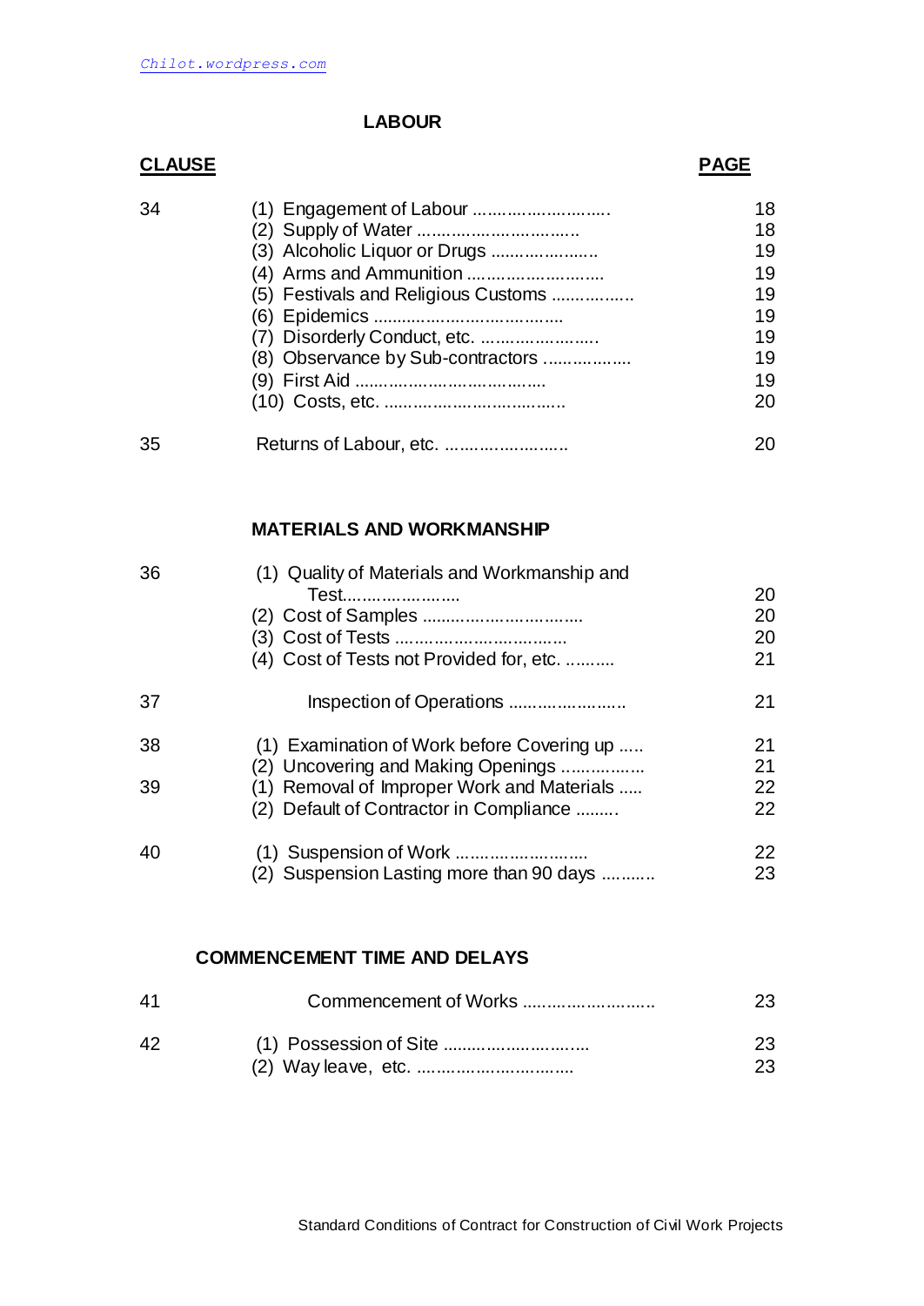## LABOUR

| CLAUSE | | PAGE |
|---|---|---|
| 34 | (1) Engagement of Labour ............................ | 18 |
| | (2) Supply of Water ................................ | 18 |
| | (3) Alcoholic Liquor or Drugs ...................... | 19 |
| | (4) Arms and Ammunition .......................... | 19 |
| | (5) Festivals and Religious Customs ................ | 19 |
| | (6) Epidemics ...................................... | 19 |
| | (7) Disorderly Conduct, etc. ....................... | 19 |
| | (8) Observance by Sub-contractors ................. | 19 |
| | (9) First Aid ....................................... | 19 |
| | (10) Costs, etc. ................................... | 20 |
| 35 | Returns of Labour, etc. ......................... | 20 |

## MATERIALS AND WORKMANSHIP

| CLAUSE | | PAGE |
|---|---|---|
| 36 | (1) Quality of Materials and Workmanship and Test........................ | 20 |
| | (2) Cost of Samples ................................ | 20 |
| | (3) Cost of Tests ................................... | 20 |
| | (4) Cost of Tests not Provided for, etc. .......... | 21 |
| 37 | Inspection of Operations ........................ | 21 |
| 38 | (1) Examination of Work before Covering up ..... | 21 |
| | (2) Uncovering and Making Openings ................ | 21 |
| 39 | (1) Removal of Improper Work and Materials ..... | 22 |
| | (2) Default of Contractor in Compliance ........ | 22 |
| 40 | (1) Suspension of Work .......................... | 22 |
| | (2) Suspension Lasting more than 90 days .......... | 23 |

## COMMENCEMENT TIME AND DELAYS

| CLAUSE | | PAGE |
|---|---|---|
| 41 | Commencement of Works .......................... | 23 |
| 42 | (1) Possession of Site ............................ | 23 |
| | (2) Way leave, etc. ............................... | 23 |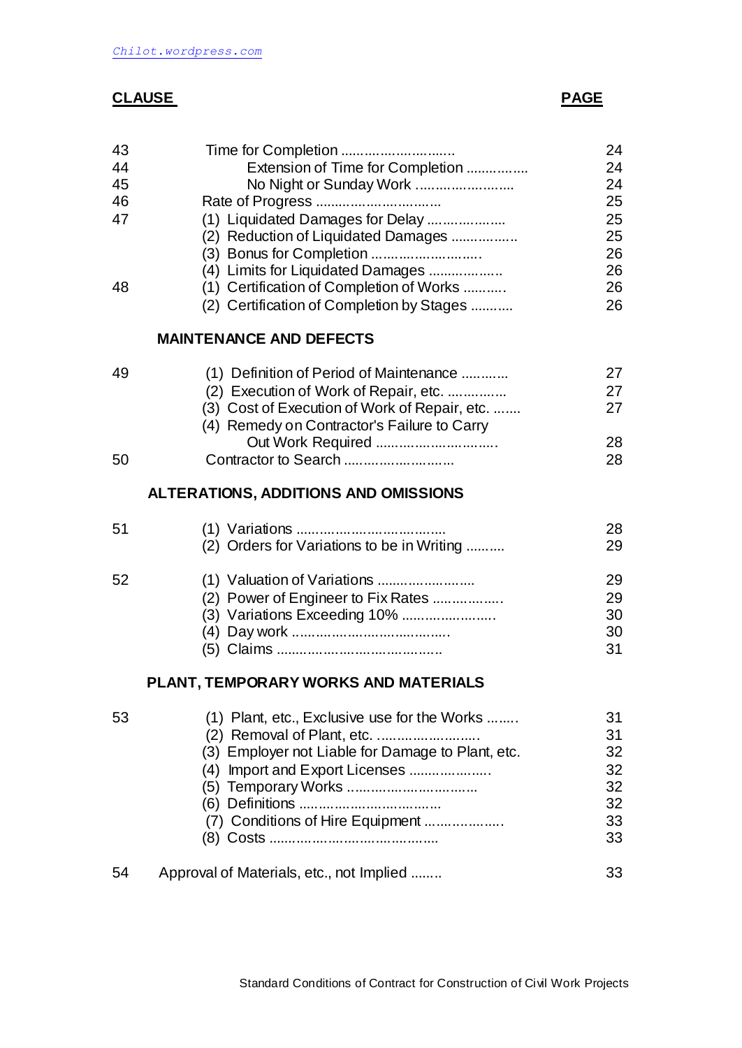| CLAUSE | | PAGE |
|---|---|---|
| 43 | Time for Completion ............................ | 24 |
| 44 | Extension of Time for Completion ................ | 24 |
| 45 | No Night or Sunday Work ......................... | 24 |
| 46 | Rate of Progress ................................ | 25 |
| 47 | (1) Liquidated Damages for Delay .................... | 25 |
| | (2) Reduction of Liquidated Damages ................. | 25 |
| | (3) Bonus for Completion ............................ | 26 |
| | (4) Limits for Liquidated Damages .................. | 26 |
| 48 | (1) Certification of Completion of Works .......... | 26 |
| | (2) Certification of Completion by Stages .......... | 26 |
| | **MAINTENANCE AND DEFECTS** | |
| 49 | (1) Definition of Period of Maintenance ............ | 27 |
| | (2) Execution of Work of Repair, etc. ............... | 27 |
| | (3) Cost of Execution of Work of Repair, etc. ....... | 27 |
| | (4) Remedy on Contractor's Failure to Carry Out Work Required .............................. | 28 |
| 50 | Contractor to Search ............................ | 28 |
| | **ALTERATIONS, ADDITIONS AND OMISSIONS** | |
| 51 | (1) Variations ..................................... | 28 |
| | (2) Orders for Variations to be in Writing .......... | 29 |
| 52 | (1) Valuation of Variations ......................... | 29 |
| | (2) Power of Engineer to Fix Rates ................. | 29 |
| | (3) Variations Exceeding 10% ....................... | 30 |
| | (4) Day work ...................................... | 30 |
| | (5) Claims .......................................... | 31 |
| | **PLANT, TEMPORARY WORKS AND MATERIALS** | |
| 53 | (1) Plant, etc., Exclusive use for the Works ....... | 31 |
| | (2) Removal of Plant, etc. ......................... | 31 |
| | (3) Employer not Liable for Damage to Plant, etc. | 32 |
| | (4) Import and Export Licenses .................... | 32 |
| | (5) Temporary Works ................................ | 32 |
| | (6) Definitions .................................... | 32 |
| | (7) Conditions of Hire Equipment .................... | 33 |
| | (8) Costs ........................................... | 33 |
| 54 | Approval of Materials, etc., not Implied ........ | 33 |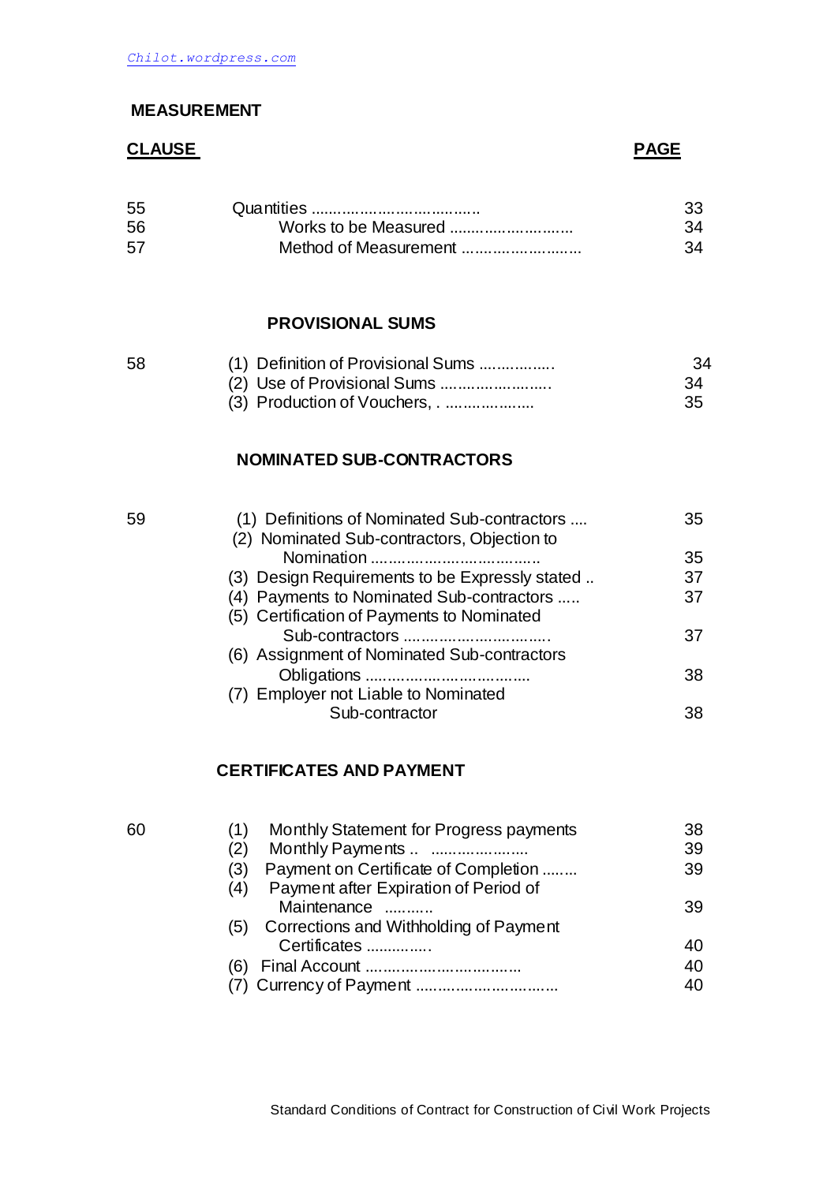## MEASUREMENT

| CLAUSE | | PAGE |
|---|---|---|
| 55 | Quantities ..................................... | 33 |
| 56 | Works to be Measured ............................ | 34 |
| 57 | Method of Measurement .......................... | 34 |

## PROVISIONAL SUMS

| | | |
|---|---|---|
| 58 | (1) Definition of Provisional Sums ................. | 34 |
| | (2) Use of Provisional Sums ........................ | 34 |
| | (3) Production of Vouchers, . .................... | 35 |

## NOMINATED SUB-CONTRACTORS

| | | |
|---|---|---|
| 59 | (1) Definitions of Nominated Sub-contractors .... | 35 |
| | (2) Nominated Sub-contractors, Objection to Nomination ...................................... | 35 |
| | (3) Design Requirements to be Expressly stated .. | 37 |
| | (4) Payments to Nominated Sub-contractors ..... | 37 |
| | (5) Certification of Payments to Nominated Sub-contractors ................................ | 37 |
| | (6) Assignment of Nominated Sub-contractors Obligations ...................................... | 38 |
| | (7) Employer not Liable to Nominated Sub-contractor | 38 |

## CERTIFICATES AND PAYMENT

| | | |
|---|---|---|
| 60 | (1) Monthly Statement for Progress payments | 38 |
| | (2) Monthly Payments .. ..................... | 39 |
| | (3) Payment on Certificate of Completion ........ | 39 |
| | (4) Payment after Expiration of Period of Maintenance ........... | 39 |
| | (5) Corrections and Withholding of Payment Certificates .............. | 40 |
| | (6) Final Account .................................. | 40 |
| | (7) Currency of Payment ............................. | 40 |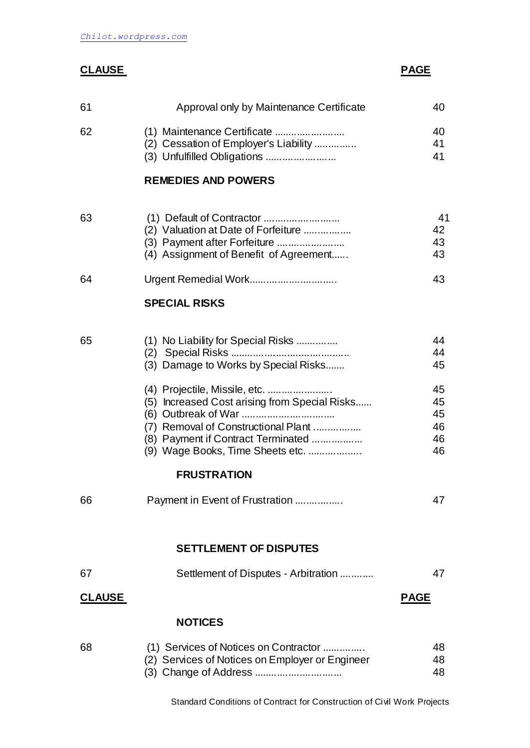| CLAUSE | | PAGE |
|---|---|---|
| 61 | Approval only by Maintenance Certificate | 40 |
| 62 | (1) Maintenance Certificate ........................ | 40 |
| | (2) Cessation of Employer's Liability ............... | 41 |
| | (3) Unfulfilled Obligations ........................ | 41 |
| | **REMEDIES AND POWERS** | |
| 63 | (1) Default of Contractor .......................... | 41 |
| | (2) Valuation at Date of Forfeiture ................ | 42 |
| | (3) Payment after Forfeiture ....................... | 43 |
| | (4) Assignment of Benefit of Agreement...... | 43 |
| 64 | Urgent Remedial Work.............................. | 43 |
| | **SPECIAL RISKS** | |
| 65 | (1) No Liability for Special Risks ............... | 44 |
| | (2) Special Risks ........................................ | 44 |
| | (3) Damage to Works by Special Risks....... | 45 |
| | (4) Projectile, Missile, etc. ...................... | 45 |
| | (5) Increased Cost arising from Special Risks...... | 45 |
| | (6) Outbreak of War ................................ | 45 |
| | (7) Removal of Constructional Plant ................ | 46 |
| | (8) Payment if Contract Terminated ................. | 46 |
| | (9) Wage Books, Time Sheets etc. ................. | 46 |
| | **FRUSTRATION** | |
| 66 | Payment in Event of Frustration ................. | 47 |
| | **SETTLEMENT OF DISPUTES** | |
| 67 | Settlement of Disputes - Arbitration ........... | 47 |

| CLAUSE | | PAGE |
|---|---|---|
| | **NOTICES** | |
| 68 | (1) Services of Notices on Contractor .............. | 48 |
| | (2) Services of Notices on Employer or Engineer | 48 |
| | (3) Change of Address .............................. | 48 |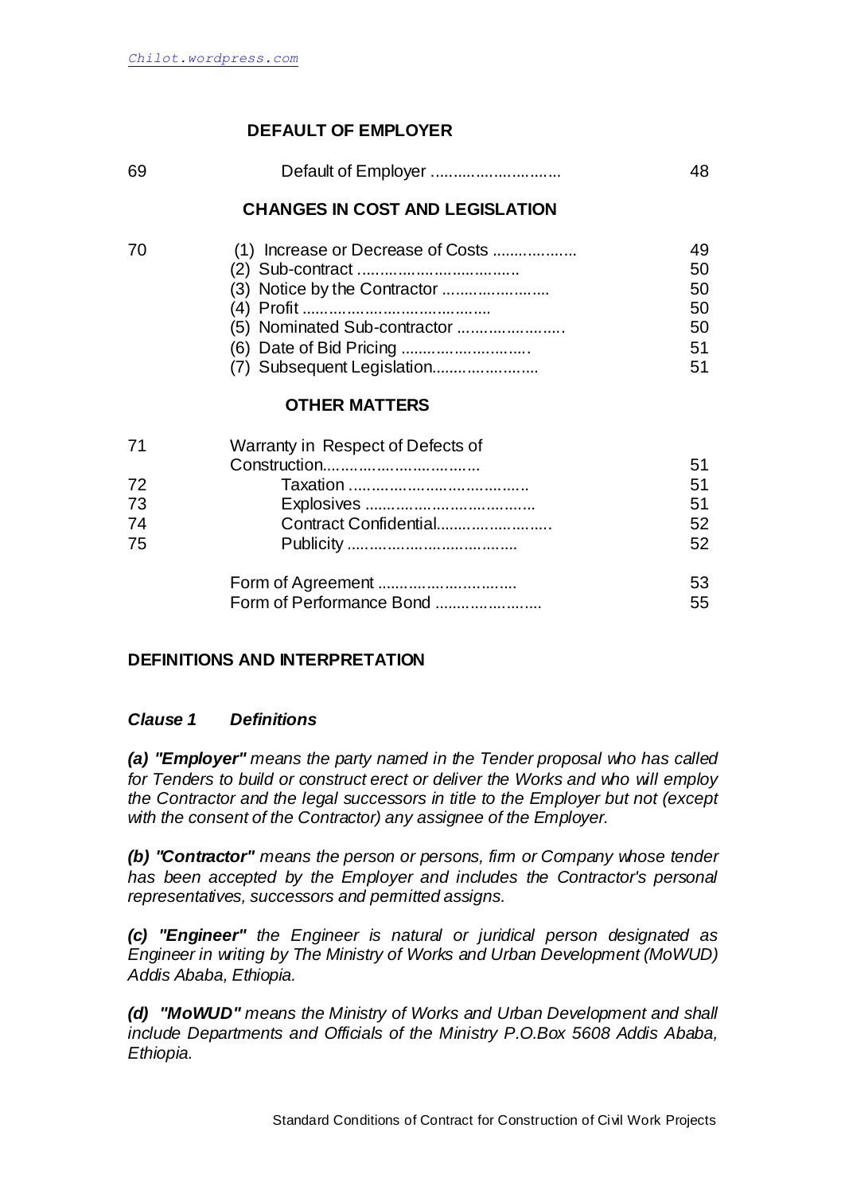**DEFAULT OF EMPLOYER**

| | | |
|---|---|---|
| 69 | Default of Employer ............................ | 48 |

**CHANGES IN COST AND LEGISLATION**

| | | |
|---|---|---|
| 70 | (1) Increase or Decrease of Costs .................. | 49 |
| | (2) Sub-contract .................................... | 50 |
| | (3) Notice by the Contractor ........................ | 50 |
| | (4) Profit ........................................ | 50 |
| | (5) Nominated Sub-contractor ....................... | 50 |
| | (6) Date of Bid Pricing ............................ | 51 |
| | (7) Subsequent Legislation......................... | 51 |

**OTHER MATTERS**

| | | |
|---|---|---|
| 71 | Warranty in Respect of Defects of Construction.................................. | 51 |
| 72 | Taxation ....................................... | 51 |
| 73 | Explosives ..................................... | 51 |
| 74 | Contract Confidential.......................... | 52 |
| 75 | Publicity ...................................... | 52 |
| | Form of Agreement .............................. | 53 |
| | Form of Performance Bond ...................... | 55 |

## DEFINITIONS AND INTERPRETATION

### *Clause 1 Definitions*

***(a) "Employer"*** *means the party named in the Tender proposal who has called for Tenders to build or construct erect or deliver the Works and who will employ the Contractor and the legal successors in title to the Employer but not (except with the consent of the Contractor) any assignee of the Employer.*

***(b) "Contractor"*** *means the person or persons, firm or Company whose tender has been accepted by the Employer and includes the Contractor's personal representatives, successors and permitted assigns.*

***(c) "Engineer"*** *the Engineer is natural or juridical person designated as Engineer in writing by The Ministry of Works and Urban Development (MoWUD) Addis Ababa, Ethiopia.*

***(d) "MoWUD"*** *means the Ministry of Works and Urban Development and shall include Departments and Officials of the Ministry P.O.Box 5608 Addis Ababa, Ethiopia.*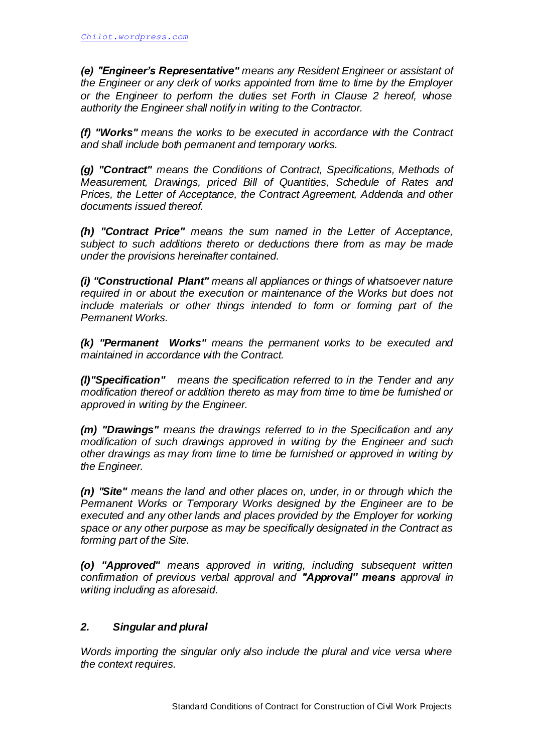*(e)* ***"Engineer's Representative"*** *means any Resident Engineer or assistant of the Engineer or any clerk of works appointed from time to time by the Employer or the Engineer to perform the duties set Forth in Clause 2 hereof, whose authority the Engineer shall notify in writing to the Contractor.*

***(f) "Works"*** *means the works to be executed in accordance with the Contract and shall include both permanent and temporary works.*

***(g) "Contract"*** *means the Conditions of Contract, Specifications, Methods of Measurement, Drawings, priced Bill of Quantities, Schedule of Rates and Prices, the Letter of Acceptance, the Contract Agreement, Addenda and other documents issued thereof.*

***(h) "Contract Price"*** *means the sum named in the Letter of Acceptance, subject to such additions thereto or deductions there from as may be made under the provisions hereinafter contained.*

***(i) "Constructional Plant"*** *means all appliances or things of whatsoever nature required in or about the execution or maintenance of the Works but does not include materials or other things intended to form or forming part of the Permanent Works.*

***(k) "Permanent Works"*** *means the permanent works to be executed and maintained in accordance with the Contract.*

***(l)"Specification"*** *means the specification referred to in the Tender and any modification thereof or addition thereto as may from time to time be furnished or approved in writing by the Engineer.*

***(m) "Drawings"*** *means the drawings referred to in the Specification and any modification of such drawings approved in writing by the Engineer and such other drawings as may from time to time be furnished or approved in writing by the Engineer.*

***(n) "Site"*** *means the land and other places on, under, in or through which the Permanent Works or Temporary Works designed by the Engineer are to be executed and any other lands and places provided by the Employer for working space or any other purpose as may be specifically designated in the Contract as forming part of the Site.*

***(o) "Approved"*** *means approved in writing, including subsequent written confirmation of previous verbal approval and* ***"Approval" means*** *approval in writing including as aforesaid.*

### *2. Singular and plural*

*Words importing the singular only also include the plural and vice versa where the context requires.*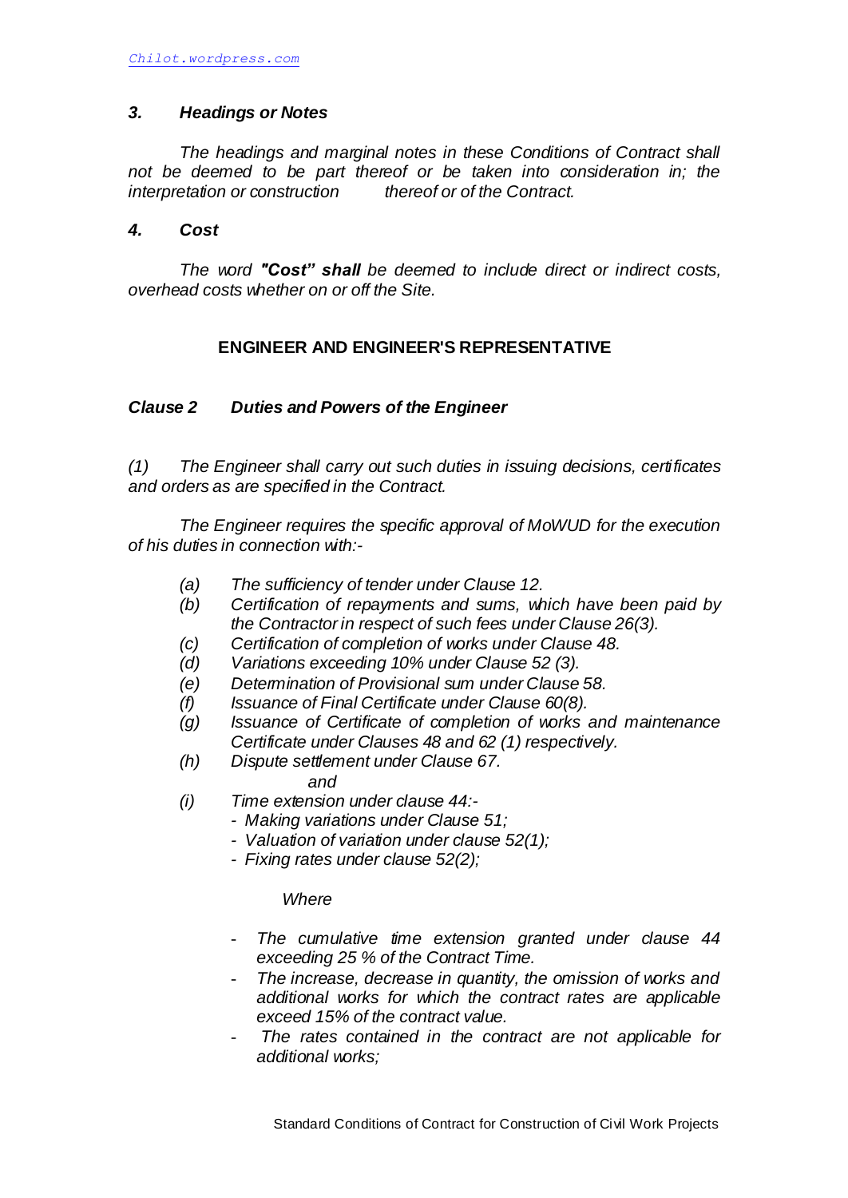### *3. Headings or Notes*

*The headings and marginal notes in these Conditions of Contract shall not be deemed to be part thereof or be taken into consideration in; the interpretation or construction thereof or of the Contract.*

### *4. Cost*

*The word **"Cost" shall** be deemed to include direct or indirect costs, overhead costs whether on or off the Site.*

## ENGINEER AND ENGINEER'S REPRESENTATIVE

### *Clause 2 Duties and Powers of the Engineer*

*(1) The Engineer shall carry out such duties in issuing decisions, certificates and orders as are specified in the Contract.*

*The Engineer requires the specific approval of MoWUD for the execution of his duties in connection with:-*

- *(a) The sufficiency of tender under Clause 12.*
- *(b) Certification of repayments and sums, which have been paid by the Contractor in respect of such fees under Clause 26(3).*
- *(c) Certification of completion of works under Clause 48.*
- *(d) Variations exceeding 10% under Clause 52 (3).*
- *(e) Determination of Provisional sum under Clause 58.*
- *(f) Issuance of Final Certificate under Clause 60(8).*
- *(g) Issuance of Certificate of completion of works and maintenance Certificate under Clauses 48 and 62 (1) respectively.*
- *(h) Dispute settlement under Clause 67.*

  *and*

- *(i) Time extension under clause 44:-*
  - *Making variations under Clause 51;*
  - *Valuation of variation under clause 52(1);*
  - *Fixing rates under clause 52(2);*

  *Where*

  - *The cumulative time extension granted under clause 44 exceeding 25 % of the Contract Time.*
  - *The increase, decrease in quantity, the omission of works and additional works for which the contract rates are applicable exceed 15% of the contract value.*
  - *The rates contained in the contract are not applicable for additional works;*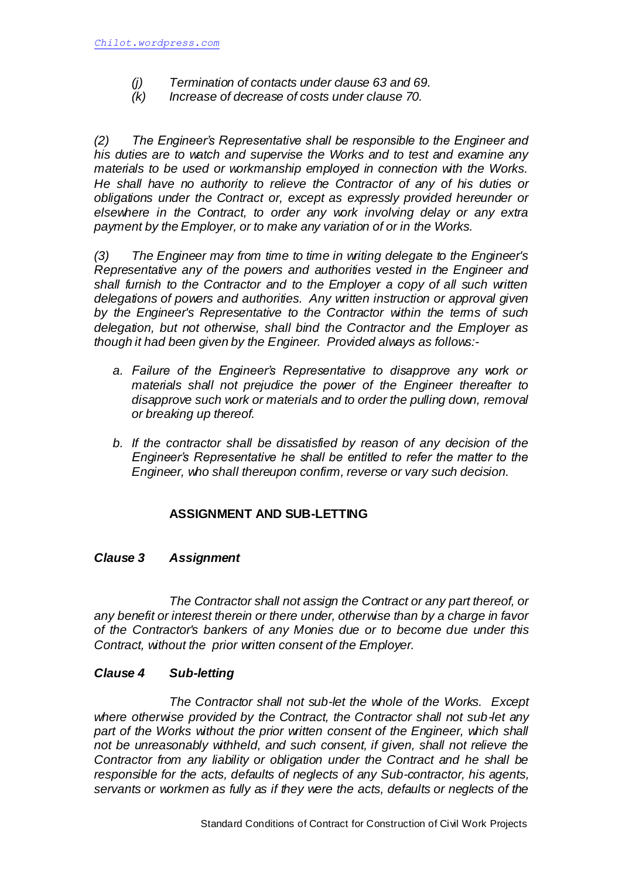*(j) Termination of contacts under clause 63 and 69.*
*(k) Increase of decrease of costs under clause 70.*

*(2) The Engineer's Representative shall be responsible to the Engineer and his duties are to watch and supervise the Works and to test and examine any materials to be used or workmanship employed in connection with the Works. He shall have no authority to relieve the Contractor of any of his duties or obligations under the Contract or, except as expressly provided hereunder or elsewhere in the Contract, to order any work involving delay or any extra payment by the Employer, or to make any variation of or in the Works.*

*(3) The Engineer may from time to time in writing delegate to the Engineer's Representative any of the powers and authorities vested in the Engineer and shall furnish to the Contractor and to the Employer a copy of all such written delegations of powers and authorities. Any written instruction or approval given by the Engineer's Representative to the Contractor within the terms of such delegation, but not otherwise, shall bind the Contractor and the Employer as though it had been given by the Engineer. Provided always as follows:-*

*a. Failure of the Engineer's Representative to disapprove any work or materials shall not prejudice the power of the Engineer thereafter to disapprove such work or materials and to order the pulling down, removal or breaking up thereof.*

*b. If the contractor shall be dissatisfied by reason of any decision of the Engineer's Representative he shall be entitled to refer the matter to the Engineer, who shall thereupon confirm, reverse or vary such decision.*

## ASSIGNMENT AND SUB-LETTING

### *Clause 3 Assignment*

*The Contractor shall not assign the Contract or any part thereof, or any benefit or interest therein or there under, otherwise than by a charge in favor of the Contractor's bankers of any Monies due or to become due under this Contract, without the prior written consent of the Employer.*

### *Clause 4 Sub-letting*

*The Contractor shall not sub-let the whole of the Works. Except where otherwise provided by the Contract, the Contractor shall not sub-let any part of the Works without the prior written consent of the Engineer, which shall not be unreasonably withheld, and such consent, if given, shall not relieve the Contractor from any liability or obligation under the Contract and he shall be responsible for the acts, defaults of neglects of any Sub-contractor, his agents, servants or workmen as fully as if they were the acts, defaults or neglects of the*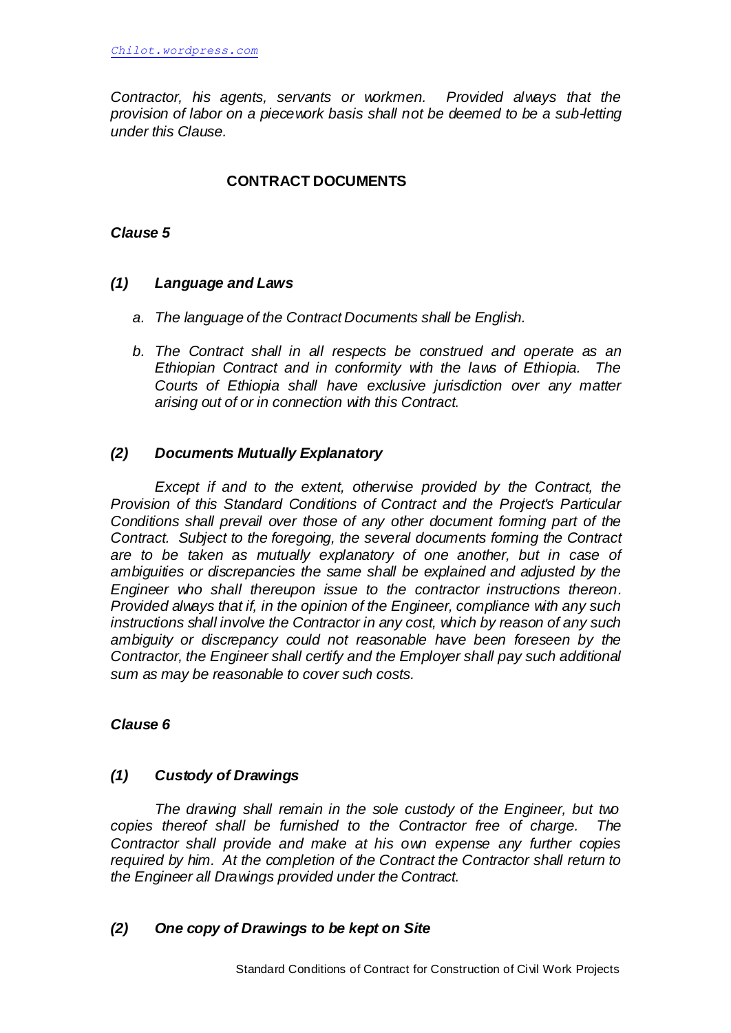*Contractor, his agents, servants or workmen. Provided always that the provision of labor on a piecework basis shall not be deemed to be a sub-letting under this Clause.*

## CONTRACT DOCUMENTS

### *Clause 5*

#### *(1) Language and Laws*

a. *The language of the Contract Documents shall be English.*

b. *The Contract shall in all respects be construed and operate as an Ethiopian Contract and in conformity with the laws of Ethiopia. The Courts of Ethiopia shall have exclusive jurisdiction over any matter arising out of or in connection with this Contract.*

#### *(2) Documents Mutually Explanatory*

*Except if and to the extent, otherwise provided by the Contract, the Provision of this Standard Conditions of Contract and the Project's Particular Conditions shall prevail over those of any other document forming part of the Contract. Subject to the foregoing, the several documents forming the Contract are to be taken as mutually explanatory of one another, but in case of ambiguities or discrepancies the same shall be explained and adjusted by the Engineer who shall thereupon issue to the contractor instructions thereon. Provided always that if, in the opinion of the Engineer, compliance with any such instructions shall involve the Contractor in any cost, which by reason of any such ambiguity or discrepancy could not reasonable have been foreseen by the Contractor, the Engineer shall certify and the Employer shall pay such additional sum as may be reasonable to cover such costs.*

### *Clause 6*

#### *(1) Custody of Drawings*

*The drawing shall remain in the sole custody of the Engineer, but two copies thereof shall be furnished to the Contractor free of charge. The Contractor shall provide and make at his own expense any further copies required by him. At the completion of the Contract the Contractor shall return to the Engineer all Drawings provided under the Contract.*

#### *(2) One copy of Drawings to be kept on Site*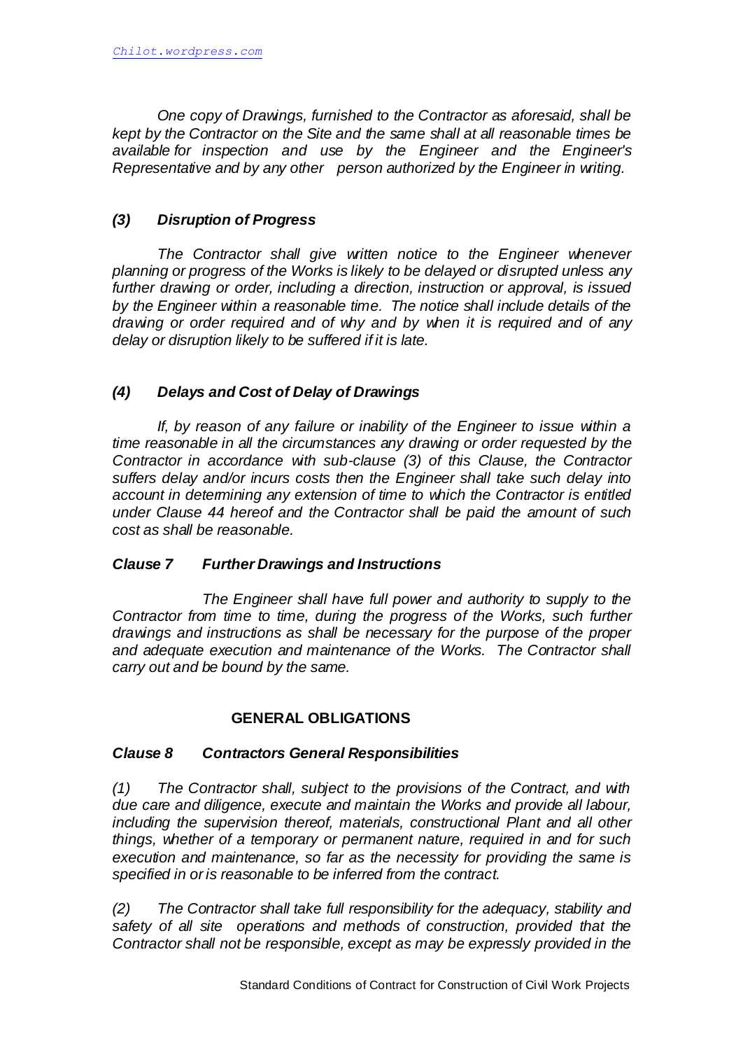*One copy of Drawings, furnished to the Contractor as aforesaid, shall be kept by the Contractor on the Site and the same shall at all reasonable times be available for inspection and use by the Engineer and the Engineer's Representative and by any other person authorized by the Engineer in writing.*

### *(3) Disruption of Progress*

*The Contractor shall give written notice to the Engineer whenever planning or progress of the Works is likely to be delayed or disrupted unless any further drawing or order, including a direction, instruction or approval, is issued by the Engineer within a reasonable time. The notice shall include details of the drawing or order required and of why and by when it is required and of any delay or disruption likely to be suffered if it is late.*

### *(4) Delays and Cost of Delay of Drawings*

*If, by reason of any failure or inability of the Engineer to issue within a time reasonable in all the circumstances any drawing or order requested by the Contractor in accordance with sub-clause (3) of this Clause, the Contractor suffers delay and/or incurs costs then the Engineer shall take such delay into account in determining any extension of time to which the Contractor is entitled under Clause 44 hereof and the Contractor shall be paid the amount of such cost as shall be reasonable.*

### *Clause 7 Further Drawings and Instructions*

*The Engineer shall have full power and authority to supply to the Contractor from time to time, during the progress of the Works, such further drawings and instructions as shall be necessary for the purpose of the proper and adequate execution and maintenance of the Works. The Contractor shall carry out and be bound by the same.*

## GENERAL OBLIGATIONS

### *Clause 8 Contractors General Responsibilities*

*(1) The Contractor shall, subject to the provisions of the Contract, and with due care and diligence, execute and maintain the Works and provide all labour, including the supervision thereof, materials, constructional Plant and all other things, whether of a temporary or permanent nature, required in and for such execution and maintenance, so far as the necessity for providing the same is specified in or is reasonable to be inferred from the contract.*

*(2) The Contractor shall take full responsibility for the adequacy, stability and safety of all site operations and methods of construction, provided that the Contractor shall not be responsible, except as may be expressly provided in the*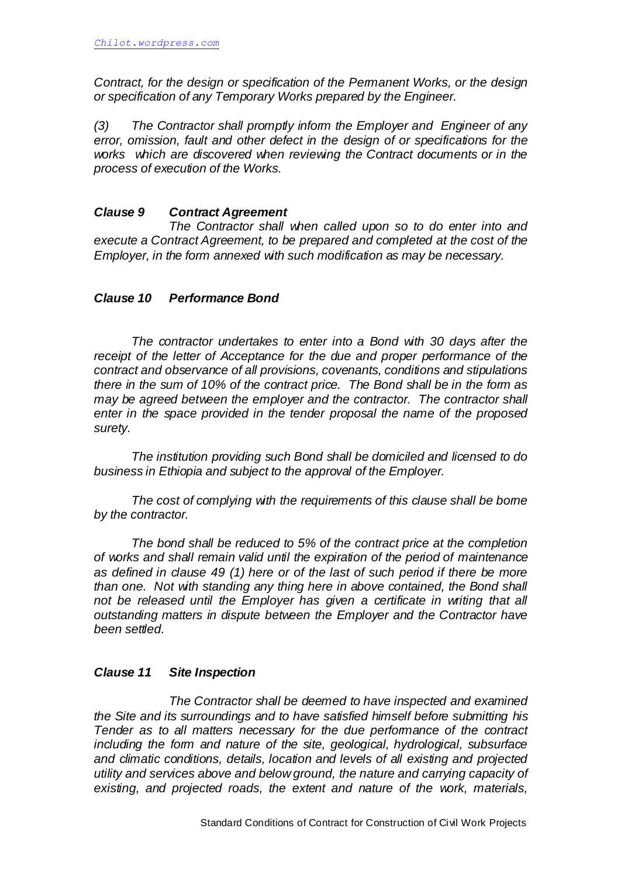*Contract, for the design or specification of the Permanent Works, or the design or specification of any Temporary Works prepared by the Engineer.*

*(3) The Contractor shall promptly inform the Employer and Engineer of any error, omission, fault and other defect in the design of or specifications for the works which are discovered when reviewing the Contract documents or in the process of execution of the Works.*

### *Clause 9 Contract Agreement*

*The Contractor shall when called upon so to do enter into and execute a Contract Agreement, to be prepared and completed at the cost of the Employer, in the form annexed with such modification as may be necessary.*

### *Clause 10 Performance Bond*

*The contractor undertakes to enter into a Bond with 30 days after the receipt of the letter of Acceptance for the due and proper performance of the contract and observance of all provisions, covenants, conditions and stipulations there in the sum of 10% of the contract price. The Bond shall be in the form as may be agreed between the employer and the contractor. The contractor shall enter in the space provided in the tender proposal the name of the proposed surety.*

*The institution providing such Bond shall be domiciled and licensed to do business in Ethiopia and subject to the approval of the Employer.*

*The cost of complying with the requirements of this clause shall be borne by the contractor.*

*The bond shall be reduced to 5% of the contract price at the completion of works and shall remain valid until the expiration of the period of maintenance as defined in clause 49 (1) here or of the last of such period if there be more than one. Not with standing any thing here in above contained, the Bond shall not be released until the Employer has given a certificate in writing that all outstanding matters in dispute between the Employer and the Contractor have been settled.*

### *Clause 11 Site Inspection*

*The Contractor shall be deemed to have inspected and examined the Site and its surroundings and to have satisfied himself before submitting his Tender as to all matters necessary for the due performance of the contract including the form and nature of the site, geological, hydrological, subsurface and climatic conditions, details, location and levels of all existing and projected utility and services above and below ground, the nature and carrying capacity of existing, and projected roads, the extent and nature of the work, materials,*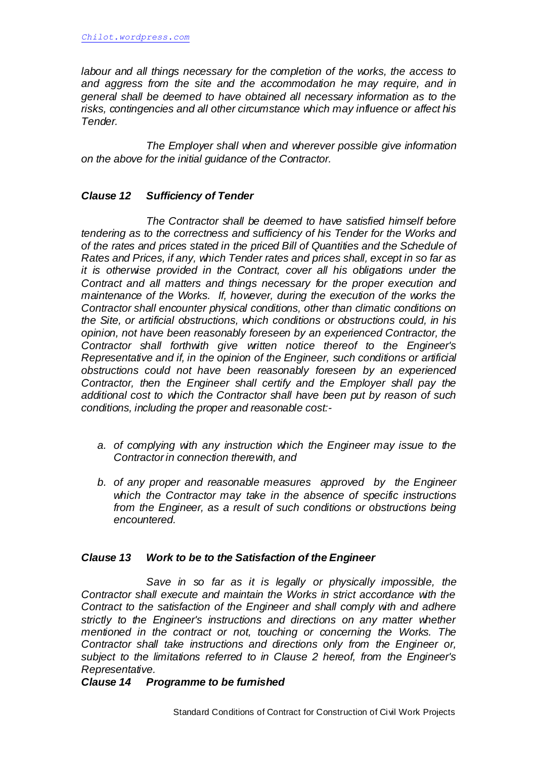*labour and all things necessary for the completion of the works, the access to and aggress from the site and the accommodation he may require, and in general shall be deemed to have obtained all necessary information as to the risks, contingencies and all other circumstance which may influence or affect his Tender.*

*The Employer shall when and wherever possible give information on the above for the initial guidance of the Contractor.*

### *Clause 12 Sufficiency of Tender*

*The Contractor shall be deemed to have satisfied himself before tendering as to the correctness and sufficiency of his Tender for the Works and of the rates and prices stated in the priced Bill of Quantities and the Schedule of Rates and Prices, if any, which Tender rates and prices shall, except in so far as it is otherwise provided in the Contract, cover all his obligations under the Contract and all matters and things necessary for the proper execution and maintenance of the Works. If, however, during the execution of the works the Contractor shall encounter physical conditions, other than climatic conditions on the Site, or artificial obstructions, which conditions or obstructions could, in his opinion, not have been reasonably foreseen by an experienced Contractor, the Contractor shall forthwith give written notice thereof to the Engineer's Representative and if, in the opinion of the Engineer, such conditions or artificial obstructions could not have been reasonably foreseen by an experienced Contractor, then the Engineer shall certify and the Employer shall pay the additional cost to which the Contractor shall have been put by reason of such conditions, including the proper and reasonable cost:-*

a. *of complying with any instruction which the Engineer may issue to the Contractor in connection therewith, and*

b. *of any proper and reasonable measures approved by the Engineer which the Contractor may take in the absence of specific instructions from the Engineer, as a result of such conditions or obstructions being encountered.*

### *Clause 13 Work to be to the Satisfaction of the Engineer*

*Save in so far as it is legally or physically impossible, the Contractor shall execute and maintain the Works in strict accordance with the Contract to the satisfaction of the Engineer and shall comply with and adhere strictly to the Engineer's instructions and directions on any matter whether mentioned in the contract or not, touching or concerning the Works. The Contractor shall take instructions and directions only from the Engineer or, subject to the limitations referred to in Clause 2 hereof, from the Engineer's Representative.*

### *Clause 14 Programme to be furnished*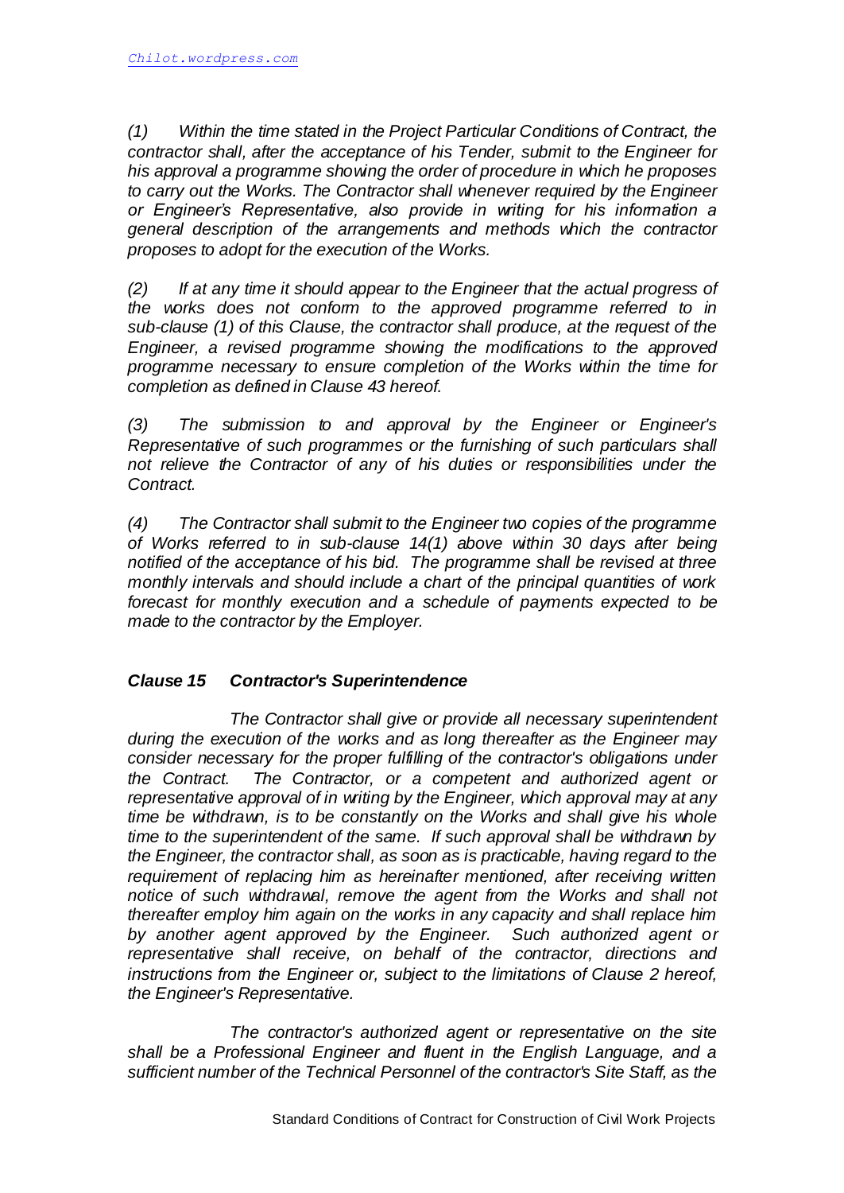*(1) Within the time stated in the Project Particular Conditions of Contract, the contractor shall, after the acceptance of his Tender, submit to the Engineer for his approval a programme showing the order of procedure in which he proposes to carry out the Works. The Contractor shall whenever required by the Engineer or Engineer's Representative, also provide in writing for his information a general description of the arrangements and methods which the contractor proposes to adopt for the execution of the Works.*

*(2) If at any time it should appear to the Engineer that the actual progress of the works does not conform to the approved programme referred to in sub-clause (1) of this Clause, the contractor shall produce, at the request of the Engineer, a revised programme showing the modifications to the approved programme necessary to ensure completion of the Works within the time for completion as defined in Clause 43 hereof.*

*(3) The submission to and approval by the Engineer or Engineer's Representative of such programmes or the furnishing of such particulars shall not relieve the Contractor of any of his duties or responsibilities under the Contract.*

*(4) The Contractor shall submit to the Engineer two copies of the programme of Works referred to in sub-clause 14(1) above within 30 days after being notified of the acceptance of his bid. The programme shall be revised at three monthly intervals and should include a chart of the principal quantities of work forecast for monthly execution and a schedule of payments expected to be made to the contractor by the Employer.*

### *Clause 15 Contractor's Superintendence*

*The Contractor shall give or provide all necessary superintendent during the execution of the works and as long thereafter as the Engineer may consider necessary for the proper fulfilling of the contractor's obligations under the Contract. The Contractor, or a competent and authorized agent or representative approval of in writing by the Engineer, which approval may at any time be withdrawn, is to be constantly on the Works and shall give his whole time to the superintendent of the same. If such approval shall be withdrawn by the Engineer, the contractor shall, as soon as is practicable, having regard to the requirement of replacing him as hereinafter mentioned, after receiving written notice of such withdrawal, remove the agent from the Works and shall not thereafter employ him again on the works in any capacity and shall replace him by another agent approved by the Engineer. Such authorized agent or representative shall receive, on behalf of the contractor, directions and instructions from the Engineer or, subject to the limitations of Clause 2 hereof, the Engineer's Representative.*

*The contractor's authorized agent or representative on the site shall be a Professional Engineer and fluent in the English Language, and a sufficient number of the Technical Personnel of the contractor's Site Staff, as the*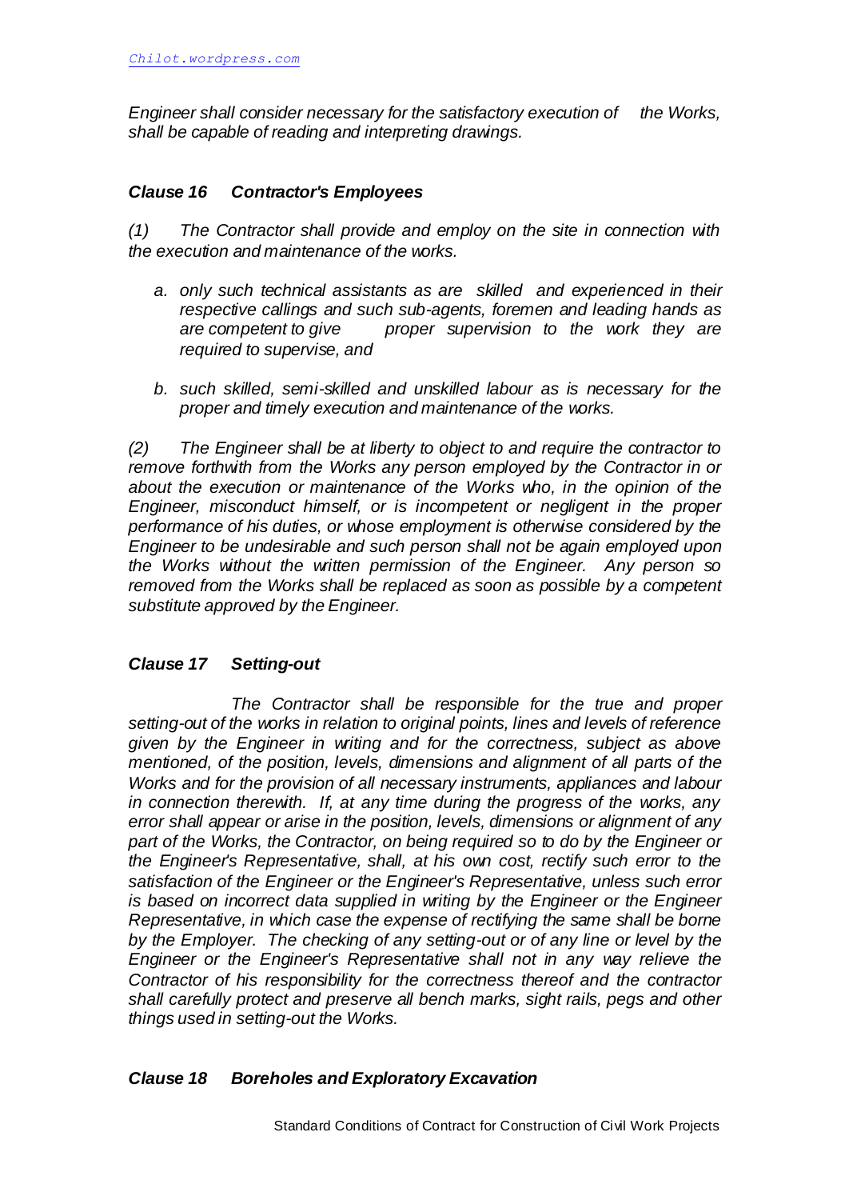*Engineer shall consider necessary for the satisfactory execution of the Works, shall be capable of reading and interpreting drawings.*

### *Clause 16 Contractor's Employees*

*(1) The Contractor shall provide and employ on the site in connection with the execution and maintenance of the works.*

*a. only such technical assistants as are skilled and experienced in their respective callings and such sub-agents, foremen and leading hands as are competent to give proper supervision to the work they are required to supervise, and*

*b. such skilled, semi-skilled and unskilled labour as is necessary for the proper and timely execution and maintenance of the works.*

*(2) The Engineer shall be at liberty to object to and require the contractor to remove forthwith from the Works any person employed by the Contractor in or about the execution or maintenance of the Works who, in the opinion of the Engineer, misconduct himself, or is incompetent or negligent in the proper performance of his duties, or whose employment is otherwise considered by the Engineer to be undesirable and such person shall not be again employed upon the Works without the written permission of the Engineer. Any person so removed from the Works shall be replaced as soon as possible by a competent substitute approved by the Engineer.*

### *Clause 17 Setting-out*

*The Contractor shall be responsible for the true and proper setting-out of the works in relation to original points, lines and levels of reference given by the Engineer in writing and for the correctness, subject as above mentioned, of the position, levels, dimensions and alignment of all parts of the Works and for the provision of all necessary instruments, appliances and labour in connection therewith. If, at any time during the progress of the works, any error shall appear or arise in the position, levels, dimensions or alignment of any part of the Works, the Contractor, on being required so to do by the Engineer or the Engineer's Representative, shall, at his own cost, rectify such error to the satisfaction of the Engineer or the Engineer's Representative, unless such error is based on incorrect data supplied in writing by the Engineer or the Engineer Representative, in which case the expense of rectifying the same shall be borne by the Employer. The checking of any setting-out or of any line or level by the Engineer or the Engineer's Representative shall not in any way relieve the Contractor of his responsibility for the correctness thereof and the contractor shall carefully protect and preserve all bench marks, sight rails, pegs and other things used in setting-out the Works.*

### *Clause 18 Boreholes and Exploratory Excavation*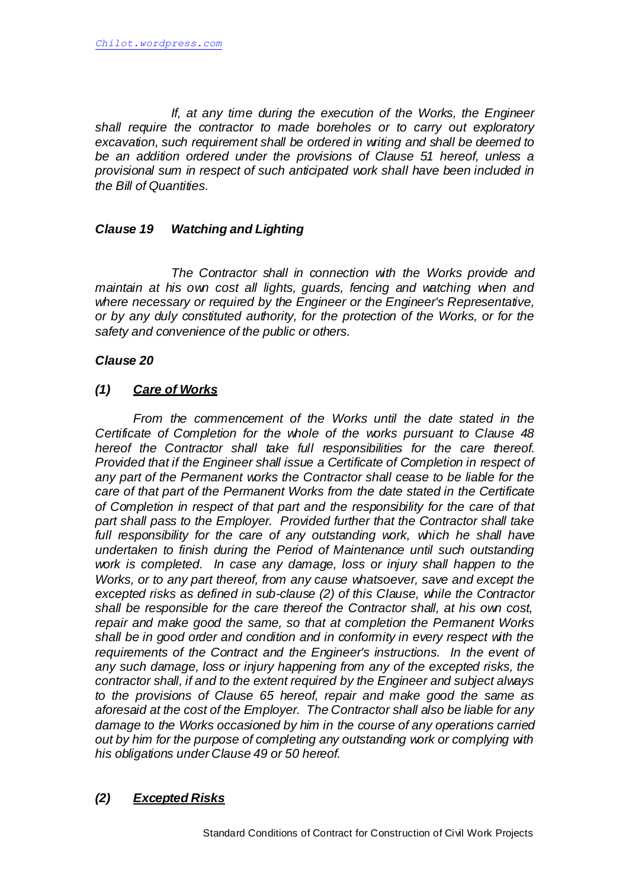*If, at any time during the execution of the Works, the Engineer shall require the contractor to made boreholes or to carry out exploratory excavation, such requirement shall be ordered in writing and shall be deemed to be an addition ordered under the provisions of Clause 51 hereof, unless a provisional sum in respect of such anticipated work shall have been included in the Bill of Quantities.*

### *Clause 19 Watching and Lighting*

*The Contractor shall in connection with the Works provide and maintain at his own cost all lights, guards, fencing and watching when and where necessary or required by the Engineer or the Engineer's Representative, or by any duly constituted authority, for the protection of the Works, or for the safety and convenience of the public or others.*

### *Clause 20*

#### *(1) <u>Care of Works</u>*

*From the commencement of the Works until the date stated in the Certificate of Completion for the whole of the works pursuant to Clause 48 hereof the Contractor shall take full responsibilities for the care thereof. Provided that if the Engineer shall issue a Certificate of Completion in respect of any part of the Permanent works the Contractor shall cease to be liable for the care of that part of the Permanent Works from the date stated in the Certificate of Completion in respect of that part and the responsibility for the care of that part shall pass to the Employer. Provided further that the Contractor shall take full responsibility for the care of any outstanding work, which he shall have undertaken to finish during the Period of Maintenance until such outstanding work is completed. In case any damage, loss or injury shall happen to the Works, or to any part thereof, from any cause whatsoever, save and except the excepted risks as defined in sub-clause (2) of this Clause, while the Contractor shall be responsible for the care thereof the Contractor shall, at his own cost, repair and make good the same, so that at completion the Permanent Works shall be in good order and condition and in conformity in every respect with the requirements of the Contract and the Engineer's instructions. In the event of any such damage, loss or injury happening from any of the excepted risks, the contractor shall, if and to the extent required by the Engineer and subject always to the provisions of Clause 65 hereof, repair and make good the same as aforesaid at the cost of the Employer. The Contractor shall also be liable for any damage to the Works occasioned by him in the course of any operations carried out by him for the purpose of completing any outstanding work or complying with his obligations under Clause 49 or 50 hereof.*

#### *(2) <u>Excepted Risks</u>*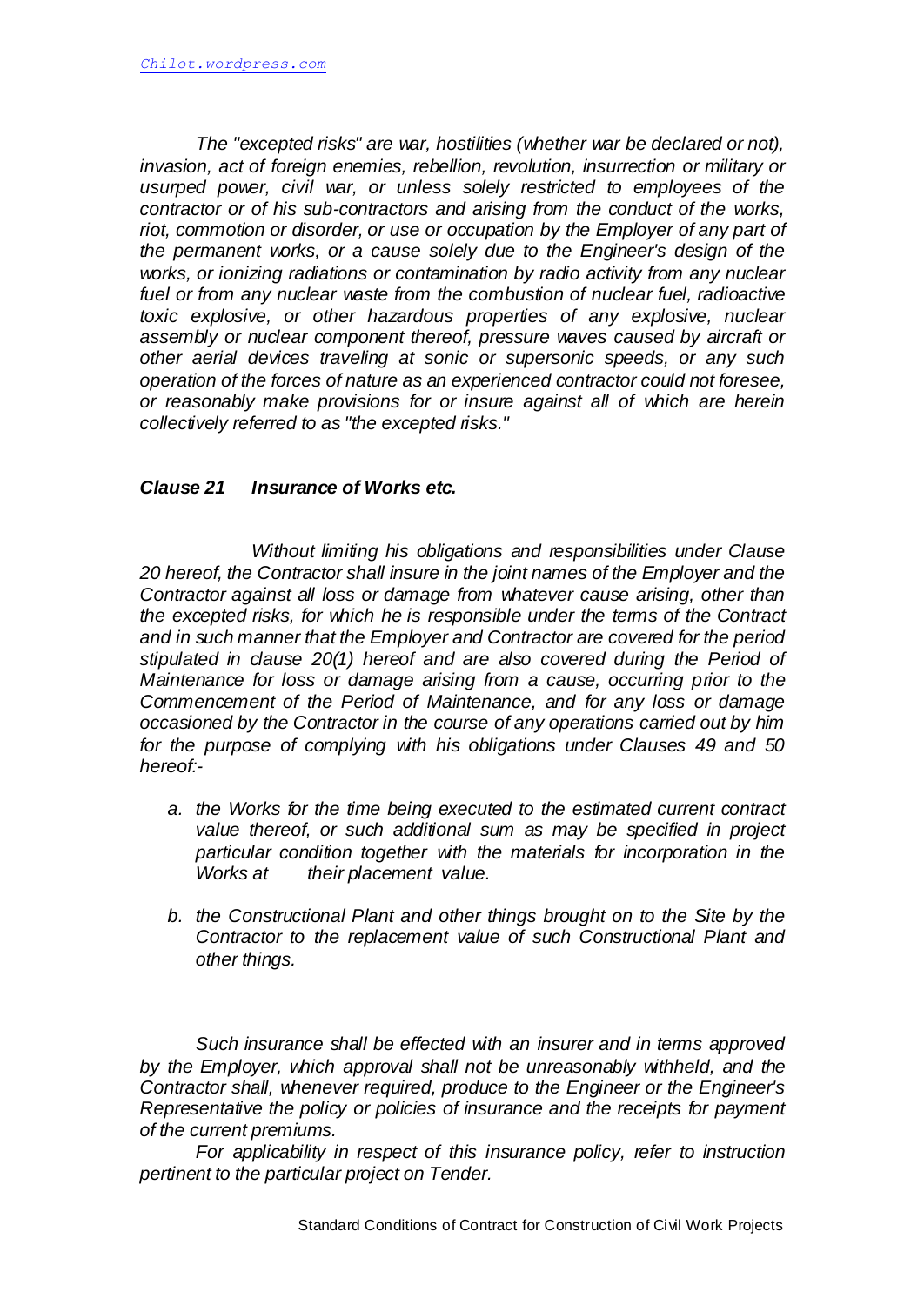*The "excepted risks" are war, hostilities (whether war be declared or not), invasion, act of foreign enemies, rebellion, revolution, insurrection or military or usurped power, civil war, or unless solely restricted to employees of the contractor or of his sub-contractors and arising from the conduct of the works, riot, commotion or disorder, or use or occupation by the Employer of any part of the permanent works, or a cause solely due to the Engineer's design of the works, or ionizing radiations or contamination by radio activity from any nuclear fuel or from any nuclear waste from the combustion of nuclear fuel, radioactive toxic explosive, or other hazardous properties of any explosive, nuclear assembly or nuclear component thereof, pressure waves caused by aircraft or other aerial devices traveling at sonic or supersonic speeds, or any such operation of the forces of nature as an experienced contractor could not foresee, or reasonably make provisions for or insure against all of which are herein collectively referred to as "the excepted risks."*

### *Clause 21 Insurance of Works etc.*

*Without limiting his obligations and responsibilities under Clause 20 hereof, the Contractor shall insure in the joint names of the Employer and the Contractor against all loss or damage from whatever cause arising, other than the excepted risks, for which he is responsible under the terms of the Contract and in such manner that the Employer and Contractor are covered for the period stipulated in clause 20(1) hereof and are also covered during the Period of Maintenance for loss or damage arising from a cause, occurring prior to the Commencement of the Period of Maintenance, and for any loss or damage occasioned by the Contractor in the course of any operations carried out by him for the purpose of complying with his obligations under Clauses 49 and 50 hereof:-*

a. *the Works for the time being executed to the estimated current contract value thereof, or such additional sum as may be specified in project particular condition together with the materials for incorporation in the Works at their placement value.*

b. *the Constructional Plant and other things brought on to the Site by the Contractor to the replacement value of such Constructional Plant and other things.*

*Such insurance shall be effected with an insurer and in terms approved by the Employer, which approval shall not be unreasonably withheld, and the Contractor shall, whenever required, produce to the Engineer or the Engineer's Representative the policy or policies of insurance and the receipts for payment of the current premiums.*

*For applicability in respect of this insurance policy, refer to instruction pertinent to the particular project on Tender.*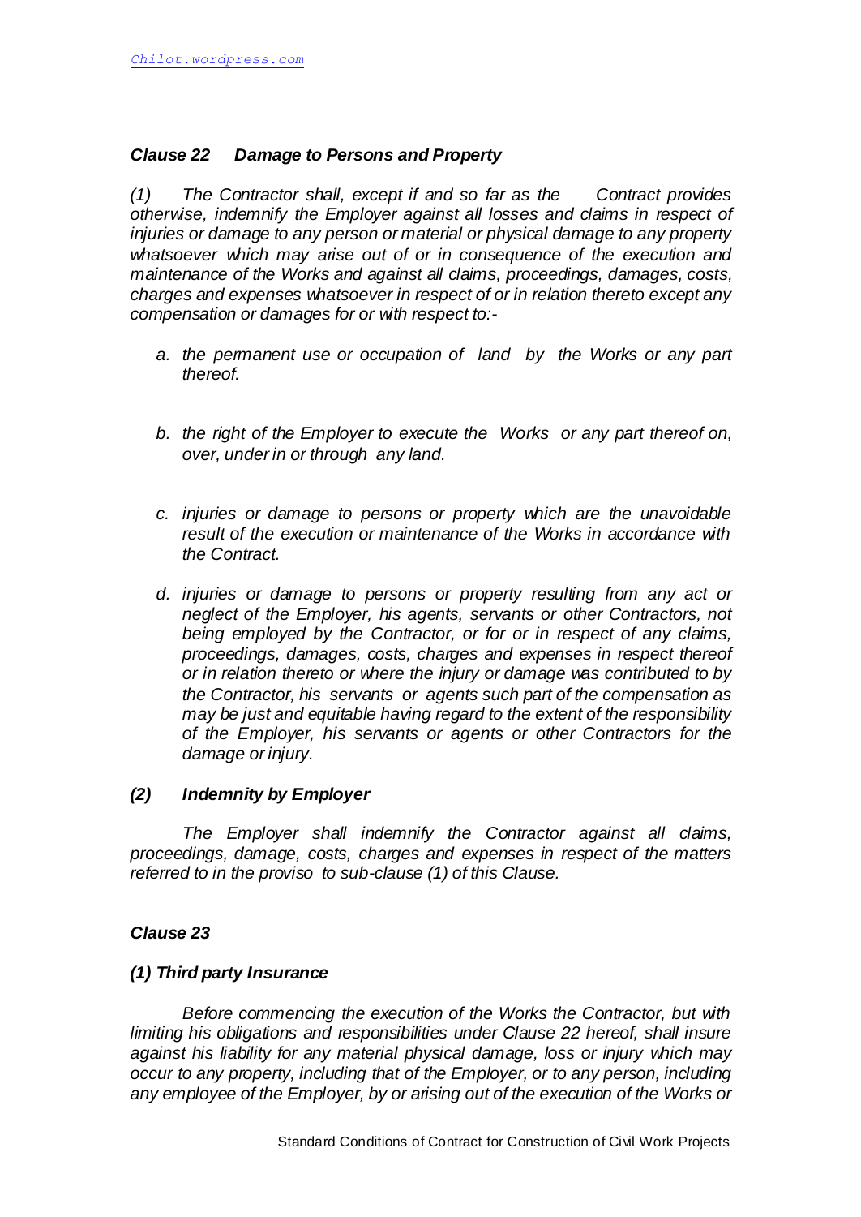### *Clause 22 Damage to Persons and Property*

*(1) The Contractor shall, except if and so far as the Contract provides otherwise, indemnify the Employer against all losses and claims in respect of injuries or damage to any person or material or physical damage to any property whatsoever which may arise out of or in consequence of the execution and maintenance of the Works and against all claims, proceedings, damages, costs, charges and expenses whatsoever in respect of or in relation thereto except any compensation or damages for or with respect to:-*

*a. the permanent use or occupation of land by the Works or any part thereof.*

*b. the right of the Employer to execute the Works or any part thereof on, over, under in or through any land.*

*c. injuries or damage to persons or property which are the unavoidable result of the execution or maintenance of the Works in accordance with the Contract.*

*d. injuries or damage to persons or property resulting from any act or neglect of the Employer, his agents, servants or other Contractors, not being employed by the Contractor, or for or in respect of any claims, proceedings, damages, costs, charges and expenses in respect thereof or in relation thereto or where the injury or damage was contributed to by the Contractor, his servants or agents such part of the compensation as may be just and equitable having regard to the extent of the responsibility of the Employer, his servants or agents or other Contractors for the damage or injury.*

***(2) Indemnity by Employer***

*The Employer shall indemnify the Contractor against all claims, proceedings, damage, costs, charges and expenses in respect of the matters referred to in the proviso to sub-clause (1) of this Clause.*

### *Clause 23*

***(1) Third party Insurance***

*Before commencing the execution of the Works the Contractor, but with limiting his obligations and responsibilities under Clause 22 hereof, shall insure against his liability for any material physical damage, loss or injury which may occur to any property, including that of the Employer, or to any person, including any employee of the Employer, by or arising out of the execution of the Works or*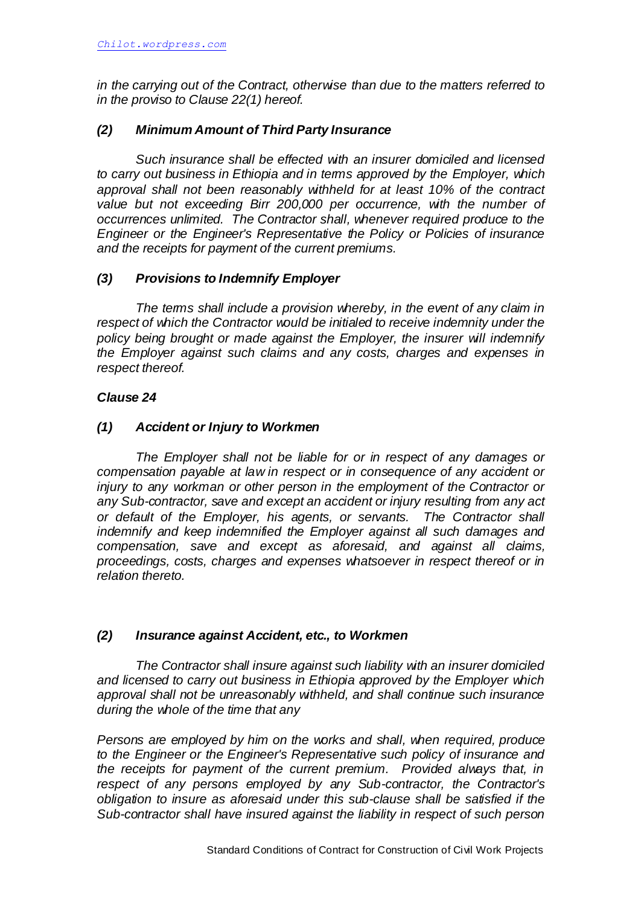*in the carrying out of the Contract, otherwise than due to the matters referred to in the proviso to Clause 22(1) hereof.*

***(2) Minimum Amount of Third Party Insurance***

*Such insurance shall be effected with an insurer domiciled and licensed to carry out business in Ethiopia and in terms approved by the Employer, which approval shall not been reasonably withheld for at least 10% of the contract value but not exceeding Birr 200,000 per occurrence, with the number of occurrences unlimited. The Contractor shall, whenever required produce to the Engineer or the Engineer's Representative the Policy or Policies of insurance and the receipts for payment of the current premiums.*

***(3) Provisions to Indemnify Employer***

*The terms shall include a provision whereby, in the event of any claim in respect of which the Contractor would be initialed to receive indemnity under the policy being brought or made against the Employer, the insurer will indemnify the Employer against such claims and any costs, charges and expenses in respect thereof.*

***Clause 24***

***(1) Accident or Injury to Workmen***

*The Employer shall not be liable for or in respect of any damages or compensation payable at law in respect or in consequence of any accident or injury to any workman or other person in the employment of the Contractor or any Sub-contractor, save and except an accident or injury resulting from any act or default of the Employer, his agents, or servants. The Contractor shall indemnify and keep indemnified the Employer against all such damages and compensation, save and except as aforesaid, and against all claims, proceedings, costs, charges and expenses whatsoever in respect thereof or in relation thereto.*

***(2) Insurance against Accident, etc., to Workmen***

*The Contractor shall insure against such liability with an insurer domiciled and licensed to carry out business in Ethiopia approved by the Employer which approval shall not be unreasonably withheld, and shall continue such insurance during the whole of the time that any*

*Persons are employed by him on the works and shall, when required, produce to the Engineer or the Engineer's Representative such policy of insurance and the receipts for payment of the current premium. Provided always that, in respect of any persons employed by any Sub-contractor, the Contractor's obligation to insure as aforesaid under this sub-clause shall be satisfied if the Sub-contractor shall have insured against the liability in respect of such person*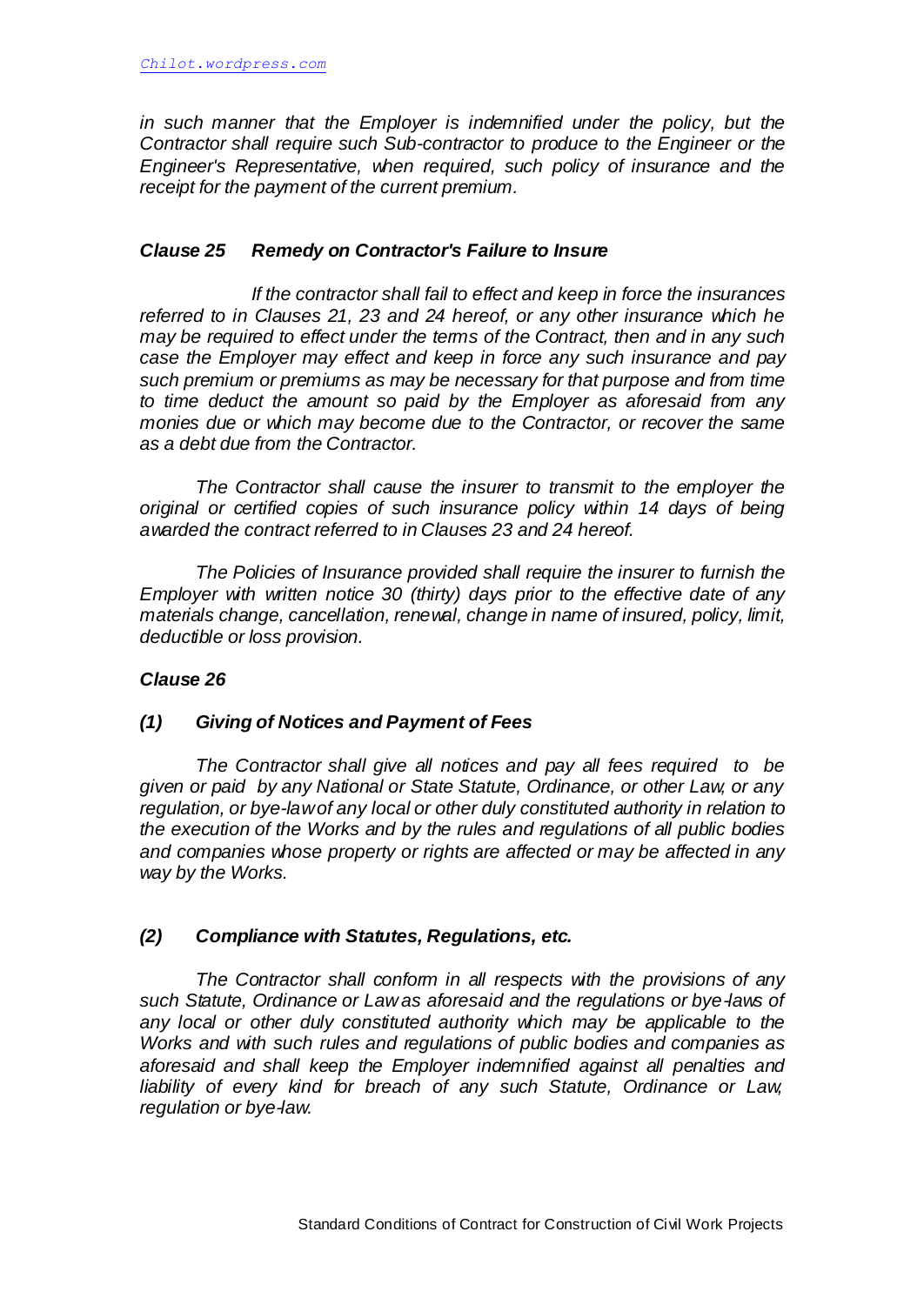*in such manner that the Employer is indemnified under the policy, but the Contractor shall require such Sub-contractor to produce to the Engineer or the Engineer's Representative, when required, such policy of insurance and the receipt for the payment of the current premium.*

### *Clause 25 Remedy on Contractor's Failure to Insure*

*If the contractor shall fail to effect and keep in force the insurances referred to in Clauses 21, 23 and 24 hereof, or any other insurance which he may be required to effect under the terms of the Contract, then and in any such case the Employer may effect and keep in force any such insurance and pay such premium or premiums as may be necessary for that purpose and from time to time deduct the amount so paid by the Employer as aforesaid from any monies due or which may become due to the Contractor, or recover the same as a debt due from the Contractor.*

*The Contractor shall cause the insurer to transmit to the employer the original or certified copies of such insurance policy within 14 days of being awarded the contract referred to in Clauses 23 and 24 hereof.*

*The Policies of Insurance provided shall require the insurer to furnish the Employer with written notice 30 (thirty) days prior to the effective date of any materials change, cancellation, renewal, change in name of insured, policy, limit, deductible or loss provision.*

### *Clause 26*

#### *(1) Giving of Notices and Payment of Fees*

*The Contractor shall give all notices and pay all fees required to be given or paid by any National or State Statute, Ordinance, or other Law, or any regulation, or bye-law of any local or other duly constituted authority in relation to the execution of the Works and by the rules and regulations of all public bodies and companies whose property or rights are affected or may be affected in any way by the Works.*

#### *(2) Compliance with Statutes, Regulations, etc.*

*The Contractor shall conform in all respects with the provisions of any such Statute, Ordinance or Law as aforesaid and the regulations or bye-laws of any local or other duly constituted authority which may be applicable to the Works and with such rules and regulations of public bodies and companies as aforesaid and shall keep the Employer indemnified against all penalties and liability of every kind for breach of any such Statute, Ordinance or Law, regulation or bye-law.*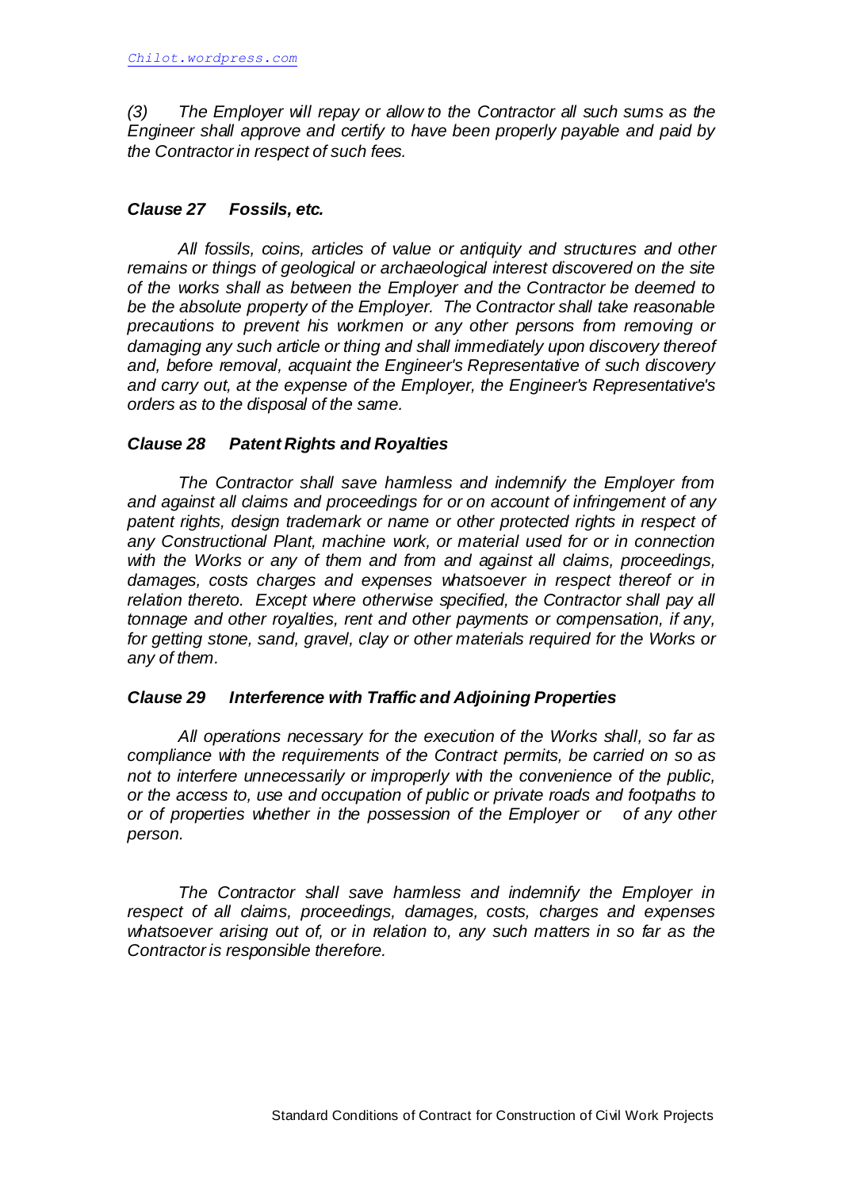*(3) The Employer will repay or allow to the Contractor all such sums as the Engineer shall approve and certify to have been properly payable and paid by the Contractor in respect of such fees.*

### *Clause 27 Fossils, etc.*

*All fossils, coins, articles of value or antiquity and structures and other remains or things of geological or archaeological interest discovered on the site of the works shall as between the Employer and the Contractor be deemed to be the absolute property of the Employer. The Contractor shall take reasonable precautions to prevent his workmen or any other persons from removing or damaging any such article or thing and shall immediately upon discovery thereof and, before removal, acquaint the Engineer's Representative of such discovery and carry out, at the expense of the Employer, the Engineer's Representative's orders as to the disposal of the same.*

### *Clause 28 Patent Rights and Royalties*

*The Contractor shall save harmless and indemnify the Employer from and against all claims and proceedings for or on account of infringement of any patent rights, design trademark or name or other protected rights in respect of any Constructional Plant, machine work, or material used for or in connection with the Works or any of them and from and against all claims, proceedings, damages, costs charges and expenses whatsoever in respect thereof or in relation thereto. Except where otherwise specified, the Contractor shall pay all tonnage and other royalties, rent and other payments or compensation, if any, for getting stone, sand, gravel, clay or other materials required for the Works or any of them.*

### *Clause 29 Interference with Traffic and Adjoining Properties*

*All operations necessary for the execution of the Works shall, so far as compliance with the requirements of the Contract permits, be carried on so as not to interfere unnecessarily or improperly with the convenience of the public, or the access to, use and occupation of public or private roads and footpaths to or of properties whether in the possession of the Employer or of any other person.*

*The Contractor shall save harmless and indemnify the Employer in respect of all claims, proceedings, damages, costs, charges and expenses whatsoever arising out of, or in relation to, any such matters in so far as the Contractor is responsible therefore.*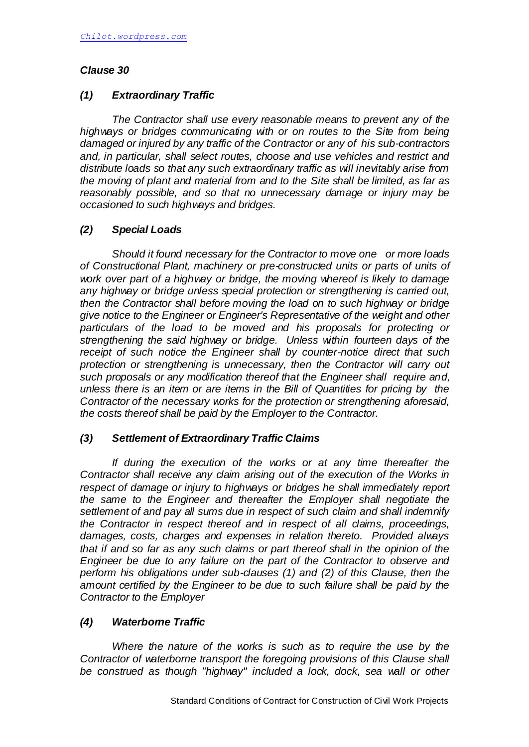## *Clause 30*

### *(1) Extraordinary Traffic*

*The Contractor shall use every reasonable means to prevent any of the highways or bridges communicating with or on routes to the Site from being damaged or injured by any traffic of the Contractor or any of his sub-contractors and, in particular, shall select routes, choose and use vehicles and restrict and distribute loads so that any such extraordinary traffic as will inevitably arise from the moving of plant and material from and to the Site shall be limited, as far as reasonably possible, and so that no unnecessary damage or injury may be occasioned to such highways and bridges.*

### *(2) Special Loads*

*Should it found necessary for the Contractor to move one or more loads of Constructional Plant, machinery or pre-constructed units or parts of units of work over part of a highway or bridge, the moving whereof is likely to damage any highway or bridge unless special protection or strengthening is carried out, then the Contractor shall before moving the load on to such highway or bridge give notice to the Engineer or Engineer's Representative of the weight and other particulars of the load to be moved and his proposals for protecting or strengthening the said highway or bridge. Unless within fourteen days of the receipt of such notice the Engineer shall by counter-notice direct that such protection or strengthening is unnecessary, then the Contractor will carry out such proposals or any modification thereof that the Engineer shall require and, unless there is an item or are items in the Bill of Quantities for pricing by the Contractor of the necessary works for the protection or strengthening aforesaid, the costs thereof shall be paid by the Employer to the Contractor.*

### *(3) Settlement of Extraordinary Traffic Claims*

*If during the execution of the works or at any time thereafter the Contractor shall receive any claim arising out of the execution of the Works in respect of damage or injury to highways or bridges he shall immediately report the same to the Engineer and thereafter the Employer shall negotiate the settlement of and pay all sums due in respect of such claim and shall indemnify the Contractor in respect thereof and in respect of all claims, proceedings, damages, costs, charges and expenses in relation thereto. Provided always that if and so far as any such claims or part thereof shall in the opinion of the Engineer be due to any failure on the part of the Contractor to observe and perform his obligations under sub-clauses (1) and (2) of this Clause, then the amount certified by the Engineer to be due to such failure shall be paid by the Contractor to the Employer*

### *(4) Waterborne Traffic*

*Where the nature of the works is such as to require the use by the Contractor of waterborne transport the foregoing provisions of this Clause shall be construed as though "highway" included a lock, dock, sea wall or other*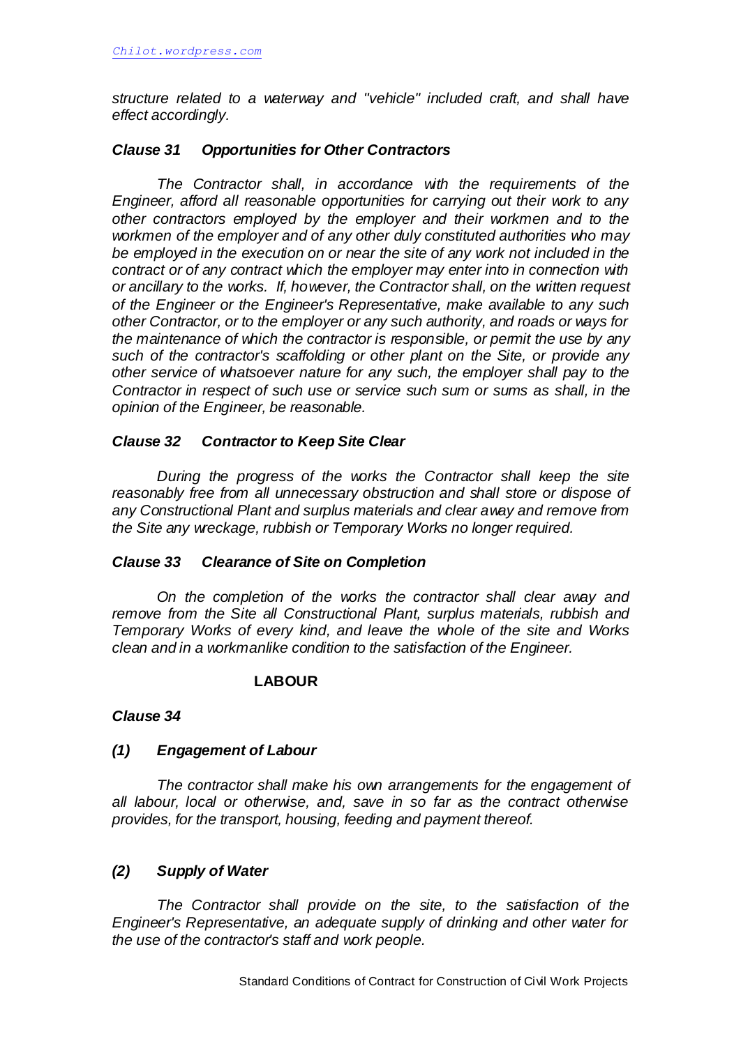*structure related to a waterway and "vehicle" included craft, and shall have effect accordingly.*

***Clause 31 Opportunities for Other Contractors***

*The Contractor shall, in accordance with the requirements of the Engineer, afford all reasonable opportunities for carrying out their work to any other contractors employed by the employer and their workmen and to the workmen of the employer and of any other duly constituted authorities who may be employed in the execution on or near the site of any work not included in the contract or of any contract which the employer may enter into in connection with or ancillary to the works. If, however, the Contractor shall, on the written request of the Engineer or the Engineer's Representative, make available to any such other Contractor, or to the employer or any such authority, and roads or ways for the maintenance of which the contractor is responsible, or permit the use by any such of the contractor's scaffolding or other plant on the Site, or provide any other service of whatsoever nature for any such, the employer shall pay to the Contractor in respect of such use or service such sum or sums as shall, in the opinion of the Engineer, be reasonable.*

***Clause 32 Contractor to Keep Site Clear***

*During the progress of the works the Contractor shall keep the site reasonably free from all unnecessary obstruction and shall store or dispose of any Constructional Plant and surplus materials and clear away and remove from the Site any wreckage, rubbish or Temporary Works no longer required.*

***Clause 33 Clearance of Site on Completion***

*On the completion of the works the contractor shall clear away and remove from the Site all Constructional Plant, surplus materials, rubbish and Temporary Works of every kind, and leave the whole of the site and Works clean and in a workmanlike condition to the satisfaction of the Engineer.*

**LABOUR**

***Clause 34***

***(1) Engagement of Labour***

*The contractor shall make his own arrangements for the engagement of all labour, local or otherwise, and, save in so far as the contract otherwise provides, for the transport, housing, feeding and payment thereof.*

***(2) Supply of Water***

*The Contractor shall provide on the site, to the satisfaction of the Engineer's Representative, an adequate supply of drinking and other water for the use of the contractor's staff and work people.*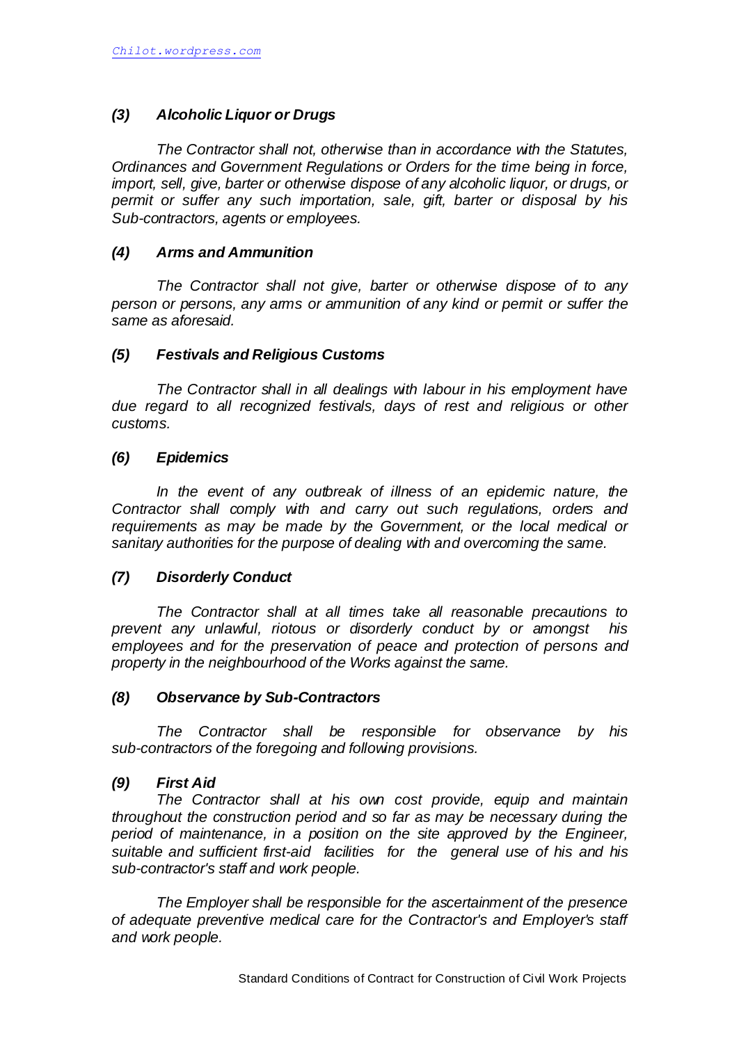### *(3) Alcoholic Liquor or Drugs*

*The Contractor shall not, otherwise than in accordance with the Statutes, Ordinances and Government Regulations or Orders for the time being in force, import, sell, give, barter or otherwise dispose of any alcoholic liquor, or drugs, or permit or suffer any such importation, sale, gift, barter or disposal by his Sub-contractors, agents or employees.*

### *(4) Arms and Ammunition*

*The Contractor shall not give, barter or otherwise dispose of to any person or persons, any arms or ammunition of any kind or permit or suffer the same as aforesaid.*

### *(5) Festivals and Religious Customs*

*The Contractor shall in all dealings with labour in his employment have due regard to all recognized festivals, days of rest and religious or other customs.*

### *(6) Epidemics*

*In the event of any outbreak of illness of an epidemic nature, the Contractor shall comply with and carry out such regulations, orders and requirements as may be made by the Government, or the local medical or sanitary authorities for the purpose of dealing with and overcoming the same.*

### *(7) Disorderly Conduct*

*The Contractor shall at all times take all reasonable precautions to prevent any unlawful, riotous or disorderly conduct by or amongst his employees and for the preservation of peace and protection of persons and property in the neighbourhood of the Works against the same.*

### *(8) Observance by Sub-Contractors*

*The Contractor shall be responsible for observance by his sub-contractors of the foregoing and following provisions.*

### *(9) First Aid*

*The Contractor shall at his own cost provide, equip and maintain throughout the construction period and so far as may be necessary during the period of maintenance, in a position on the site approved by the Engineer, suitable and sufficient first-aid facilities for the general use of his and his sub-contractor's staff and work people.*

*The Employer shall be responsible for the ascertainment of the presence of adequate preventive medical care for the Contractor's and Employer's staff and work people.*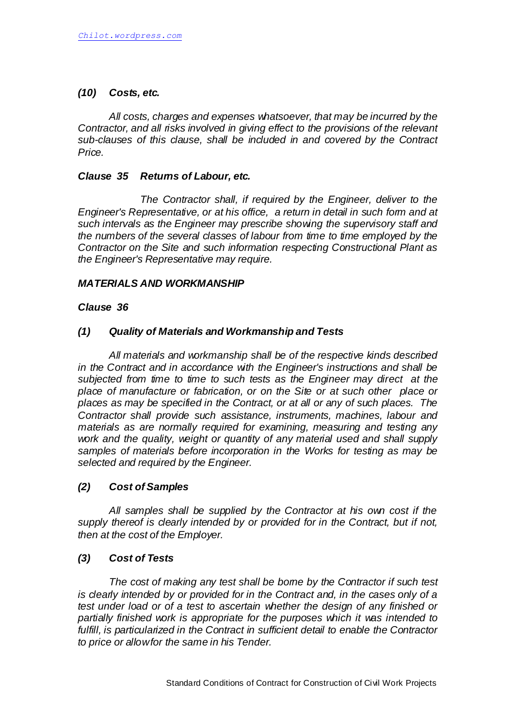### *(10) Costs, etc.*

*All costs, charges and expenses whatsoever, that may be incurred by the Contractor, and all risks involved in giving effect to the provisions of the relevant sub-clauses of this clause, shall be included in and covered by the Contract Price.*

### *Clause 35 Returns of Labour, etc.*

*The Contractor shall, if required by the Engineer, deliver to the Engineer's Representative, or at his office, a return in detail in such form and at such intervals as the Engineer may prescribe showing the supervisory staff and the numbers of the several classes of labour from time to time employed by the Contractor on the Site and such information respecting Constructional Plant as the Engineer's Representative may require.*

## *MATERIALS AND WORKMANSHIP*

### *Clause 36*

### *(1) Quality of Materials and Workmanship and Tests*

*All materials and workmanship shall be of the respective kinds described in the Contract and in accordance with the Engineer's instructions and shall be subjected from time to time to such tests as the Engineer may direct at the place of manufacture or fabrication, or on the Site or at such other place or places as may be specified in the Contract, or at all or any of such places. The Contractor shall provide such assistance, instruments, machines, labour and materials as are normally required for examining, measuring and testing any work and the quality, weight or quantity of any material used and shall supply samples of materials before incorporation in the Works for testing as may be selected and required by the Engineer.*

### *(2) Cost of Samples*

*All samples shall be supplied by the Contractor at his own cost if the supply thereof is clearly intended by or provided for in the Contract, but if not, then at the cost of the Employer.*

### *(3) Cost of Tests*

*The cost of making any test shall be borne by the Contractor if such test is clearly intended by or provided for in the Contract and, in the cases only of a test under load or of a test to ascertain whether the design of any finished or partially finished work is appropriate for the purposes which it was intended to fulfill, is particularized in the Contract in sufficient detail to enable the Contractor to price or allow for the same in his Tender.*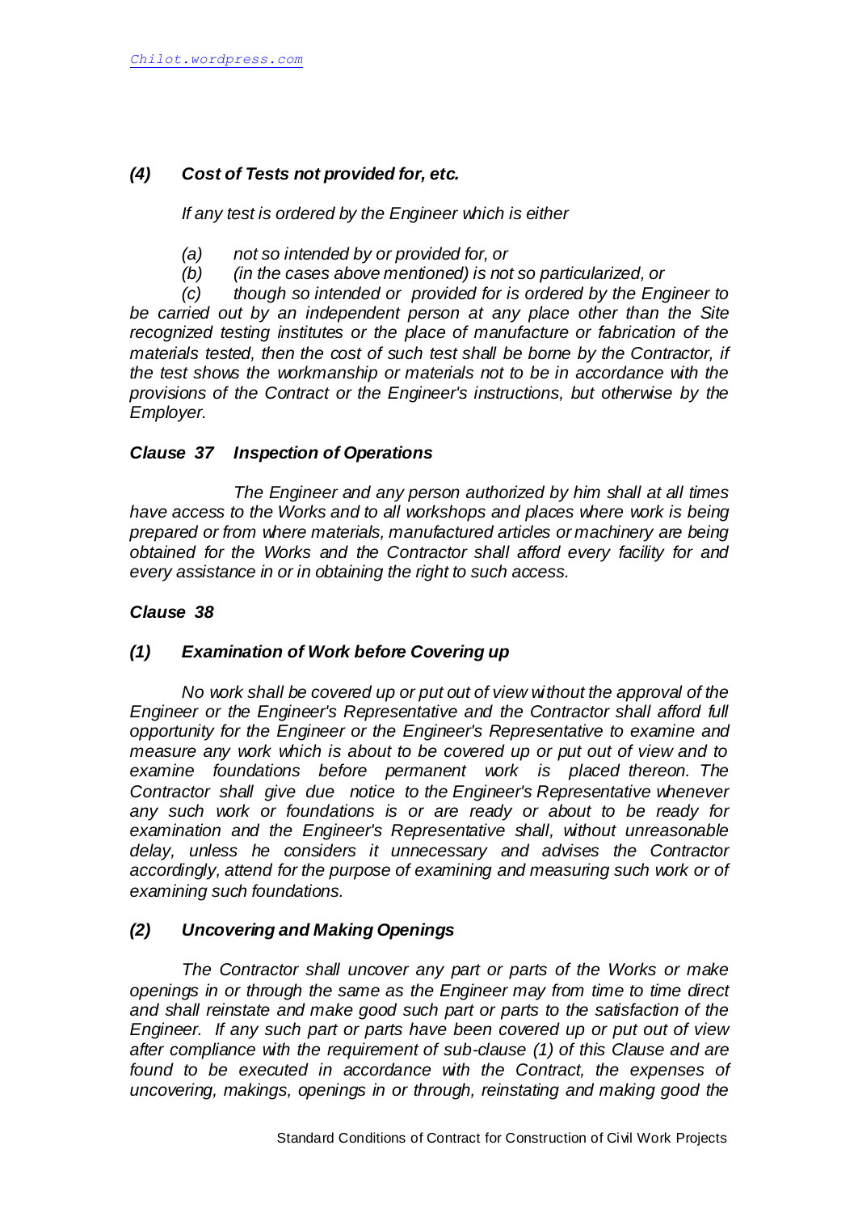### *(4) Cost of Tests not provided for, etc.*

*If any test is ordered by the Engineer which is either*

*(a) not so intended by or provided for, or*

*(b) (in the cases above mentioned) is not so particularized, or*

*(c) though so intended or provided for is ordered by the Engineer to be carried out by an independent person at any place other than the Site recognized testing institutes or the place of manufacture or fabrication of the materials tested, then the cost of such test shall be borne by the Contractor, if the test shows the workmanship or materials not to be in accordance with the provisions of the Contract or the Engineer's instructions, but otherwise by the Employer.*

## *Clause 37 Inspection of Operations*

*The Engineer and any person authorized by him shall at all times have access to the Works and to all workshops and places where work is being prepared or from where materials, manufactured articles or machinery are being obtained for the Works and the Contractor shall afford every facility for and every assistance in or in obtaining the right to such access.*

## *Clause 38*

### *(1) Examination of Work before Covering up*

*No work shall be covered up or put out of view without the approval of the Engineer or the Engineer's Representative and the Contractor shall afford full opportunity for the Engineer or the Engineer's Representative to examine and measure any work which is about to be covered up or put out of view and to examine foundations before permanent work is placed thereon. The Contractor shall give due notice to the Engineer's Representative whenever any such work or foundations is or are ready or about to be ready for examination and the Engineer's Representative shall, without unreasonable delay, unless he considers it unnecessary and advises the Contractor accordingly, attend for the purpose of examining and measuring such work or of examining such foundations.*

### *(2) Uncovering and Making Openings*

*The Contractor shall uncover any part or parts of the Works or make openings in or through the same as the Engineer may from time to time direct and shall reinstate and make good such part or parts to the satisfaction of the Engineer. If any such part or parts have been covered up or put out of view after compliance with the requirement of sub-clause (1) of this Clause and are found to be executed in accordance with the Contract, the expenses of uncovering, makings, openings in or through, reinstating and making good the*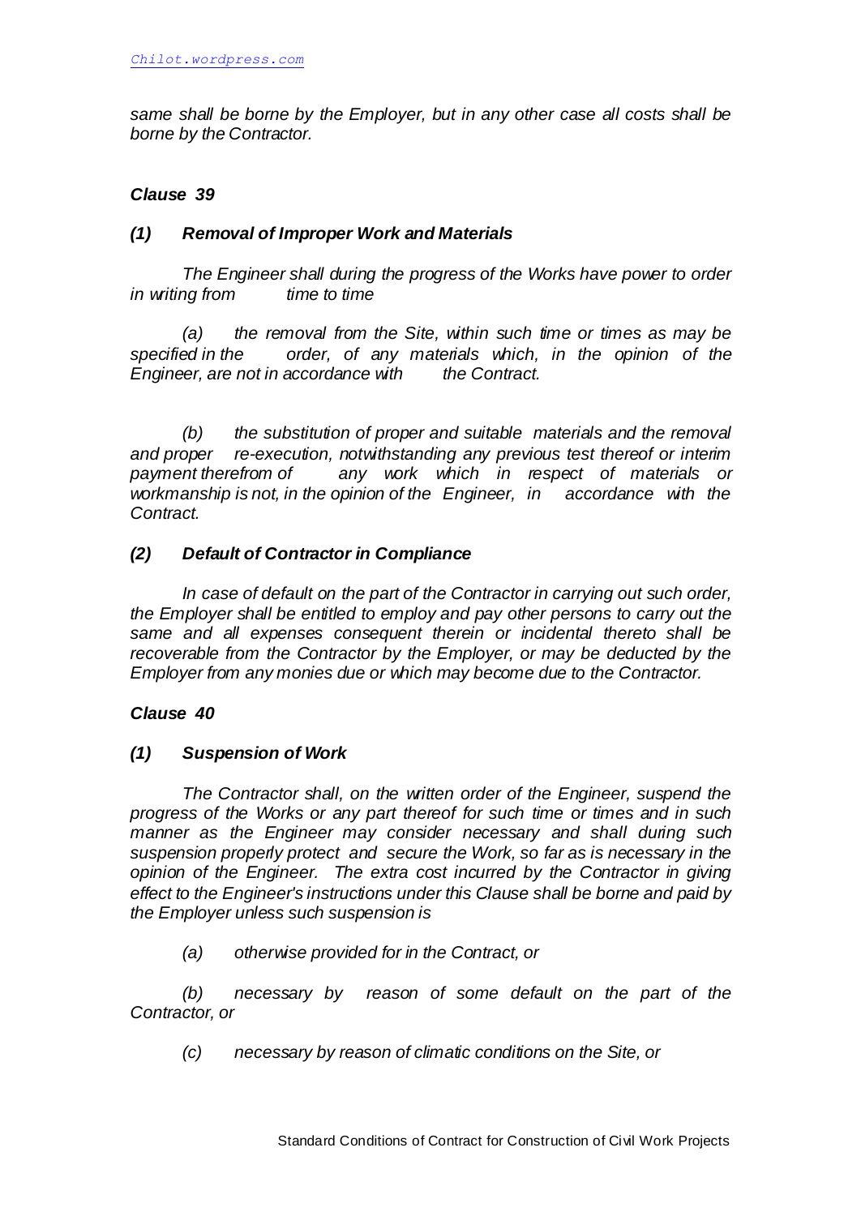*same shall be borne by the Employer, but in any other case all costs shall be borne by the Contractor.*

### *Clause 39*

#### *(1) Removal of Improper Work and Materials*

*The Engineer shall during the progress of the Works have power to order in writing from time to time*

*(a) the removal from the Site, within such time or times as may be specified in the order, of any materials which, in the opinion of the Engineer, are not in accordance with the Contract.*

*(b) the substitution of proper and suitable materials and the removal and proper re-execution, notwithstanding any previous test thereof or interim payment therefrom of any work which in respect of materials or workmanship is not, in the opinion of the Engineer, in accordance with the Contract.*

#### *(2) Default of Contractor in Compliance*

*In case of default on the part of the Contractor in carrying out such order, the Employer shall be entitled to employ and pay other persons to carry out the same and all expenses consequent therein or incidental thereto shall be recoverable from the Contractor by the Employer, or may be deducted by the Employer from any monies due or which may become due to the Contractor.*

### *Clause 40*

#### *(1) Suspension of Work*

*The Contractor shall, on the written order of the Engineer, suspend the progress of the Works or any part thereof for such time or times and in such manner as the Engineer may consider necessary and shall during such suspension properly protect and secure the Work, so far as is necessary in the opinion of the Engineer. The extra cost incurred by the Contractor in giving effect to the Engineer's instructions under this Clause shall be borne and paid by the Employer unless such suspension is*

*(a) otherwise provided for in the Contract, or*

*(b) necessary by reason of some default on the part of the Contractor, or*

*(c) necessary by reason of climatic conditions on the Site, or*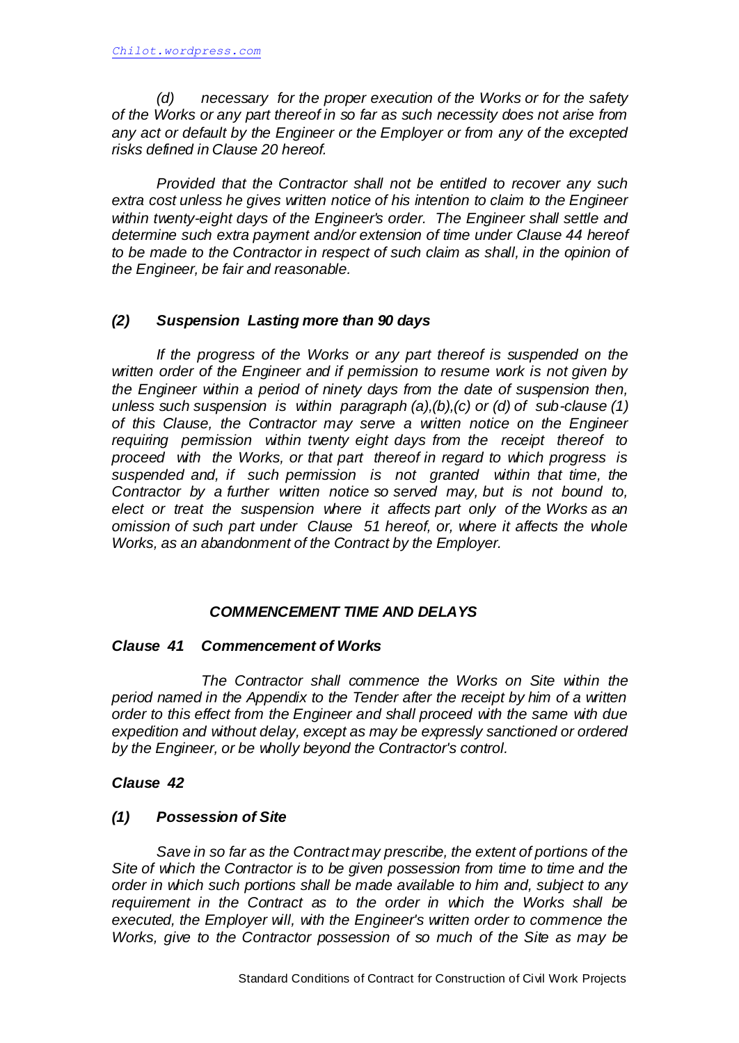*(d) necessary for the proper execution of the Works or for the safety of the Works or any part thereof in so far as such necessity does not arise from any act or default by the Engineer or the Employer or from any of the excepted risks defined in Clause 20 hereof.*

*Provided that the Contractor shall not be entitled to recover any such extra cost unless he gives written notice of his intention to claim to the Engineer within twenty-eight days of the Engineer's order. The Engineer shall settle and determine such extra payment and/or extension of time under Clause 44 hereof to be made to the Contractor in respect of such claim as shall, in the opinion of the Engineer, be fair and reasonable.*

***(2) Suspension Lasting more than 90 days***

*If the progress of the Works or any part thereof is suspended on the written order of the Engineer and if permission to resume work is not given by the Engineer within a period of ninety days from the date of suspension then, unless such suspension is within paragraph (a),(b),(c) or (d) of sub-clause (1) of this Clause, the Contractor may serve a written notice on the Engineer requiring permission within twenty eight days from the receipt thereof to proceed with the Works, or that part thereof in regard to which progress is suspended and, if such permission is not granted within that time, the Contractor by a further written notice so served may, but is not bound to, elect or treat the suspension where it affects part only of the Works as an omission of such part under Clause 51 hereof, or, where it affects the whole Works, as an abandonment of the Contract by the Employer.*

## *COMMENCEMENT TIME AND DELAYS*

### *Clause 41 Commencement of Works*

*The Contractor shall commence the Works on Site within the period named in the Appendix to the Tender after the receipt by him of a written order to this effect from the Engineer and shall proceed with the same with due expedition and without delay, except as may be expressly sanctioned or ordered by the Engineer, or be wholly beyond the Contractor's control.*

### *Clause 42*

***(1) Possession of Site***

*Save in so far as the Contract may prescribe, the extent of portions of the Site of which the Contractor is to be given possession from time to time and the order in which such portions shall be made available to him and, subject to any requirement in the Contract as to the order in which the Works shall be executed, the Employer will, with the Engineer's written order to commence the Works, give to the Contractor possession of so much of the Site as may be*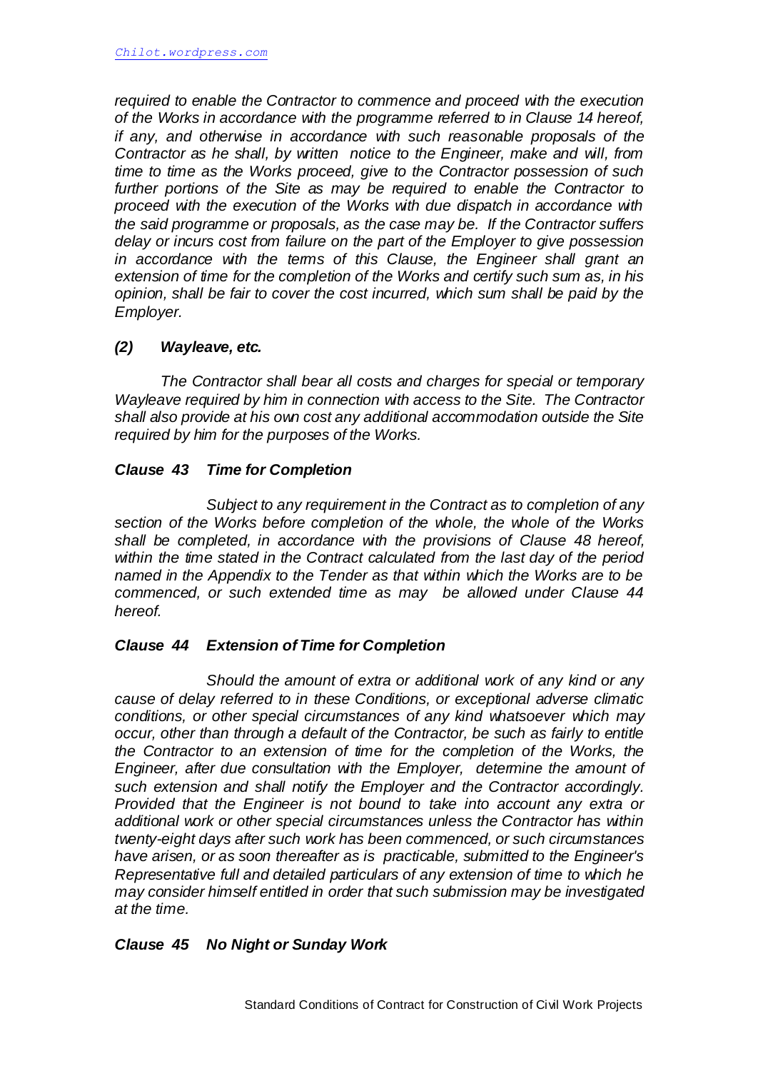*required to enable the Contractor to commence and proceed with the execution of the Works in accordance with the programme referred to in Clause 14 hereof, if any, and otherwise in accordance with such reasonable proposals of the Contractor as he shall, by written notice to the Engineer, make and will, from time to time as the Works proceed, give to the Contractor possession of such further portions of the Site as may be required to enable the Contractor to proceed with the execution of the Works with due dispatch in accordance with the said programme or proposals, as the case may be. If the Contractor suffers delay or incurs cost from failure on the part of the Employer to give possession in accordance with the terms of this Clause, the Engineer shall grant an extension of time for the completion of the Works and certify such sum as, in his opinion, shall be fair to cover the cost incurred, which sum shall be paid by the Employer.*

***(2) Wayleave, etc.***

*The Contractor shall bear all costs and charges for special or temporary Wayleave required by him in connection with access to the Site. The Contractor shall also provide at his own cost any additional accommodation outside the Site required by him for the purposes of the Works.*

***Clause 43 Time for Completion***

*Subject to any requirement in the Contract as to completion of any section of the Works before completion of the whole, the whole of the Works shall be completed, in accordance with the provisions of Clause 48 hereof, within the time stated in the Contract calculated from the last day of the period named in the Appendix to the Tender as that within which the Works are to be commenced, or such extended time as may be allowed under Clause 44 hereof.*

***Clause 44 Extension of Time for Completion***

*Should the amount of extra or additional work of any kind or any cause of delay referred to in these Conditions, or exceptional adverse climatic conditions, or other special circumstances of any kind whatsoever which may occur, other than through a default of the Contractor, be such as fairly to entitle the Contractor to an extension of time for the completion of the Works, the Engineer, after due consultation with the Employer, determine the amount of such extension and shall notify the Employer and the Contractor accordingly. Provided that the Engineer is not bound to take into account any extra or additional work or other special circumstances unless the Contractor has within twenty-eight days after such work has been commenced, or such circumstances have arisen, or as soon thereafter as is practicable, submitted to the Engineer's Representative full and detailed particulars of any extension of time to which he may consider himself entitled in order that such submission may be investigated at the time.*

***Clause 45 No Night or Sunday Work***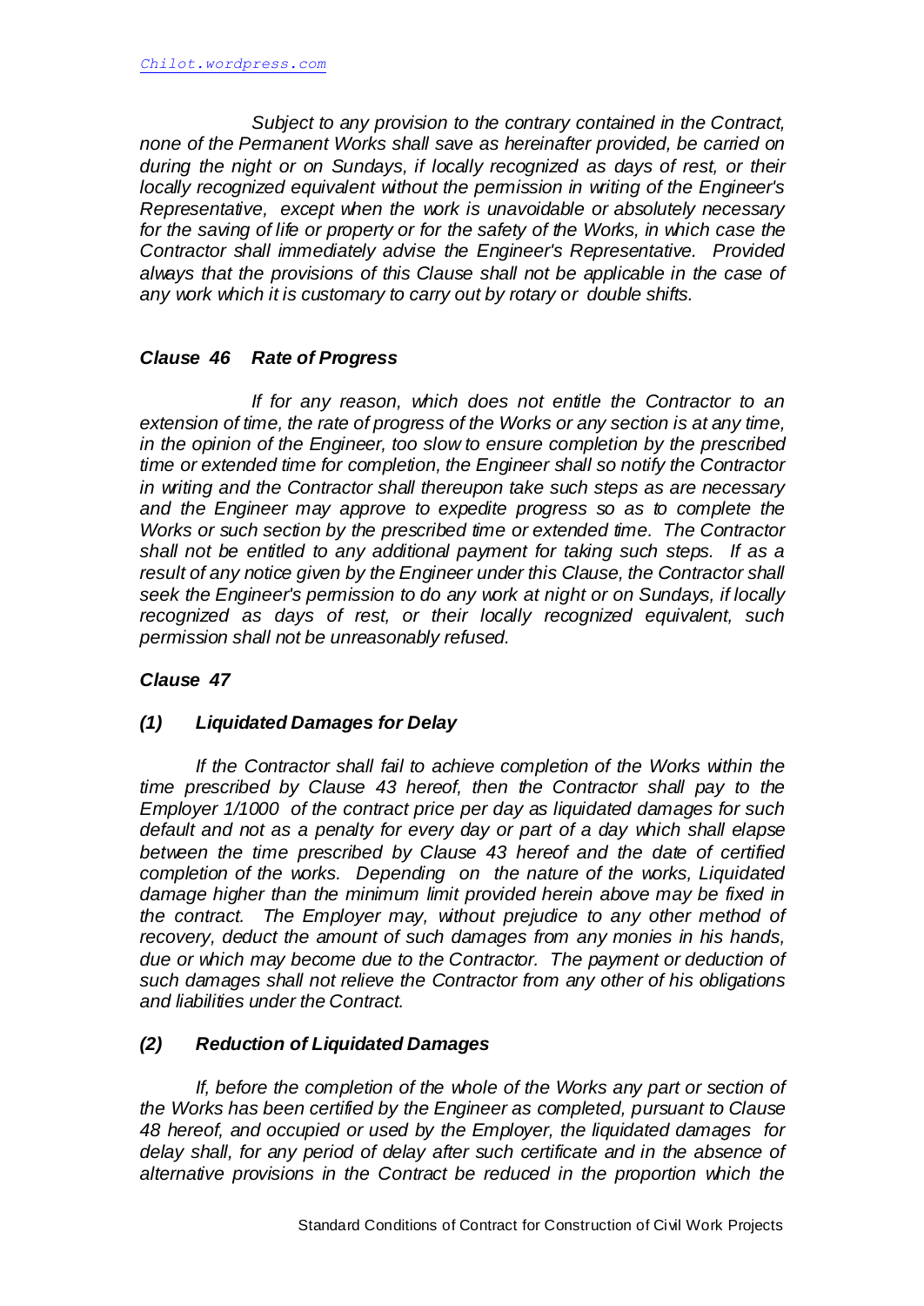*Subject to any provision to the contrary contained in the Contract, none of the Permanent Works shall save as hereinafter provided, be carried on during the night or on Sundays, if locally recognized as days of rest, or their locally recognized equivalent without the permission in writing of the Engineer's Representative, except when the work is unavoidable or absolutely necessary for the saving of life or property or for the safety of the Works, in which case the Contractor shall immediately advise the Engineer's Representative. Provided always that the provisions of this Clause shall not be applicable in the case of any work which it is customary to carry out by rotary or double shifts.*

### *Clause 46 Rate of Progress*

*If for any reason, which does not entitle the Contractor to an extension of time, the rate of progress of the Works or any section is at any time, in the opinion of the Engineer, too slow to ensure completion by the prescribed time or extended time for completion, the Engineer shall so notify the Contractor in writing and the Contractor shall thereupon take such steps as are necessary and the Engineer may approve to expedite progress so as to complete the Works or such section by the prescribed time or extended time. The Contractor shall not be entitled to any additional payment for taking such steps. If as a result of any notice given by the Engineer under this Clause, the Contractor shall seek the Engineer's permission to do any work at night or on Sundays, if locally recognized as days of rest, or their locally recognized equivalent, such permission shall not be unreasonably refused.*

### *Clause 47*

#### *(1) Liquidated Damages for Delay*

*If the Contractor shall fail to achieve completion of the Works within the time prescribed by Clause 43 hereof, then the Contractor shall pay to the Employer 1/1000 of the contract price per day as liquidated damages for such default and not as a penalty for every day or part of a day which shall elapse between the time prescribed by Clause 43 hereof and the date of certified completion of the works. Depending on the nature of the works, Liquidated damage higher than the minimum limit provided herein above may be fixed in the contract. The Employer may, without prejudice to any other method of recovery, deduct the amount of such damages from any monies in his hands, due or which may become due to the Contractor. The payment or deduction of such damages shall not relieve the Contractor from any other of his obligations and liabilities under the Contract.*

#### *(2) Reduction of Liquidated Damages*

*If, before the completion of the whole of the Works any part or section of the Works has been certified by the Engineer as completed, pursuant to Clause 48 hereof, and occupied or used by the Employer, the liquidated damages for delay shall, for any period of delay after such certificate and in the absence of alternative provisions in the Contract be reduced in the proportion which the*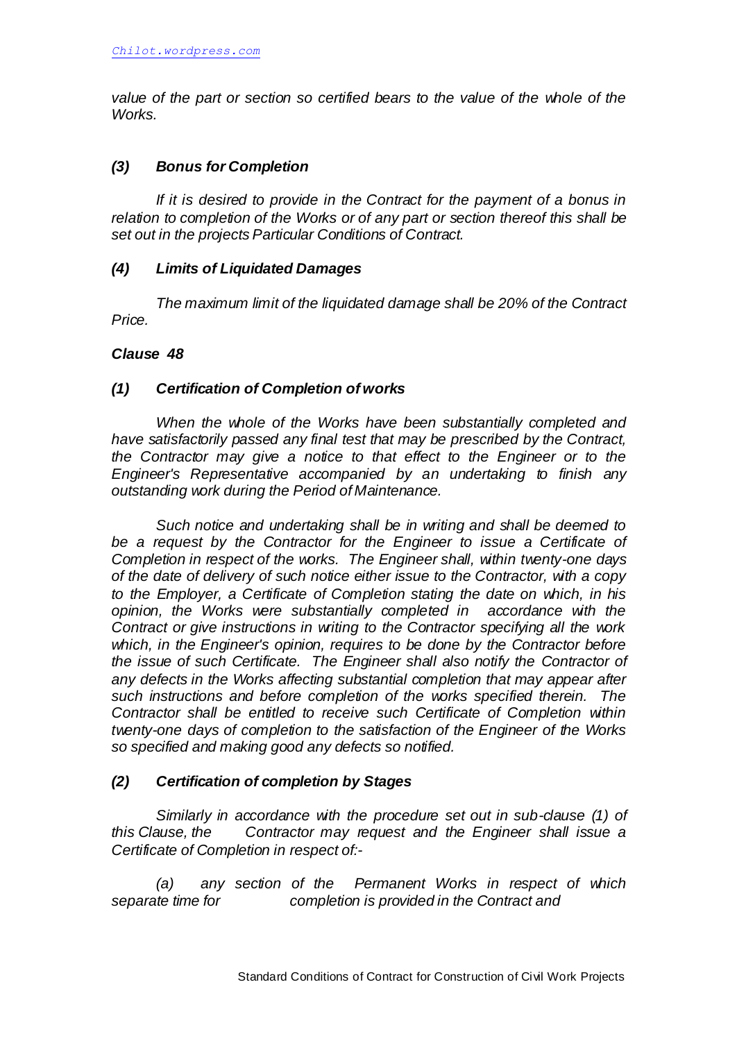*value of the part or section so certified bears to the value of the whole of the Works.*

### *(3) Bonus for Completion*

*If it is desired to provide in the Contract for the payment of a bonus in relation to completion of the Works or of any part or section thereof this shall be set out in the projects Particular Conditions of Contract.*

### *(4) Limits of Liquidated Damages*

*The maximum limit of the liquidated damage shall be 20% of the Contract Price.*

## *Clause 48*

### *(1) Certification of Completion of works*

*When the whole of the Works have been substantially completed and have satisfactorily passed any final test that may be prescribed by the Contract, the Contractor may give a notice to that effect to the Engineer or to the Engineer's Representative accompanied by an undertaking to finish any outstanding work during the Period of Maintenance.*

*Such notice and undertaking shall be in writing and shall be deemed to be a request by the Contractor for the Engineer to issue a Certificate of Completion in respect of the works. The Engineer shall, within twenty-one days of the date of delivery of such notice either issue to the Contractor, with a copy to the Employer, a Certificate of Completion stating the date on which, in his opinion, the Works were substantially completed in accordance with the Contract or give instructions in writing to the Contractor specifying all the work which, in the Engineer's opinion, requires to be done by the Contractor before the issue of such Certificate. The Engineer shall also notify the Contractor of any defects in the Works affecting substantial completion that may appear after such instructions and before completion of the works specified therein. The Contractor shall be entitled to receive such Certificate of Completion within twenty-one days of completion to the satisfaction of the Engineer of the Works so specified and making good any defects so notified.*

### *(2) Certification of completion by Stages*

*Similarly in accordance with the procedure set out in sub-clause (1) of this Clause, the Contractor may request and the Engineer shall issue a Certificate of Completion in respect of:-*

*(a) any section of the Permanent Works in respect of which separate time for completion is provided in the Contract and*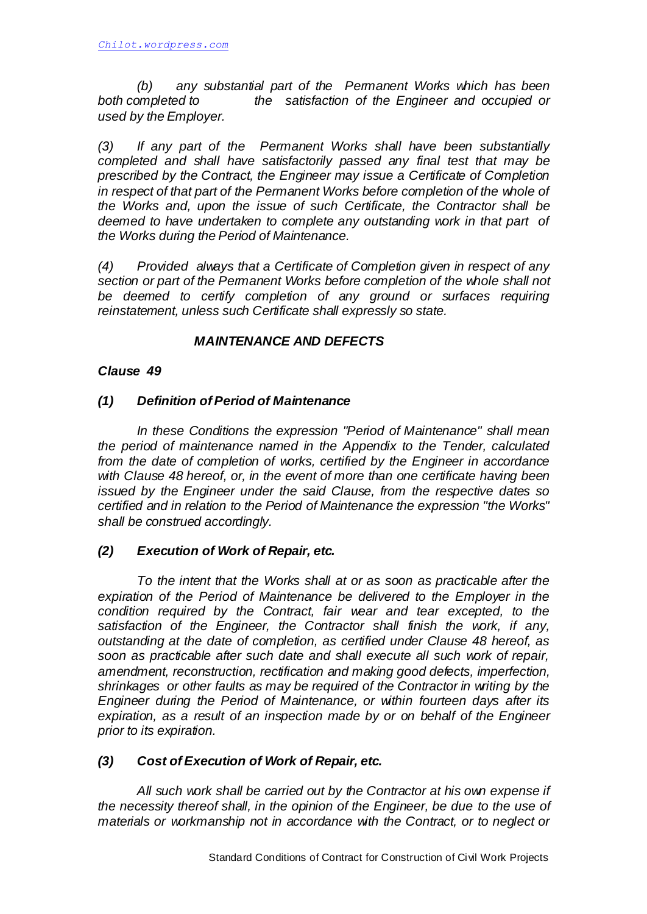*(b) any substantial part of the Permanent Works which has been both completed to the satisfaction of the Engineer and occupied or used by the Employer.*

*(3) If any part of the Permanent Works shall have been substantially completed and shall have satisfactorily passed any final test that may be prescribed by the Contract, the Engineer may issue a Certificate of Completion in respect of that part of the Permanent Works before completion of the whole of the Works and, upon the issue of such Certificate, the Contractor shall be deemed to have undertaken to complete any outstanding work in that part of the Works during the Period of Maintenance.*

*(4) Provided always that a Certificate of Completion given in respect of any section or part of the Permanent Works before completion of the whole shall not be deemed to certify completion of any ground or surfaces requiring reinstatement, unless such Certificate shall expressly so state.*

## *MAINTENANCE AND DEFECTS*

### *Clause 49*

#### *(1) Definition of Period of Maintenance*

*In these Conditions the expression "Period of Maintenance" shall mean the period of maintenance named in the Appendix to the Tender, calculated from the date of completion of works, certified by the Engineer in accordance with Clause 48 hereof, or, in the event of more than one certificate having been issued by the Engineer under the said Clause, from the respective dates so certified and in relation to the Period of Maintenance the expression "the Works" shall be construed accordingly.*

#### *(2) Execution of Work of Repair, etc.*

*To the intent that the Works shall at or as soon as practicable after the expiration of the Period of Maintenance be delivered to the Employer in the condition required by the Contract, fair wear and tear excepted, to the satisfaction of the Engineer, the Contractor shall finish the work, if any, outstanding at the date of completion, as certified under Clause 48 hereof, as soon as practicable after such date and shall execute all such work of repair, amendment, reconstruction, rectification and making good defects, imperfection, shrinkages or other faults as may be required of the Contractor in writing by the Engineer during the Period of Maintenance, or within fourteen days after its expiration, as a result of an inspection made by or on behalf of the Engineer prior to its expiration.*

#### *(3) Cost of Execution of Work of Repair, etc.*

*All such work shall be carried out by the Contractor at his own expense if the necessity thereof shall, in the opinion of the Engineer, be due to the use of materials or workmanship not in accordance with the Contract, or to neglect or*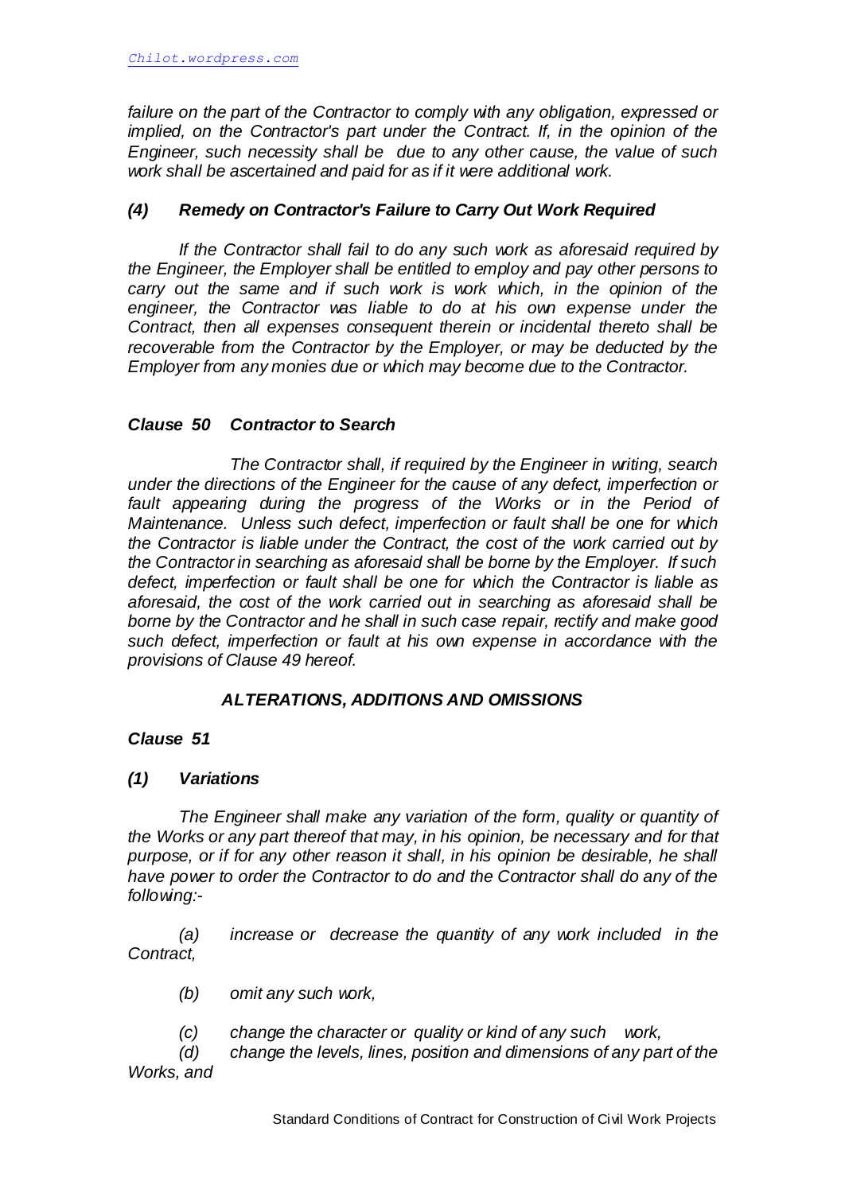*failure on the part of the Contractor to comply with any obligation, expressed or implied, on the Contractor's part under the Contract. If, in the opinion of the Engineer, such necessity shall be due to any other cause, the value of such work shall be ascertained and paid for as if it were additional work.*

### *(4) Remedy on Contractor's Failure to Carry Out Work Required*

*If the Contractor shall fail to do any such work as aforesaid required by the Engineer, the Employer shall be entitled to employ and pay other persons to carry out the same and if such work is work which, in the opinion of the engineer, the Contractor was liable to do at his own expense under the Contract, then all expenses consequent therein or incidental thereto shall be recoverable from the Contractor by the Employer, or may be deducted by the Employer from any monies due or which may become due to the Contractor.*

## *Clause 50 Contractor to Search*

*The Contractor shall, if required by the Engineer in writing, search under the directions of the Engineer for the cause of any defect, imperfection or fault appearing during the progress of the Works or in the Period of Maintenance. Unless such defect, imperfection or fault shall be one for which the Contractor is liable under the Contract, the cost of the work carried out by the Contractor in searching as aforesaid shall be borne by the Employer. If such defect, imperfection or fault shall be one for which the Contractor is liable as aforesaid, the cost of the work carried out in searching as aforesaid shall be borne by the Contractor and he shall in such case repair, rectify and make good such defect, imperfection or fault at his own expense in accordance with the provisions of Clause 49 hereof.*

## *ALTERATIONS, ADDITIONS AND OMISSIONS*

## *Clause 51*

### *(1) Variations*

*The Engineer shall make any variation of the form, quality or quantity of the Works or any part thereof that may, in his opinion, be necessary and for that purpose, or if for any other reason it shall, in his opinion be desirable, he shall have power to order the Contractor to do and the Contractor shall do any of the following:-*

*(a) increase or decrease the quantity of any work included in the Contract,*

*(b) omit any such work,*

*(c) change the character or quality or kind of any such work,*

*(d) change the levels, lines, position and dimensions of any part of the Works, and*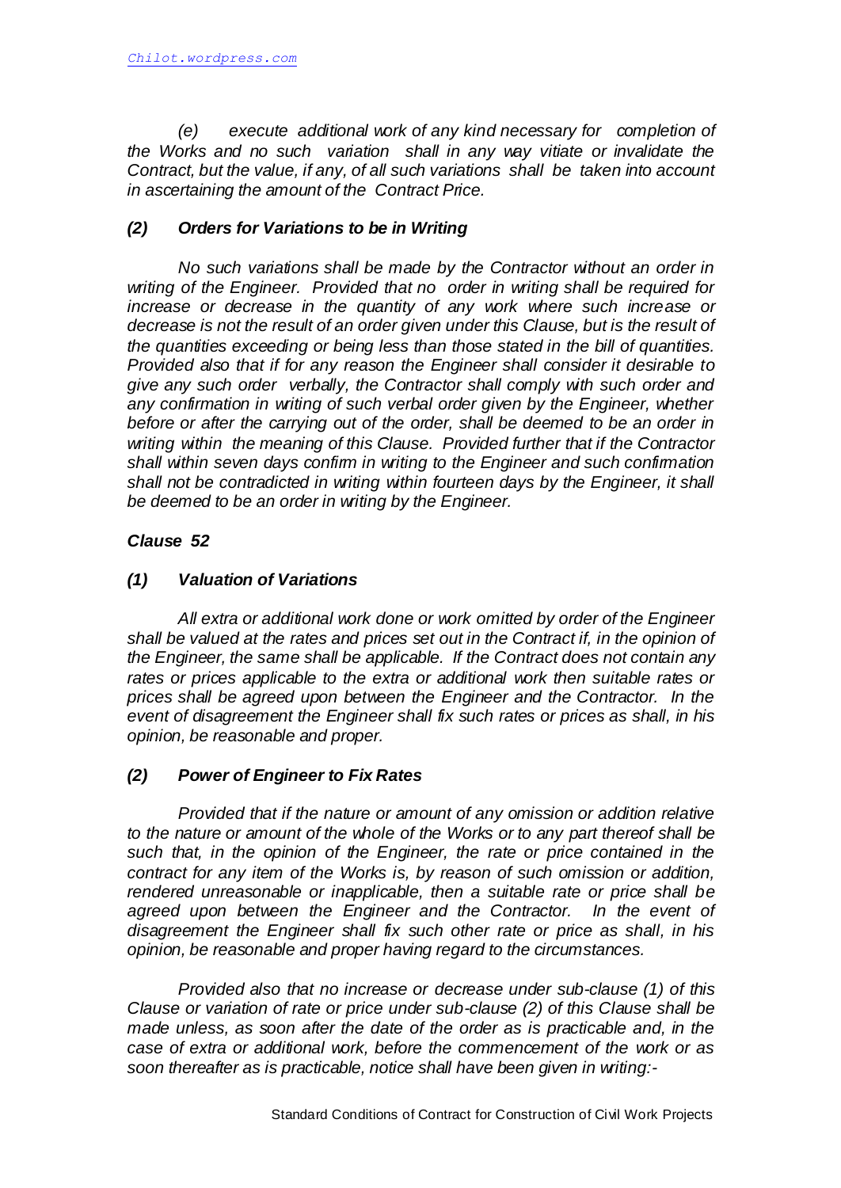*(e) execute additional work of any kind necessary for completion of the Works and no such variation shall in any way vitiate or invalidate the Contract, but the value, if any, of all such variations shall be taken into account in ascertaining the amount of the Contract Price.*

### *(2) Orders for Variations to be in Writing*

*No such variations shall be made by the Contractor without an order in writing of the Engineer. Provided that no order in writing shall be required for increase or decrease in the quantity of any work where such increase or decrease is not the result of an order given under this Clause, but is the result of the quantities exceeding or being less than those stated in the bill of quantities. Provided also that if for any reason the Engineer shall consider it desirable to give any such order verbally, the Contractor shall comply with such order and any confirmation in writing of such verbal order given by the Engineer, whether before or after the carrying out of the order, shall be deemed to be an order in writing within the meaning of this Clause. Provided further that if the Contractor shall within seven days confirm in writing to the Engineer and such confirmation shall not be contradicted in writing within fourteen days by the Engineer, it shall be deemed to be an order in writing by the Engineer.*

## *Clause 52*

### *(1) Valuation of Variations*

*All extra or additional work done or work omitted by order of the Engineer shall be valued at the rates and prices set out in the Contract if, in the opinion of the Engineer, the same shall be applicable. If the Contract does not contain any rates or prices applicable to the extra or additional work then suitable rates or prices shall be agreed upon between the Engineer and the Contractor. In the event of disagreement the Engineer shall fix such rates or prices as shall, in his opinion, be reasonable and proper.*

### *(2) Power of Engineer to Fix Rates*

*Provided that if the nature or amount of any omission or addition relative to the nature or amount of the whole of the Works or to any part thereof shall be such that, in the opinion of the Engineer, the rate or price contained in the contract for any item of the Works is, by reason of such omission or addition, rendered unreasonable or inapplicable, then a suitable rate or price shall be agreed upon between the Engineer and the Contractor. In the event of disagreement the Engineer shall fix such other rate or price as shall, in his opinion, be reasonable and proper having regard to the circumstances.*

*Provided also that no increase or decrease under sub-clause (1) of this Clause or variation of rate or price under sub-clause (2) of this Clause shall be made unless, as soon after the date of the order as is practicable and, in the case of extra or additional work, before the commencement of the work or as soon thereafter as is practicable, notice shall have been given in writing:-*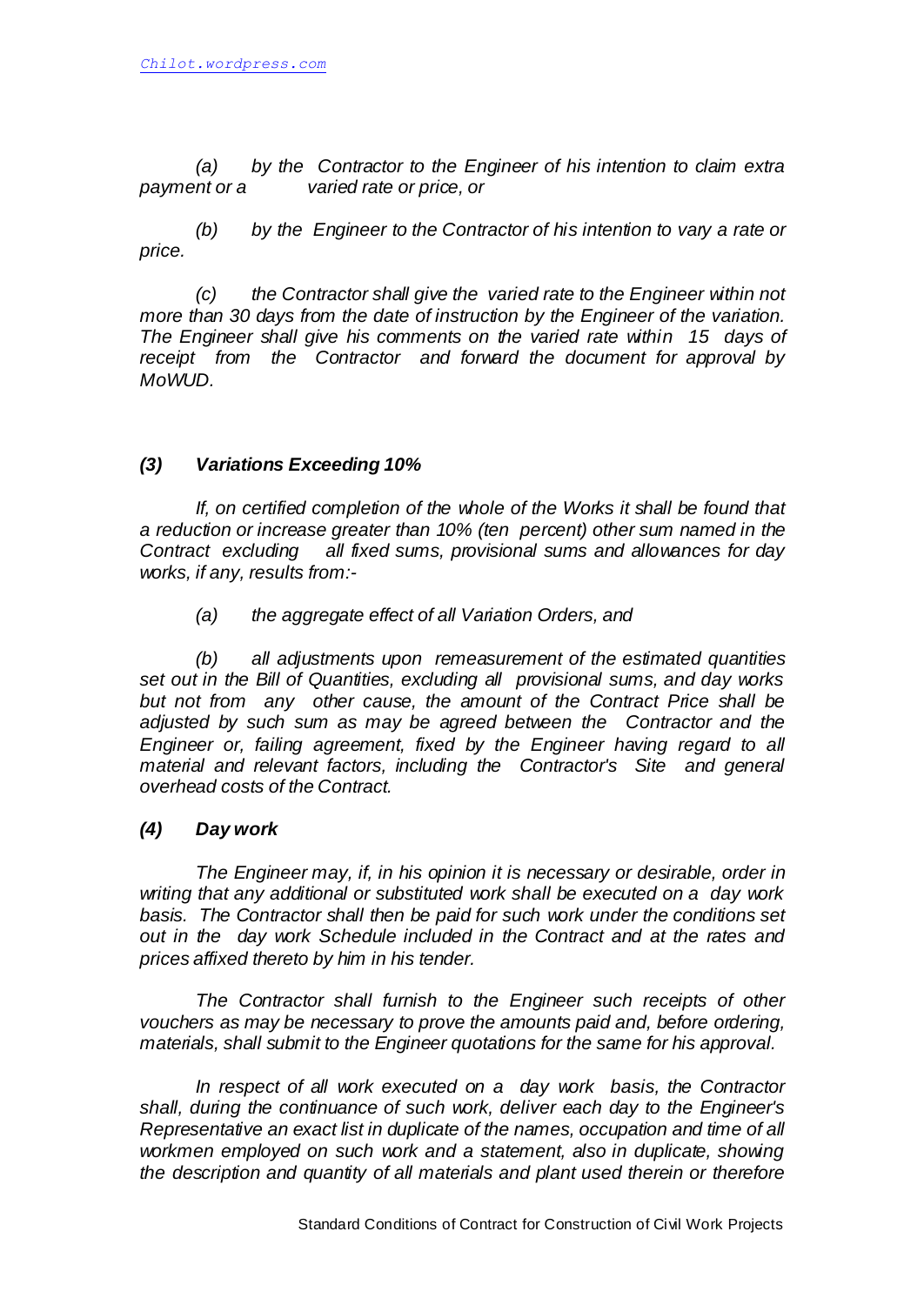*(a) by the Contractor to the Engineer of his intention to claim extra payment or a varied rate or price, or*

*(b) by the Engineer to the Contractor of his intention to vary a rate or price.*

*(c) the Contractor shall give the varied rate to the Engineer within not more than 30 days from the date of instruction by the Engineer of the variation. The Engineer shall give his comments on the varied rate within 15 days of receipt from the Contractor and forward the document for approval by MoWUD.*

### *(3) Variations Exceeding 10%*

*If, on certified completion of the whole of the Works it shall be found that a reduction or increase greater than 10% (ten percent) other sum named in the Contract excluding all fixed sums, provisional sums and allowances for day works, if any, results from:-*

*(a) the aggregate effect of all Variation Orders, and*

*(b) all adjustments upon remeasurement of the estimated quantities set out in the Bill of Quantities, excluding all provisional sums, and day works but not from any other cause, the amount of the Contract Price shall be adjusted by such sum as may be agreed between the Contractor and the Engineer or, failing agreement, fixed by the Engineer having regard to all material and relevant factors, including the Contractor's Site and general overhead costs of the Contract.*

### *(4) Day work*

*The Engineer may, if, in his opinion it is necessary or desirable, order in writing that any additional or substituted work shall be executed on a day work basis. The Contractor shall then be paid for such work under the conditions set out in the day work Schedule included in the Contract and at the rates and prices affixed thereto by him in his tender.*

*The Contractor shall furnish to the Engineer such receipts of other vouchers as may be necessary to prove the amounts paid and, before ordering, materials, shall submit to the Engineer quotations for the same for his approval.*

*In respect of all work executed on a day work basis, the Contractor shall, during the continuance of such work, deliver each day to the Engineer's Representative an exact list in duplicate of the names, occupation and time of all workmen employed on such work and a statement, also in duplicate, showing the description and quantity of all materials and plant used therein or therefore*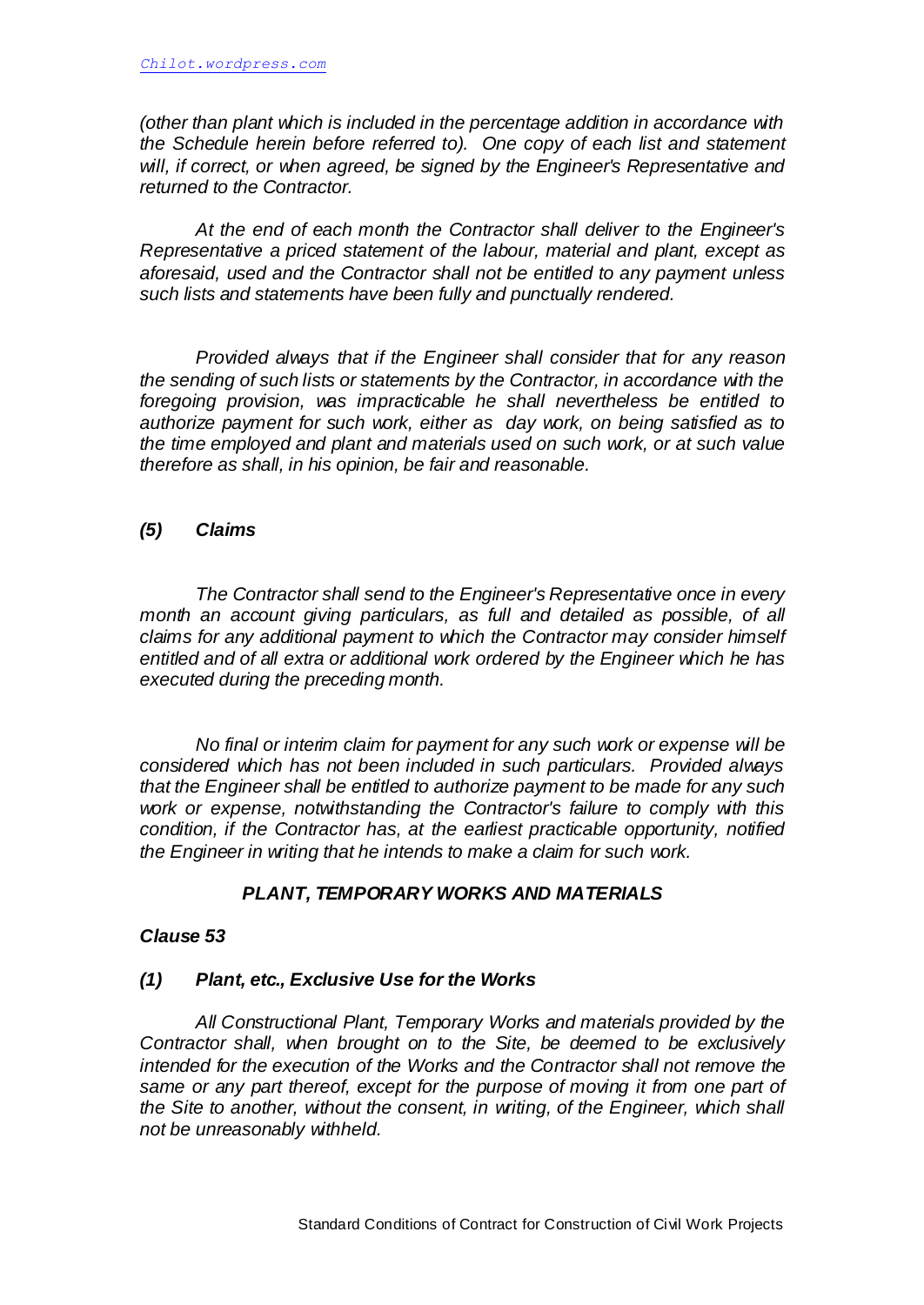*(other than plant which is included in the percentage addition in accordance with the Schedule herein before referred to). One copy of each list and statement will, if correct, or when agreed, be signed by the Engineer's Representative and returned to the Contractor.*

*At the end of each month the Contractor shall deliver to the Engineer's Representative a priced statement of the labour, material and plant, except as aforesaid, used and the Contractor shall not be entitled to any payment unless such lists and statements have been fully and punctually rendered.*

*Provided always that if the Engineer shall consider that for any reason the sending of such lists or statements by the Contractor, in accordance with the foregoing provision, was impracticable he shall nevertheless be entitled to authorize payment for such work, either as day work, on being satisfied as to the time employed and plant and materials used on such work, or at such value therefore as shall, in his opinion, be fair and reasonable.*

### *(5) Claims*

*The Contractor shall send to the Engineer's Representative once in every month an account giving particulars, as full and detailed as possible, of all claims for any additional payment to which the Contractor may consider himself entitled and of all extra or additional work ordered by the Engineer which he has executed during the preceding month.*

*No final or interim claim for payment for any such work or expense will be considered which has not been included in such particulars. Provided always that the Engineer shall be entitled to authorize payment to be made for any such work or expense, notwithstanding the Contractor's failure to comply with this condition, if the Contractor has, at the earliest practicable opportunity, notified the Engineer in writing that he intends to make a claim for such work.*

## *PLANT, TEMPORARY WORKS AND MATERIALS*

### *Clause 53*

### *(1) Plant, etc., Exclusive Use for the Works*

*All Constructional Plant, Temporary Works and materials provided by the Contractor shall, when brought on to the Site, be deemed to be exclusively intended for the execution of the Works and the Contractor shall not remove the same or any part thereof, except for the purpose of moving it from one part of the Site to another, without the consent, in writing, of the Engineer, which shall not be unreasonably withheld.*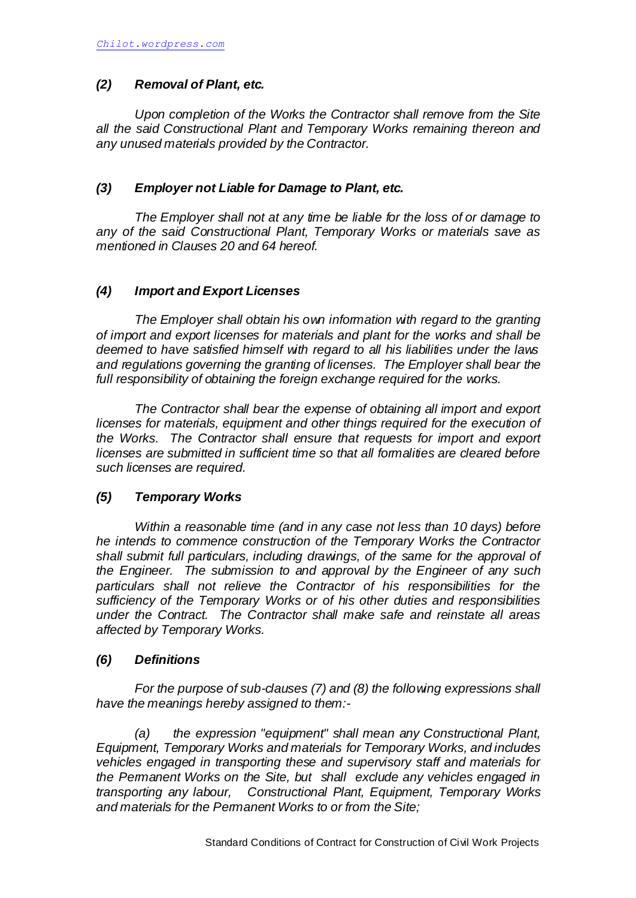### *(2) Removal of Plant, etc.*

*Upon completion of the Works the Contractor shall remove from the Site all the said Constructional Plant and Temporary Works remaining thereon and any unused materials provided by the Contractor.*

### *(3) Employer not Liable for Damage to Plant, etc.*

*The Employer shall not at any time be liable for the loss of or damage to any of the said Constructional Plant, Temporary Works or materials save as mentioned in Clauses 20 and 64 hereof.*

### *(4) Import and Export Licenses*

*The Employer shall obtain his own information with regard to the granting of import and export licenses for materials and plant for the works and shall be deemed to have satisfied himself with regard to all his liabilities under the laws and regulations governing the granting of licenses. The Employer shall bear the full responsibility of obtaining the foreign exchange required for the works.*

*The Contractor shall bear the expense of obtaining all import and export licenses for materials, equipment and other things required for the execution of the Works. The Contractor shall ensure that requests for import and export licenses are submitted in sufficient time so that all formalities are cleared before such licenses are required.*

### *(5) Temporary Works*

*Within a reasonable time (and in any case not less than 10 days) before he intends to commence construction of the Temporary Works the Contractor shall submit full particulars, including drawings, of the same for the approval of the Engineer. The submission to and approval by the Engineer of any such particulars shall not relieve the Contractor of his responsibilities for the sufficiency of the Temporary Works or of his other duties and responsibilities under the Contract. The Contractor shall make safe and reinstate all areas affected by Temporary Works.*

### *(6) Definitions*

*For the purpose of sub-clauses (7) and (8) the following expressions shall have the meanings hereby assigned to them:-*

*(a) the expression "equipment" shall mean any Constructional Plant, Equipment, Temporary Works and materials for Temporary Works, and includes vehicles engaged in transporting these and supervisory staff and materials for the Permanent Works on the Site, but shall exclude any vehicles engaged in transporting any labour, Constructional Plant, Equipment, Temporary Works and materials for the Permanent Works to or from the Site;*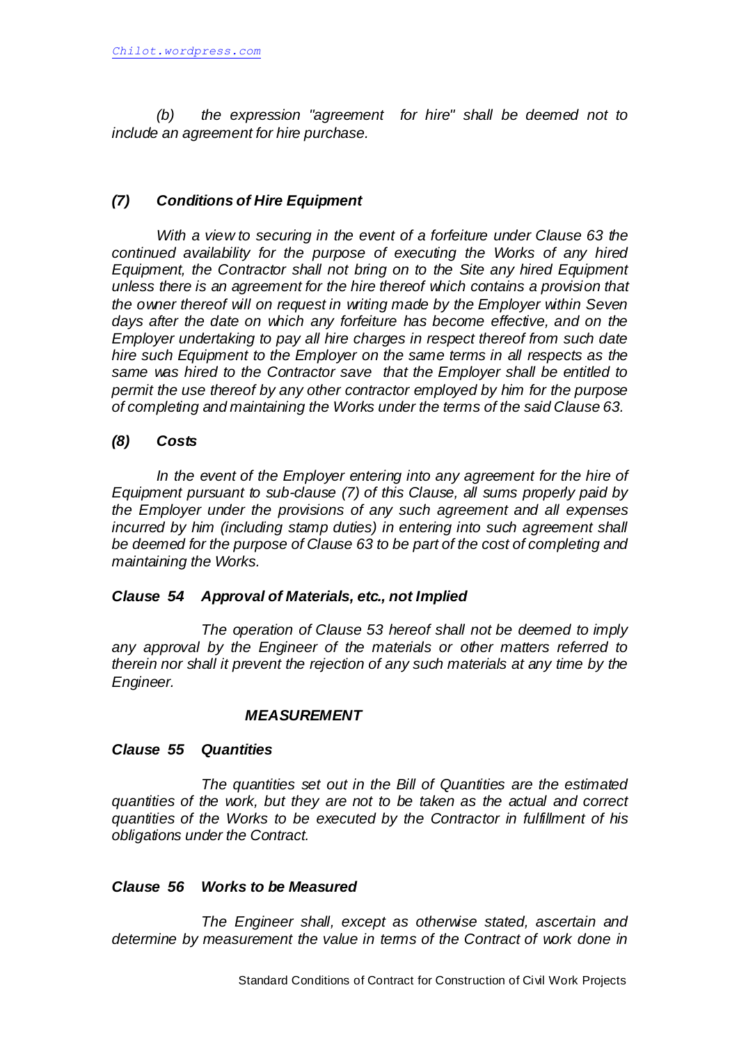*(b) the expression "agreement for hire" shall be deemed not to include an agreement for hire purchase.*

### *(7) Conditions of Hire Equipment*

*With a view to securing in the event of a forfeiture under Clause 63 the continued availability for the purpose of executing the Works of any hired Equipment, the Contractor shall not bring on to the Site any hired Equipment unless there is an agreement for the hire thereof which contains a provision that the owner thereof will on request in writing made by the Employer within Seven days after the date on which any forfeiture has become effective, and on the Employer undertaking to pay all hire charges in respect thereof from such date hire such Equipment to the Employer on the same terms in all respects as the same was hired to the Contractor save that the Employer shall be entitled to permit the use thereof by any other contractor employed by him for the purpose of completing and maintaining the Works under the terms of the said Clause 63.*

### *(8) Costs*

*In the event of the Employer entering into any agreement for the hire of Equipment pursuant to sub-clause (7) of this Clause, all sums properly paid by the Employer under the provisions of any such agreement and all expenses incurred by him (including stamp duties) in entering into such agreement shall be deemed for the purpose of Clause 63 to be part of the cost of completing and maintaining the Works.*

### *Clause 54 Approval of Materials, etc., not Implied*

*The operation of Clause 53 hereof shall not be deemed to imply any approval by the Engineer of the materials or other matters referred to therein nor shall it prevent the rejection of any such materials at any time by the Engineer.*

## *MEASUREMENT*

### *Clause 55 Quantities*

*The quantities set out in the Bill of Quantities are the estimated quantities of the work, but they are not to be taken as the actual and correct quantities of the Works to be executed by the Contractor in fulfillment of his obligations under the Contract.*

### *Clause 56 Works to be Measured*

*The Engineer shall, except as otherwise stated, ascertain and determine by measurement the value in terms of the Contract of work done in*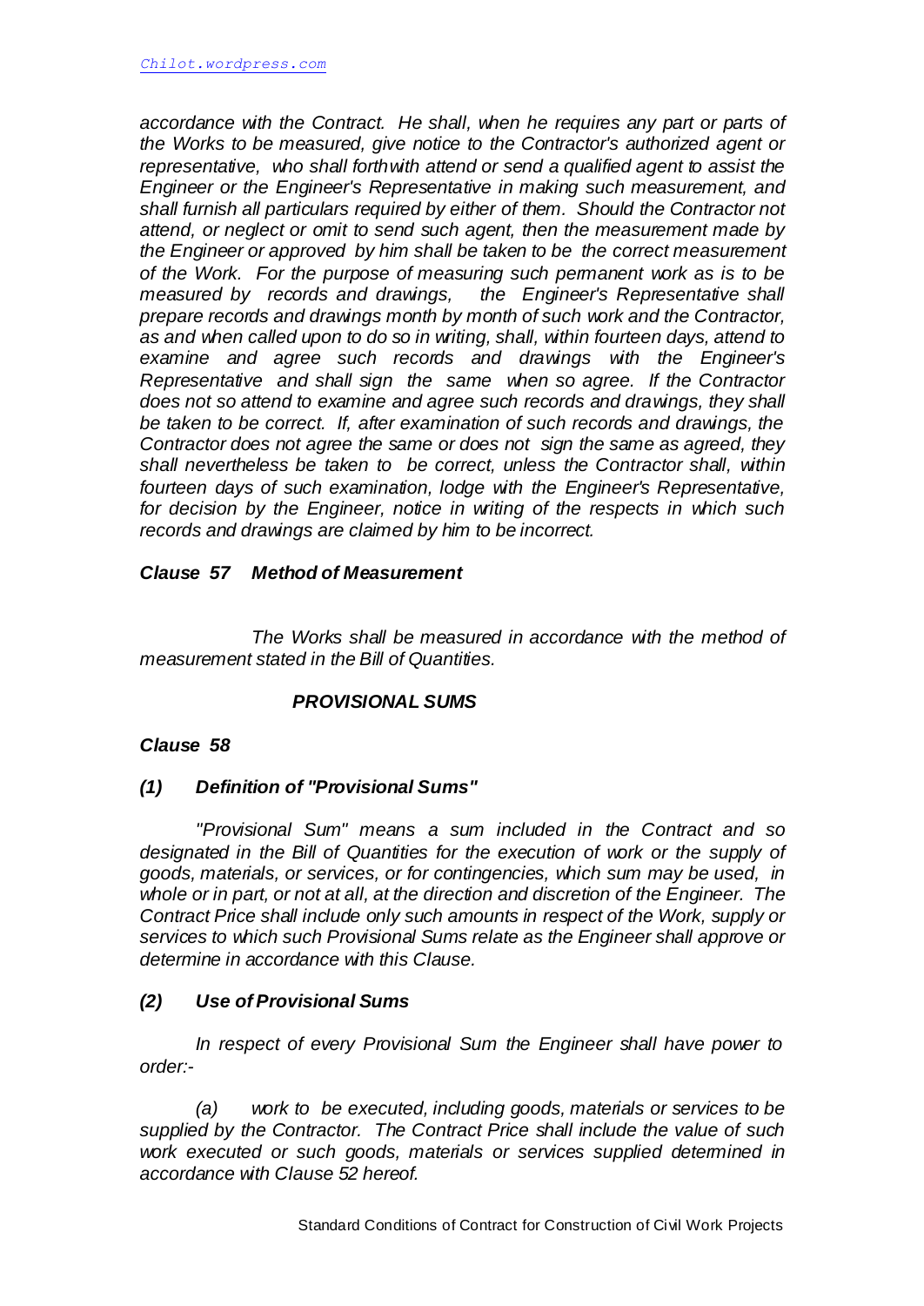*accordance with the Contract. He shall, when he requires any part or parts of the Works to be measured, give notice to the Contractor's authorized agent or representative, who shall forthwith attend or send a qualified agent to assist the Engineer or the Engineer's Representative in making such measurement, and shall furnish all particulars required by either of them. Should the Contractor not attend, or neglect or omit to send such agent, then the measurement made by the Engineer or approved by him shall be taken to be the correct measurement of the Work. For the purpose of measuring such permanent work as is to be measured by records and drawings, the Engineer's Representative shall prepare records and drawings month by month of such work and the Contractor, as and when called upon to do so in writing, shall, within fourteen days, attend to examine and agree such records and drawings with the Engineer's Representative and shall sign the same when so agree. If the Contractor does not so attend to examine and agree such records and drawings, they shall be taken to be correct. If, after examination of such records and drawings, the Contractor does not agree the same or does not sign the same as agreed, they shall nevertheless be taken to be correct, unless the Contractor shall, within fourteen days of such examination, lodge with the Engineer's Representative, for decision by the Engineer, notice in writing of the respects in which such records and drawings are claimed by him to be incorrect.*

### *Clause 57 Method of Measurement*

*The Works shall be measured in accordance with the method of measurement stated in the Bill of Quantities.*

## *PROVISIONAL SUMS*

### *Clause 58*

#### *(1) Definition of "Provisional Sums"*

*"Provisional Sum" means a sum included in the Contract and so designated in the Bill of Quantities for the execution of work or the supply of goods, materials, or services, or for contingencies, which sum may be used, in whole or in part, or not at all, at the direction and discretion of the Engineer. The Contract Price shall include only such amounts in respect of the Work, supply or services to which such Provisional Sums relate as the Engineer shall approve or determine in accordance with this Clause.*

#### *(2) Use of Provisional Sums*

*In respect of every Provisional Sum the Engineer shall have power to order:-*

*(a) work to be executed, including goods, materials or services to be supplied by the Contractor. The Contract Price shall include the value of such work executed or such goods, materials or services supplied determined in accordance with Clause 52 hereof.*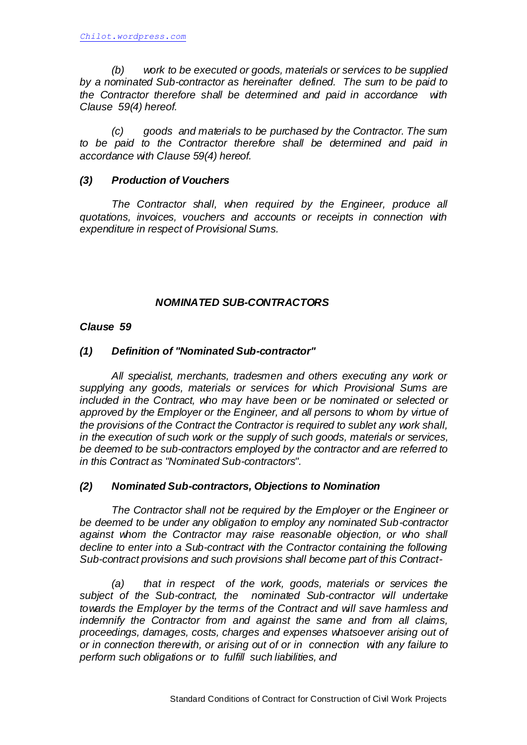*(b) work to be executed or goods, materials or services to be supplied by a nominated Sub-contractor as hereinafter defined. The sum to be paid to the Contractor therefore shall be determined and paid in accordance with Clause 59(4) hereof.*

*(c) goods and materials to be purchased by the Contractor. The sum to be paid to the Contractor therefore shall be determined and paid in accordance with Clause 59(4) hereof.*

***(3) Production of Vouchers***

*The Contractor shall, when required by the Engineer, produce all quotations, invoices, vouchers and accounts or receipts in connection with expenditure in respect of Provisional Sums.*

## ***NOMINATED SUB-CONTRACTORS***

***Clause 59***

***(1) Definition of "Nominated Sub-contractor"***

*All specialist, merchants, tradesmen and others executing any work or supplying any goods, materials or services for which Provisional Sums are included in the Contract, who may have been or be nominated or selected or approved by the Employer or the Engineer, and all persons to whom by virtue of the provisions of the Contract the Contractor is required to sublet any work shall, in the execution of such work or the supply of such goods, materials or services, be deemed to be sub-contractors employed by the contractor and are referred to in this Contract as "Nominated Sub-contractors".*

***(2) Nominated Sub-contractors, Objections to Nomination***

*The Contractor shall not be required by the Employer or the Engineer or be deemed to be under any obligation to employ any nominated Sub-contractor against whom the Contractor may raise reasonable objection, or who shall decline to enter into a Sub-contract with the Contractor containing the following Sub-contract provisions and such provisions shall become part of this Contract-*

*(a) that in respect of the work, goods, materials or services the subject of the Sub-contract, the nominated Sub-contractor will undertake towards the Employer by the terms of the Contract and will save harmless and indemnify the Contractor from and against the same and from all claims, proceedings, damages, costs, charges and expenses whatsoever arising out of or in connection therewith, or arising out of or in connection with any failure to perform such obligations or to fulfill such liabilities, and*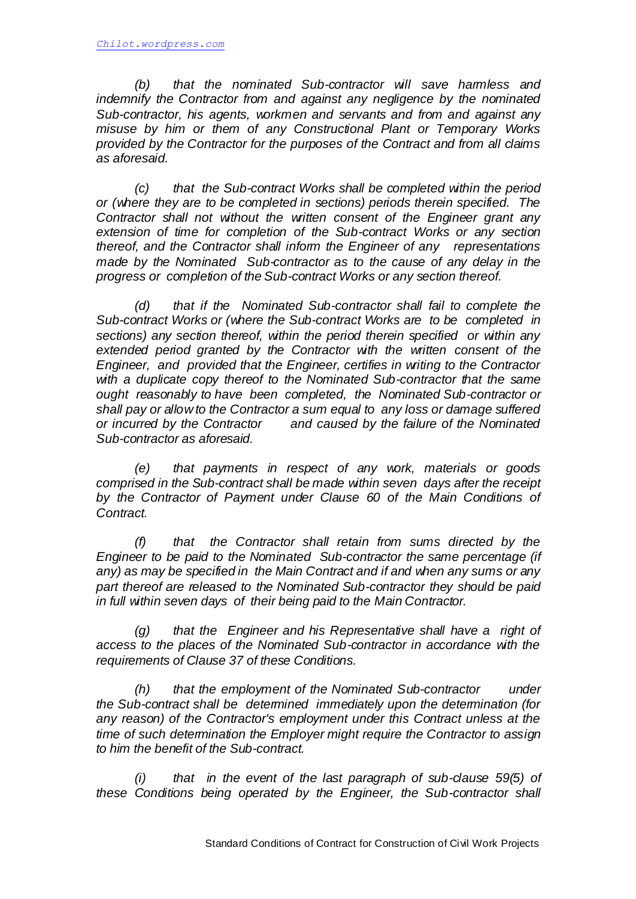*(b) that the nominated Sub-contractor will save harmless and indemnify the Contractor from and against any negligence by the nominated Sub-contractor, his agents, workmen and servants and from and against any misuse by him or them of any Constructional Plant or Temporary Works provided by the Contractor for the purposes of the Contract and from all claims as aforesaid.*

*(c) that the Sub-contract Works shall be completed within the period or (where they are to be completed in sections) periods therein specified. The Contractor shall not without the written consent of the Engineer grant any extension of time for completion of the Sub-contract Works or any section thereof, and the Contractor shall inform the Engineer of any representations made by the Nominated Sub-contractor as to the cause of any delay in the progress or completion of the Sub-contract Works or any section thereof.*

*(d) that if the Nominated Sub-contractor shall fail to complete the Sub-contract Works or (where the Sub-contract Works are to be completed in sections) any section thereof, within the period therein specified or within any extended period granted by the Contractor with the written consent of the Engineer, and provided that the Engineer, certifies in writing to the Contractor with a duplicate copy thereof to the Nominated Sub-contractor that the same ought reasonably to have been completed, the Nominated Sub-contractor or shall pay or allow to the Contractor a sum equal to any loss or damage suffered or incurred by the Contractor and caused by the failure of the Nominated Sub-contractor as aforesaid.*

*(e) that payments in respect of any work, materials or goods comprised in the Sub-contract shall be made within seven days after the receipt by the Contractor of Payment under Clause 60 of the Main Conditions of Contract.*

*(f) that the Contractor shall retain from sums directed by the Engineer to be paid to the Nominated Sub-contractor the same percentage (if any) as may be specified in the Main Contract and if and when any sums or any part thereof are released to the Nominated Sub-contractor they should be paid in full within seven days of their being paid to the Main Contractor.*

*(g) that the Engineer and his Representative shall have a right of access to the places of the Nominated Sub-contractor in accordance with the requirements of Clause 37 of these Conditions.*

*(h) that the employment of the Nominated Sub-contractor under the Sub-contract shall be determined immediately upon the determination (for any reason) of the Contractor's employment under this Contract unless at the time of such determination the Employer might require the Contractor to assign to him the benefit of the Sub-contract.*

*(i) that in the event of the last paragraph of sub-clause 59(5) of these Conditions being operated by the Engineer, the Sub-contractor shall*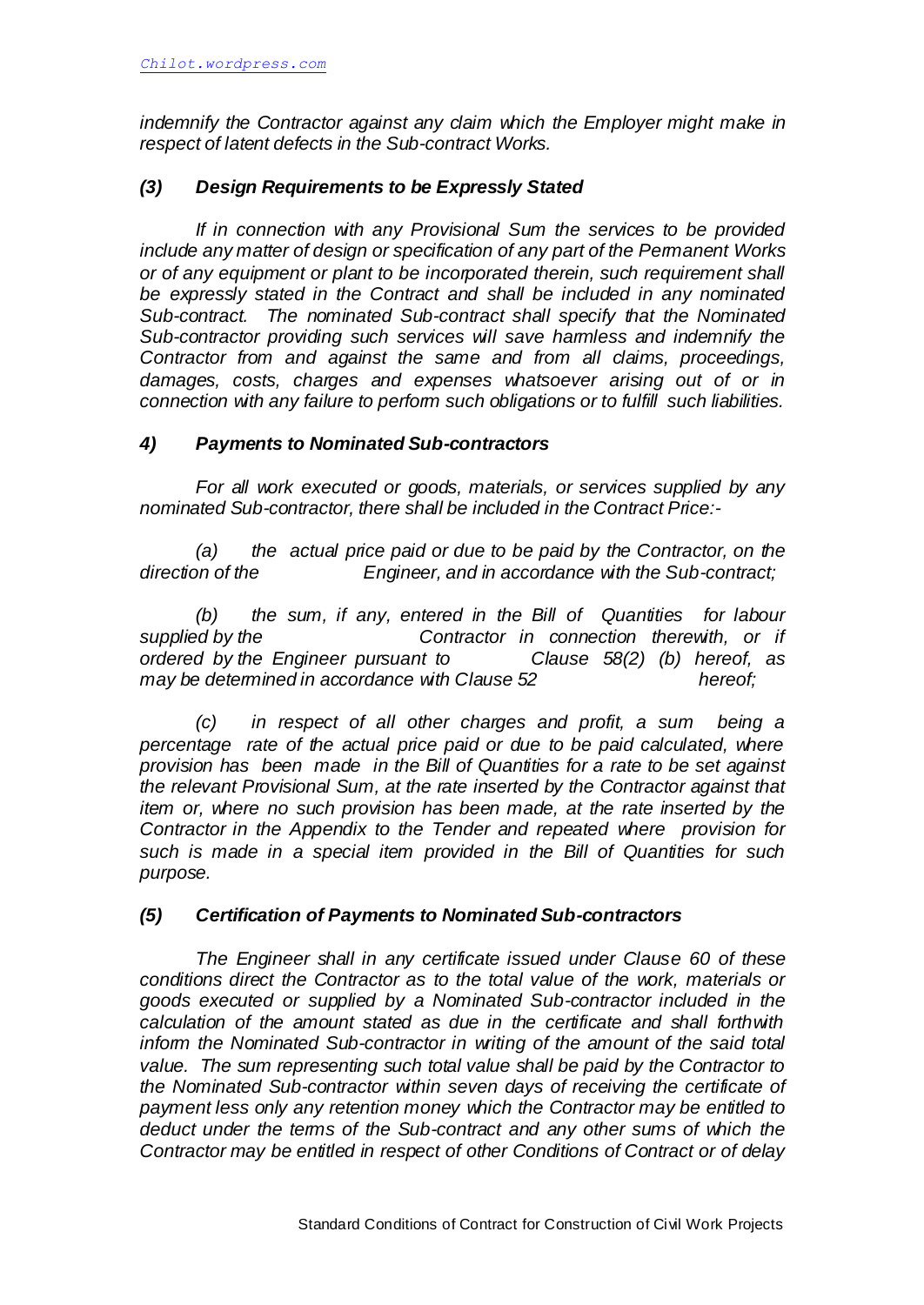*indemnify the Contractor against any claim which the Employer might make in respect of latent defects in the Sub-contract Works.*

### *(3) Design Requirements to be Expressly Stated*

*If in connection with any Provisional Sum the services to be provided include any matter of design or specification of any part of the Permanent Works or of any equipment or plant to be incorporated therein, such requirement shall be expressly stated in the Contract and shall be included in any nominated Sub-contract. The nominated Sub-contract shall specify that the Nominated Sub-contractor providing such services will save harmless and indemnify the Contractor from and against the same and from all claims, proceedings, damages, costs, charges and expenses whatsoever arising out of or in connection with any failure to perform such obligations or to fulfill such liabilities.*

### *4) Payments to Nominated Sub-contractors*

*For all work executed or goods, materials, or services supplied by any nominated Sub-contractor, there shall be included in the Contract Price:-*

*(a) the actual price paid or due to be paid by the Contractor, on the direction of the Engineer, and in accordance with the Sub-contract;*

*(b) the sum, if any, entered in the Bill of Quantities for labour supplied by the Contractor in connection therewith, or if ordered by the Engineer pursuant to Clause 58(2) (b) hereof, as may be determined in accordance with Clause 52 hereof;*

*(c) in respect of all other charges and profit, a sum being a percentage rate of the actual price paid or due to be paid calculated, where provision has been made in the Bill of Quantities for a rate to be set against the relevant Provisional Sum, at the rate inserted by the Contractor against that item or, where no such provision has been made, at the rate inserted by the Contractor in the Appendix to the Tender and repeated where provision for such is made in a special item provided in the Bill of Quantities for such purpose.*

### *(5) Certification of Payments to Nominated Sub-contractors*

*The Engineer shall in any certificate issued under Clause 60 of these conditions direct the Contractor as to the total value of the work, materials or goods executed or supplied by a Nominated Sub-contractor included in the calculation of the amount stated as due in the certificate and shall forthwith inform the Nominated Sub-contractor in writing of the amount of the said total value. The sum representing such total value shall be paid by the Contractor to the Nominated Sub-contractor within seven days of receiving the certificate of payment less only any retention money which the Contractor may be entitled to deduct under the terms of the Sub-contract and any other sums of which the Contractor may be entitled in respect of other Conditions of Contract or of delay*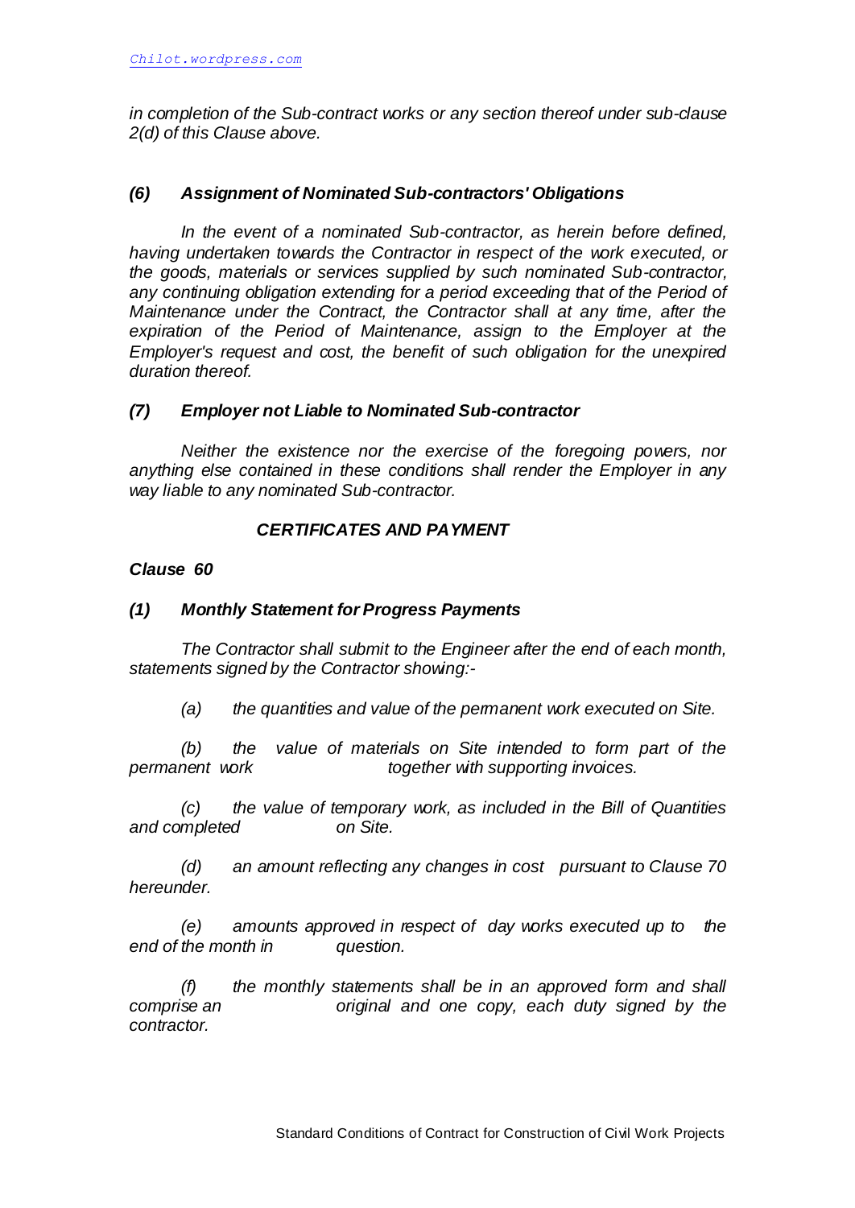*in completion of the Sub-contract works or any section thereof under sub-clause 2(d) of this Clause above.*

### *(6) Assignment of Nominated Sub-contractors' Obligations*

*In the event of a nominated Sub-contractor, as herein before defined, having undertaken towards the Contractor in respect of the work executed, or the goods, materials or services supplied by such nominated Sub-contractor, any continuing obligation extending for a period exceeding that of the Period of Maintenance under the Contract, the Contractor shall at any time, after the expiration of the Period of Maintenance, assign to the Employer at the Employer's request and cost, the benefit of such obligation for the unexpired duration thereof.*

### *(7) Employer not Liable to Nominated Sub-contractor*

*Neither the existence nor the exercise of the foregoing powers, nor anything else contained in these conditions shall render the Employer in any way liable to any nominated Sub-contractor.*

## *CERTIFICATES AND PAYMENT*

### *Clause 60*

### *(1) Monthly Statement for Progress Payments*

*The Contractor shall submit to the Engineer after the end of each month, statements signed by the Contractor showing:-*

*(a) the quantities and value of the permanent work executed on Site.*

*(b) the value of materials on Site intended to form part of the permanent work together with supporting invoices.*

*(c) the value of temporary work, as included in the Bill of Quantities and completed on Site.*

*(d) an amount reflecting any changes in cost pursuant to Clause 70 hereunder.*

*(e) amounts approved in respect of day works executed up to the end of the month in question.*

*(f) the monthly statements shall be in an approved form and shall comprise an original and one copy, each duty signed by the contractor.*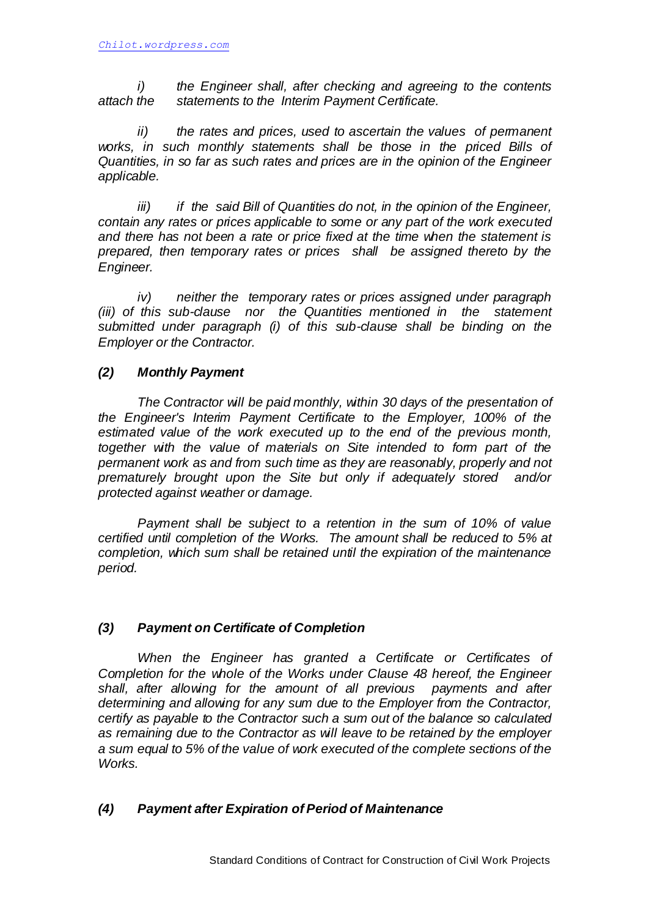*i) the Engineer shall, after checking and agreeing to the contents attach the statements to the Interim Payment Certificate.*

*ii) the rates and prices, used to ascertain the values of permanent works, in such monthly statements shall be those in the priced Bills of Quantities, in so far as such rates and prices are in the opinion of the Engineer applicable.*

*iii) if the said Bill of Quantities do not, in the opinion of the Engineer, contain any rates or prices applicable to some or any part of the work executed and there has not been a rate or price fixed at the time when the statement is prepared, then temporary rates or prices shall be assigned thereto by the Engineer.*

*iv) neither the temporary rates or prices assigned under paragraph (iii) of this sub-clause nor the Quantities mentioned in the statement submitted under paragraph (i) of this sub-clause shall be binding on the Employer or the Contractor.*

***(2) Monthly Payment***

*The Contractor will be paid monthly, within 30 days of the presentation of the Engineer's Interim Payment Certificate to the Employer, 100% of the estimated value of the work executed up to the end of the previous month, together with the value of materials on Site intended to form part of the permanent work as and from such time as they are reasonably, properly and not prematurely brought upon the Site but only if adequately stored and/or protected against weather or damage.*

*Payment shall be subject to a retention in the sum of 10% of value certified until completion of the Works. The amount shall be reduced to 5% at completion, which sum shall be retained until the expiration of the maintenance period.*

***(3) Payment on Certificate of Completion***

*When the Engineer has granted a Certificate or Certificates of Completion for the whole of the Works under Clause 48 hereof, the Engineer shall, after allowing for the amount of all previous payments and after determining and allowing for any sum due to the Employer from the Contractor, certify as payable to the Contractor such a sum out of the balance so calculated as remaining due to the Contractor as will leave to be retained by the employer a sum equal to 5% of the value of work executed of the complete sections of the Works.*

***(4) Payment after Expiration of Period of Maintenance***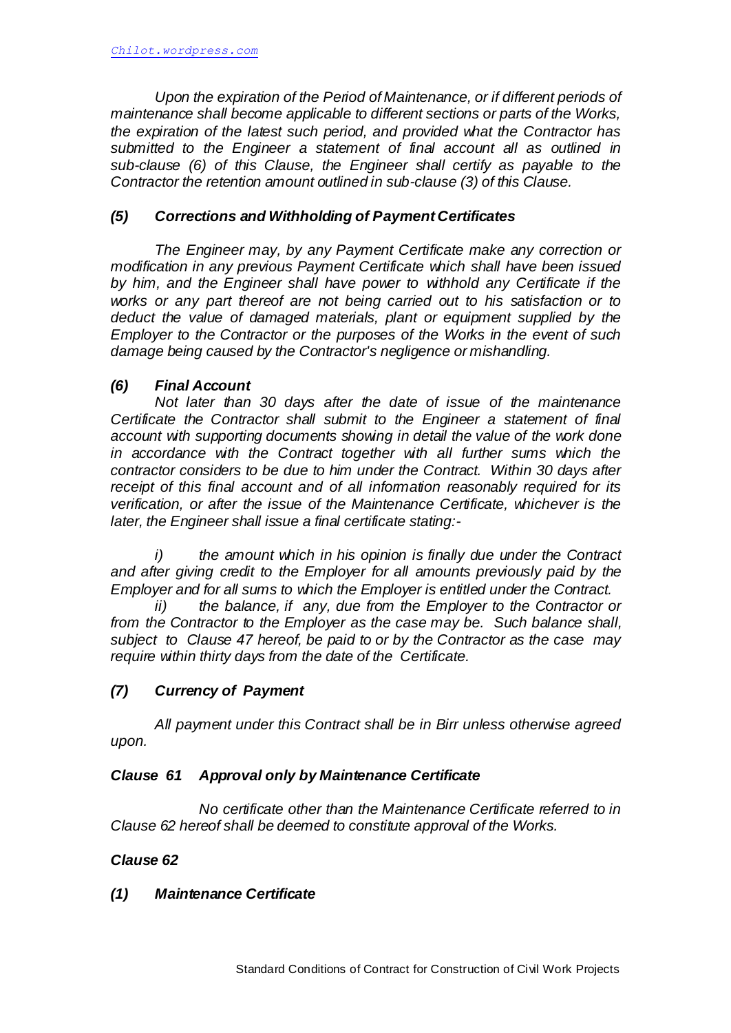*Upon the expiration of the Period of Maintenance, or if different periods of maintenance shall become applicable to different sections or parts of the Works, the expiration of the latest such period, and provided what the Contractor has submitted to the Engineer a statement of final account all as outlined in sub-clause (6) of this Clause, the Engineer shall certify as payable to the Contractor the retention amount outlined in sub-clause (3) of this Clause.*

### *(5) Corrections and Withholding of Payment Certificates*

*The Engineer may, by any Payment Certificate make any correction or modification in any previous Payment Certificate which shall have been issued by him, and the Engineer shall have power to withhold any Certificate if the works or any part thereof are not being carried out to his satisfaction or to deduct the value of damaged materials, plant or equipment supplied by the Employer to the Contractor or the purposes of the Works in the event of such damage being caused by the Contractor's negligence or mishandling.*

### *(6) Final Account*

*Not later than 30 days after the date of issue of the maintenance Certificate the Contractor shall submit to the Engineer a statement of final account with supporting documents showing in detail the value of the work done in accordance with the Contract together with all further sums which the contractor considers to be due to him under the Contract. Within 30 days after receipt of this final account and of all information reasonably required for its verification, or after the issue of the Maintenance Certificate, whichever is the later, the Engineer shall issue a final certificate stating:-*

*i) the amount which in his opinion is finally due under the Contract and after giving credit to the Employer for all amounts previously paid by the Employer and for all sums to which the Employer is entitled under the Contract.*

*ii) the balance, if any, due from the Employer to the Contractor or from the Contractor to the Employer as the case may be. Such balance shall, subject to Clause 47 hereof, be paid to or by the Contractor as the case may require within thirty days from the date of the Certificate.*

### *(7) Currency of Payment*

*All payment under this Contract shall be in Birr unless otherwise agreed upon.*

### *Clause 61 Approval only by Maintenance Certificate*

*No certificate other than the Maintenance Certificate referred to in Clause 62 hereof shall be deemed to constitute approval of the Works.*

### *Clause 62*

### *(1) Maintenance Certificate*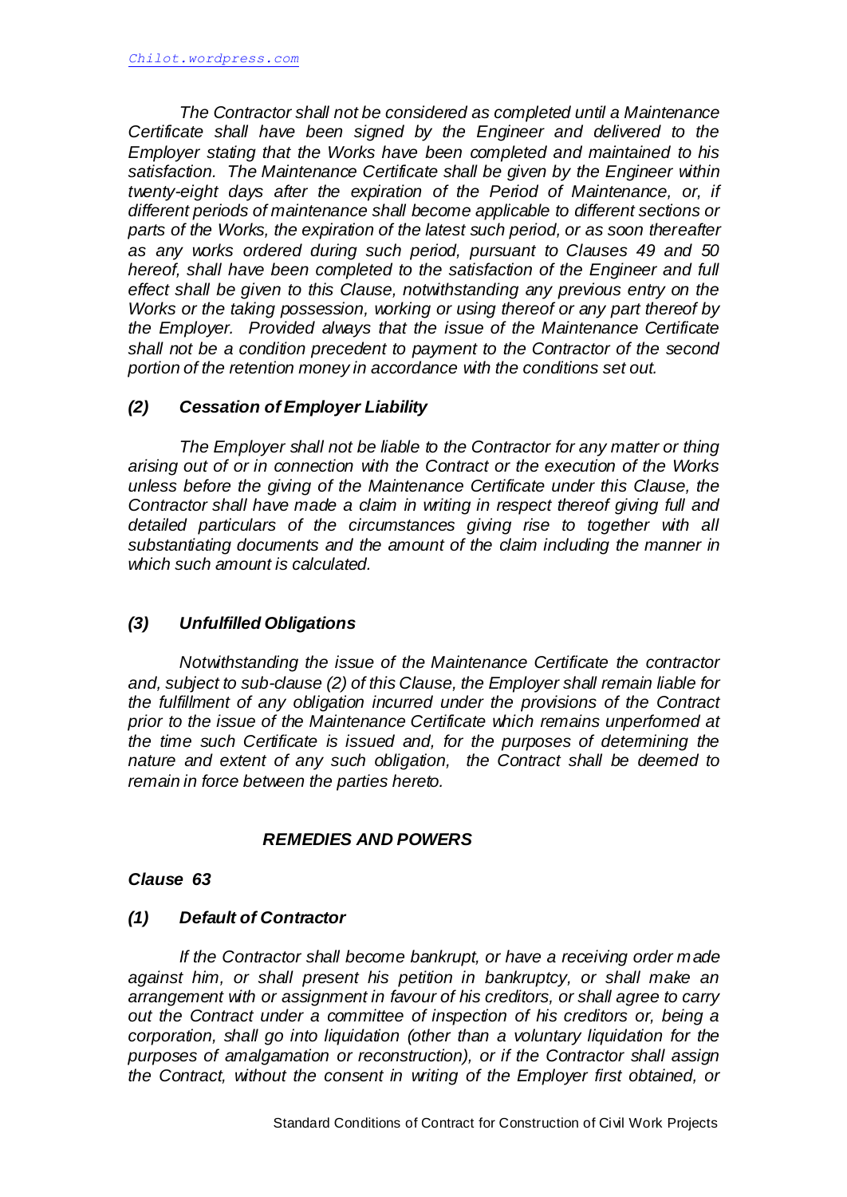*The Contractor shall not be considered as completed until a Maintenance Certificate shall have been signed by the Engineer and delivered to the Employer stating that the Works have been completed and maintained to his satisfaction. The Maintenance Certificate shall be given by the Engineer within twenty-eight days after the expiration of the Period of Maintenance, or, if different periods of maintenance shall become applicable to different sections or parts of the Works, the expiration of the latest such period, or as soon thereafter as any works ordered during such period, pursuant to Clauses 49 and 50 hereof, shall have been completed to the satisfaction of the Engineer and full effect shall be given to this Clause, notwithstanding any previous entry on the Works or the taking possession, working or using thereof or any part thereof by the Employer. Provided always that the issue of the Maintenance Certificate shall not be a condition precedent to payment to the Contractor of the second portion of the retention money in accordance with the conditions set out.*

### *(2) Cessation of Employer Liability*

*The Employer shall not be liable to the Contractor for any matter or thing arising out of or in connection with the Contract or the execution of the Works unless before the giving of the Maintenance Certificate under this Clause, the Contractor shall have made a claim in writing in respect thereof giving full and detailed particulars of the circumstances giving rise to together with all substantiating documents and the amount of the claim including the manner in which such amount is calculated.*

### *(3) Unfulfilled Obligations*

*Notwithstanding the issue of the Maintenance Certificate the contractor and, subject to sub-clause (2) of this Clause, the Employer shall remain liable for the fulfillment of any obligation incurred under the provisions of the Contract prior to the issue of the Maintenance Certificate which remains unperformed at the time such Certificate is issued and, for the purposes of determining the nature and extent of any such obligation, the Contract shall be deemed to remain in force between the parties hereto.*

## *REMEDIES AND POWERS*

### *Clause 63*

### *(1) Default of Contractor*

*If the Contractor shall become bankrupt, or have a receiving order made against him, or shall present his petition in bankruptcy, or shall make an arrangement with or assignment in favour of his creditors, or shall agree to carry out the Contract under a committee of inspection of his creditors or, being a corporation, shall go into liquidation (other than a voluntary liquidation for the purposes of amalgamation or reconstruction), or if the Contractor shall assign the Contract, without the consent in writing of the Employer first obtained, or*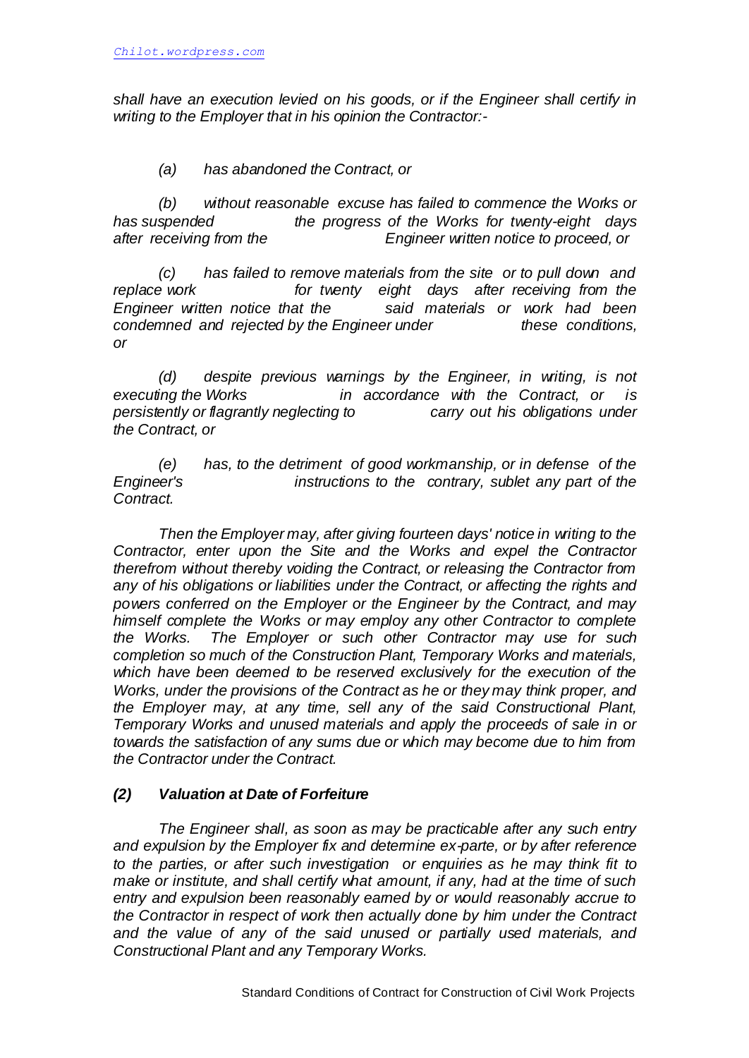*shall have an execution levied on his goods, or if the Engineer shall certify in writing to the Employer that in his opinion the Contractor:-*

*(a) has abandoned the Contract, or*

*(b) without reasonable excuse has failed to commence the Works or has suspended the progress of the Works for twenty-eight days after receiving from the Engineer written notice to proceed, or*

*(c) has failed to remove materials from the site or to pull down and replace work for twenty eight days after receiving from the Engineer written notice that the said materials or work had been condemned and rejected by the Engineer under these conditions, or*

*(d) despite previous warnings by the Engineer, in writing, is not executing the Works in accordance with the Contract, or is persistently or flagrantly neglecting to carry out his obligations under the Contract, or*

*(e) has, to the detriment of good workmanship, or in defense of the Engineer's instructions to the contrary, sublet any part of the Contract.*

*Then the Employer may, after giving fourteen days' notice in writing to the Contractor, enter upon the Site and the Works and expel the Contractor therefrom without thereby voiding the Contract, or releasing the Contractor from any of his obligations or liabilities under the Contract, or affecting the rights and powers conferred on the Employer or the Engineer by the Contract, and may himself complete the Works or may employ any other Contractor to complete the Works. The Employer or such other Contractor may use for such completion so much of the Construction Plant, Temporary Works and materials, which have been deemed to be reserved exclusively for the execution of the Works, under the provisions of the Contract as he or they may think proper, and the Employer may, at any time, sell any of the said Constructional Plant, Temporary Works and unused materials and apply the proceeds of sale in or towards the satisfaction of any sums due or which may become due to him from the Contractor under the Contract.*

### *(2) Valuation at Date of Forfeiture*

*The Engineer shall, as soon as may be practicable after any such entry and expulsion by the Employer fix and determine ex-parte, or by after reference to the parties, or after such investigation or enquiries as he may think fit to make or institute, and shall certify what amount, if any, had at the time of such entry and expulsion been reasonably earned by or would reasonably accrue to the Contractor in respect of work then actually done by him under the Contract and the value of any of the said unused or partially used materials, and Constructional Plant and any Temporary Works.*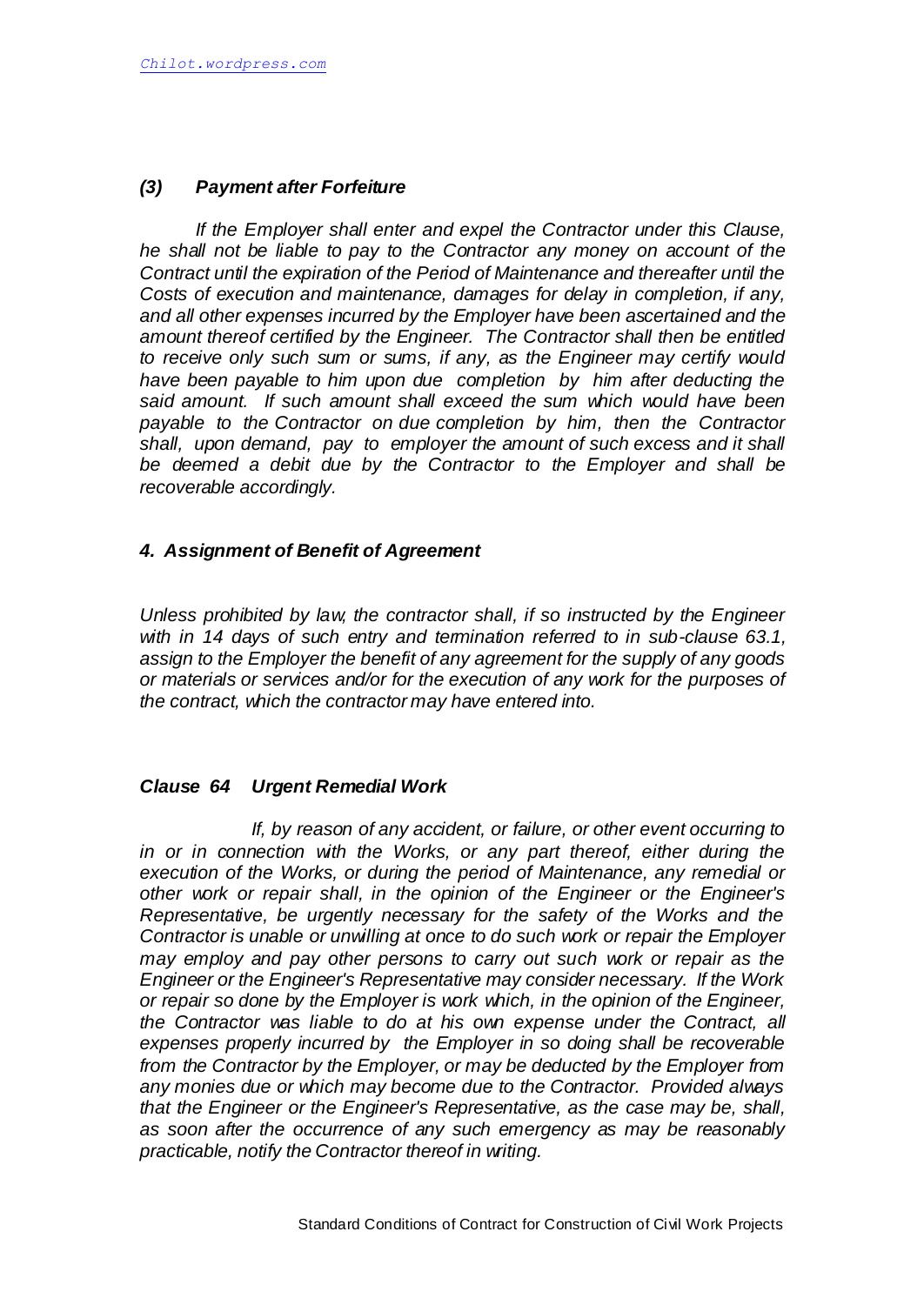### *(3) Payment after Forfeiture*

*If the Employer shall enter and expel the Contractor under this Clause, he shall not be liable to pay to the Contractor any money on account of the Contract until the expiration of the Period of Maintenance and thereafter until the Costs of execution and maintenance, damages for delay in completion, if any, and all other expenses incurred by the Employer have been ascertained and the amount thereof certified by the Engineer. The Contractor shall then be entitled to receive only such sum or sums, if any, as the Engineer may certify would have been payable to him upon due completion by him after deducting the said amount. If such amount shall exceed the sum which would have been payable to the Contractor on due completion by him, then the Contractor shall, upon demand, pay to employer the amount of such excess and it shall be deemed a debit due by the Contractor to the Employer and shall be recoverable accordingly.*

### *4. Assignment of Benefit of Agreement*

*Unless prohibited by law, the contractor shall, if so instructed by the Engineer with in 14 days of such entry and termination referred to in sub-clause 63.1, assign to the Employer the benefit of any agreement for the supply of any goods or materials or services and/or for the execution of any work for the purposes of the contract, which the contractor may have entered into.*

## *Clause 64 Urgent Remedial Work*

*If, by reason of any accident, or failure, or other event occurring to in or in connection with the Works, or any part thereof, either during the execution of the Works, or during the period of Maintenance, any remedial or other work or repair shall, in the opinion of the Engineer or the Engineer's Representative, be urgently necessary for the safety of the Works and the Contractor is unable or unwilling at once to do such work or repair the Employer may employ and pay other persons to carry out such work or repair as the Engineer or the Engineer's Representative may consider necessary. If the Work or repair so done by the Employer is work which, in the opinion of the Engineer, the Contractor was liable to do at his own expense under the Contract, all expenses properly incurred by the Employer in so doing shall be recoverable from the Contractor by the Employer, or may be deducted by the Employer from any monies due or which may become due to the Contractor. Provided always that the Engineer or the Engineer's Representative, as the case may be, shall, as soon after the occurrence of any such emergency as may be reasonably practicable, notify the Contractor thereof in writing.*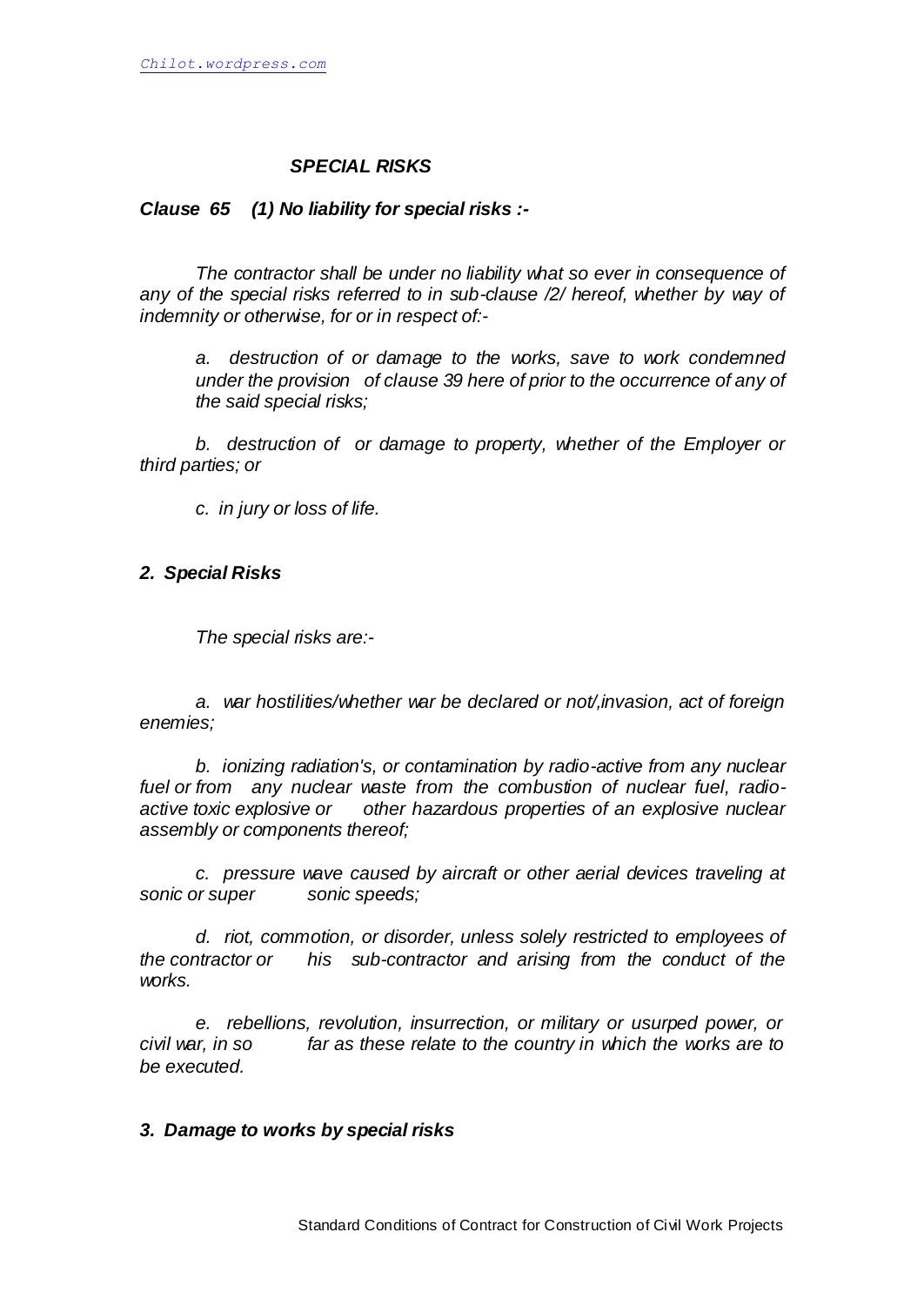## *SPECIAL RISKS*

***Clause 65 (1) No liability for special risks :-***

*The contractor shall be under no liability what so ever in consequence of any of the special risks referred to in sub-clause /2/ hereof, whether by way of indemnity or otherwise, for or in respect of:-*

*a. destruction of or damage to the works, save to work condemned under the provision of clause 39 here of prior to the occurrence of any of the said special risks;*

*b. destruction of or damage to property, whether of the Employer or third parties; or*

*c. in jury or loss of life.*

***2. Special Risks***

*The special risks are:-*

*a. war hostilities/whether war be declared or not/,invasion, act of foreign enemies;*

*b. ionizing radiation's, or contamination by radio-active from any nuclear fuel or from any nuclear waste from the combustion of nuclear fuel, radio-active toxic explosive or other hazardous properties of an explosive nuclear assembly or components thereof;*

*c. pressure wave caused by aircraft or other aerial devices traveling at sonic or super sonic speeds;*

*d. riot, commotion, or disorder, unless solely restricted to employees of the contractor or his sub-contractor and arising from the conduct of the works.*

*e. rebellions, revolution, insurrection, or military or usurped power, or civil war, in so far as these relate to the country in which the works are to be executed.*

***3. Damage to works by special risks***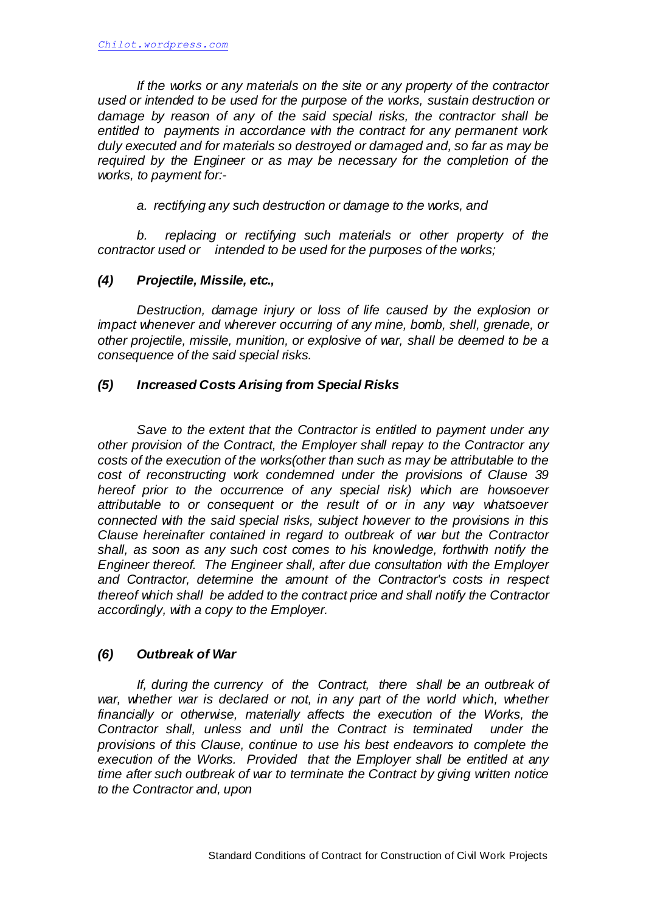*If the works or any materials on the site or any property of the contractor used or intended to be used for the purpose of the works, sustain destruction or damage by reason of any of the said special risks, the contractor shall be entitled to payments in accordance with the contract for any permanent work duly executed and for materials so destroyed or damaged and, so far as may be required by the Engineer or as may be necessary for the completion of the works, to payment for:-*

*a. rectifying any such destruction or damage to the works, and*

*b. replacing or rectifying such materials or other property of the contractor used or intended to be used for the purposes of the works;*

***(4) Projectile, Missile, etc.,***

*Destruction, damage injury or loss of life caused by the explosion or impact whenever and wherever occurring of any mine, bomb, shell, grenade, or other projectile, missile, munition, or explosive of war, shall be deemed to be a consequence of the said special risks.*

***(5) Increased Costs Arising from Special Risks***

*Save to the extent that the Contractor is entitled to payment under any other provision of the Contract, the Employer shall repay to the Contractor any costs of the execution of the works(other than such as may be attributable to the cost of reconstructing work condemned under the provisions of Clause 39 hereof prior to the occurrence of any special risk) which are howsoever attributable to or consequent or the result of or in any way whatsoever connected with the said special risks, subject however to the provisions in this Clause hereinafter contained in regard to outbreak of war but the Contractor shall, as soon as any such cost comes to his knowledge, forthwith notify the Engineer thereof. The Engineer shall, after due consultation with the Employer and Contractor, determine the amount of the Contractor's costs in respect thereof which shall be added to the contract price and shall notify the Contractor accordingly, with a copy to the Employer.*

***(6) Outbreak of War***

*If, during the currency of the Contract, there shall be an outbreak of war, whether war is declared or not, in any part of the world which, whether financially or otherwise, materially affects the execution of the Works, the Contractor shall, unless and until the Contract is terminated under the provisions of this Clause, continue to use his best endeavors to complete the execution of the Works. Provided that the Employer shall be entitled at any time after such outbreak of war to terminate the Contract by giving written notice to the Contractor and, upon*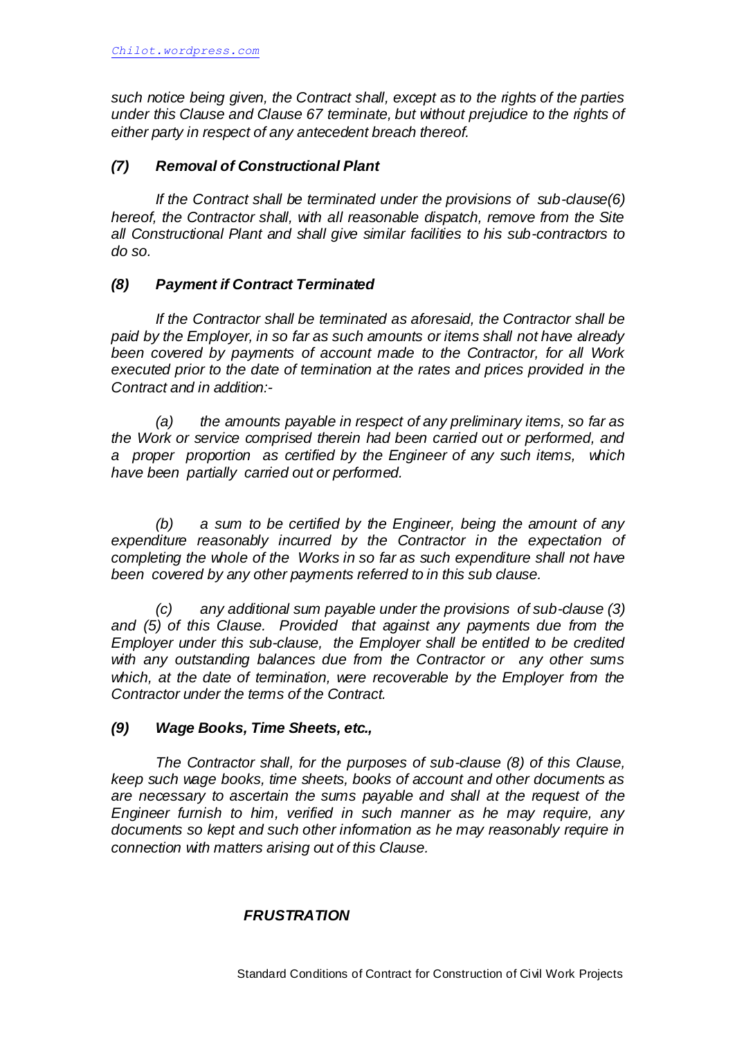*such notice being given, the Contract shall, except as to the rights of the parties under this Clause and Clause 67 terminate, but without prejudice to the rights of either party in respect of any antecedent breach thereof.*

### *(7) Removal of Constructional Plant*

*If the Contract shall be terminated under the provisions of sub-clause(6) hereof, the Contractor shall, with all reasonable dispatch, remove from the Site all Constructional Plant and shall give similar facilities to his sub-contractors to do so.*

### *(8) Payment if Contract Terminated*

*If the Contractor shall be terminated as aforesaid, the Contractor shall be paid by the Employer, in so far as such amounts or items shall not have already been covered by payments of account made to the Contractor, for all Work executed prior to the date of termination at the rates and prices provided in the Contract and in addition:-*

*(a) the amounts payable in respect of any preliminary items, so far as the Work or service comprised therein had been carried out or performed, and a proper proportion as certified by the Engineer of any such items, which have been partially carried out or performed.*

*(b) a sum to be certified by the Engineer, being the amount of any expenditure reasonably incurred by the Contractor in the expectation of completing the whole of the Works in so far as such expenditure shall not have been covered by any other payments referred to in this sub clause.*

*(c) any additional sum payable under the provisions of sub-clause (3) and (5) of this Clause. Provided that against any payments due from the Employer under this sub-clause, the Employer shall be entitled to be credited with any outstanding balances due from the Contractor or any other sums which, at the date of termination, were recoverable by the Employer from the Contractor under the terms of the Contract.*

### *(9) Wage Books, Time Sheets, etc.,*

*The Contractor shall, for the purposes of sub-clause (8) of this Clause, keep such wage books, time sheets, books of account and other documents as are necessary to ascertain the sums payable and shall at the request of the Engineer furnish to him, verified in such manner as he may require, any documents so kept and such other information as he may reasonably require in connection with matters arising out of this Clause.*

## *FRUSTRATION*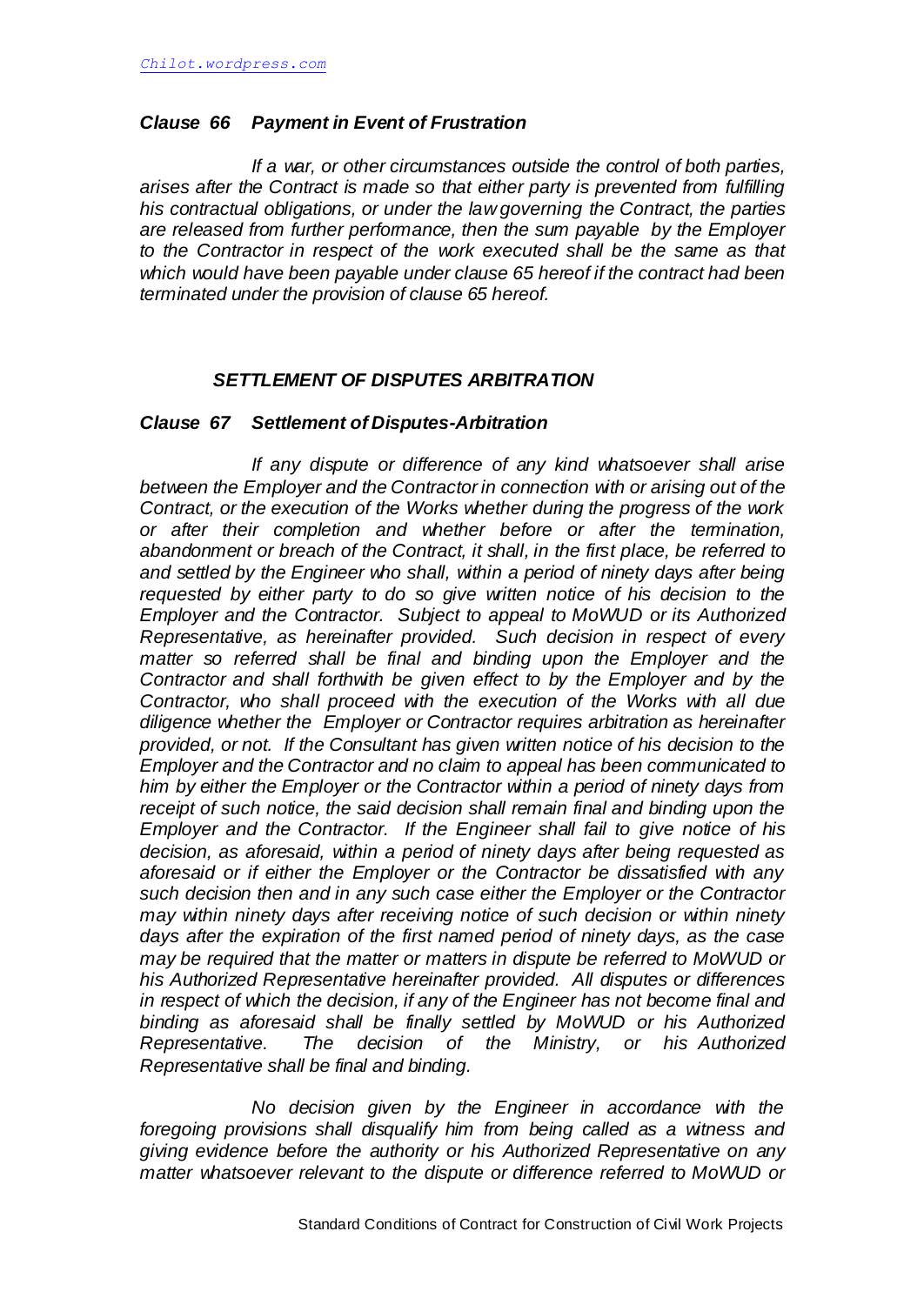### *Clause 66 Payment in Event of Frustration*

*If a war, or other circumstances outside the control of both parties, arises after the Contract is made so that either party is prevented from fulfilling his contractual obligations, or under the law governing the Contract, the parties are released from further performance, then the sum payable by the Employer to the Contractor in respect of the work executed shall be the same as that which would have been payable under clause 65 hereof if the contract had been terminated under the provision of clause 65 hereof.*

## *SETTLEMENT OF DISPUTES ARBITRATION*

### *Clause 67 Settlement of Disputes-Arbitration*

*If any dispute or difference of any kind whatsoever shall arise between the Employer and the Contractor in connection with or arising out of the Contract, or the execution of the Works whether during the progress of the work or after their completion and whether before or after the termination, abandonment or breach of the Contract, it shall, in the first place, be referred to and settled by the Engineer who shall, within a period of ninety days after being requested by either party to do so give written notice of his decision to the Employer and the Contractor. Subject to appeal to MoWUD or its Authorized Representative, as hereinafter provided. Such decision in respect of every matter so referred shall be final and binding upon the Employer and the Contractor and shall forthwith be given effect to by the Employer and by the Contractor, who shall proceed with the execution of the Works with all due diligence whether the Employer or Contractor requires arbitration as hereinafter provided, or not. If the Consultant has given written notice of his decision to the Employer and the Contractor and no claim to appeal has been communicated to him by either the Employer or the Contractor within a period of ninety days from receipt of such notice, the said decision shall remain final and binding upon the Employer and the Contractor. If the Engineer shall fail to give notice of his decision, as aforesaid, within a period of ninety days after being requested as aforesaid or if either the Employer or the Contractor be dissatisfied with any such decision then and in any such case either the Employer or the Contractor may within ninety days after receiving notice of such decision or within ninety days after the expiration of the first named period of ninety days, as the case may be required that the matter or matters in dispute be referred to MoWUD or his Authorized Representative hereinafter provided. All disputes or differences in respect of which the decision, if any of the Engineer has not become final and binding as aforesaid shall be finally settled by MoWUD or his Authorized Representative. The decision of the Ministry, or his Authorized Representative shall be final and binding.*

*No decision given by the Engineer in accordance with the foregoing provisions shall disqualify him from being called as a witness and giving evidence before the authority or his Authorized Representative on any matter whatsoever relevant to the dispute or difference referred to MoWUD or*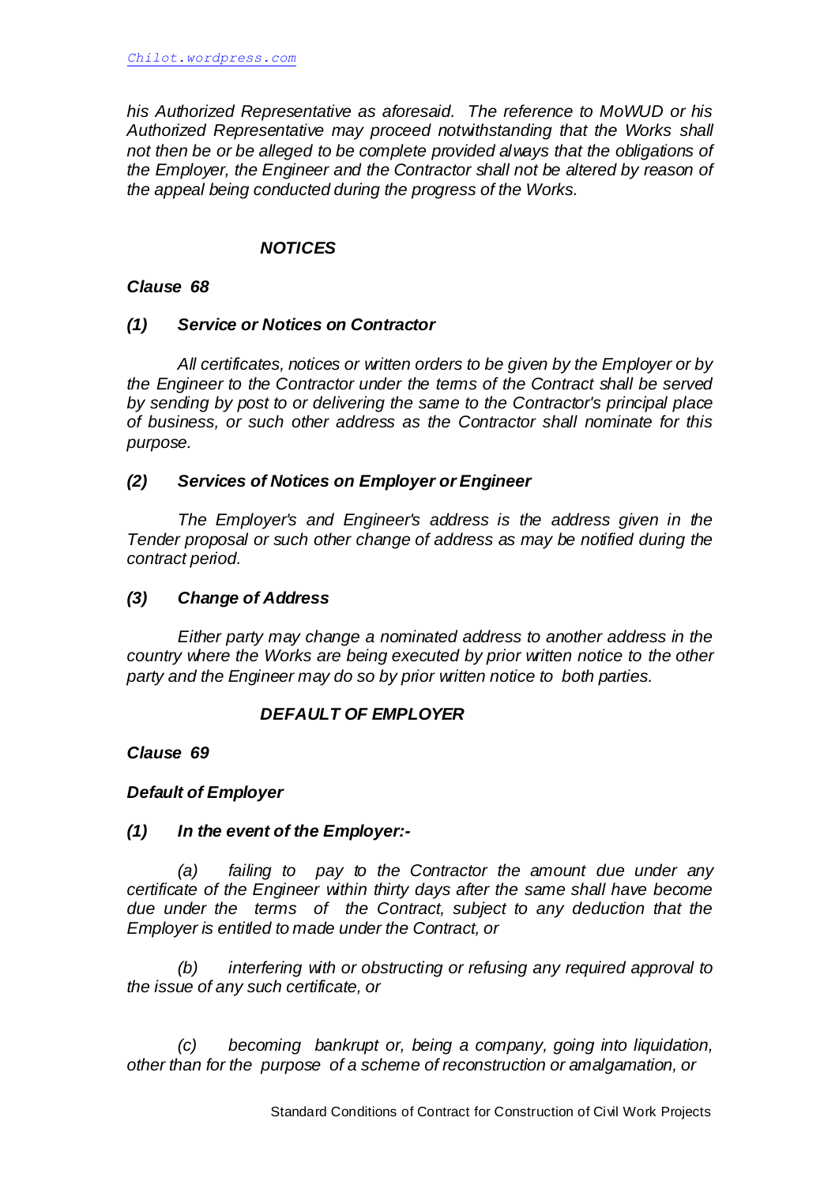*his Authorized Representative as aforesaid. The reference to MoWUD or his Authorized Representative may proceed notwithstanding that the Works shall not then be or be alleged to be complete provided always that the obligations of the Employer, the Engineer and the Contractor shall not be altered by reason of the appeal being conducted during the progress of the Works.*

## ***NOTICES***

### ***Clause 68***

#### ***(1) Service or Notices on Contractor***

*All certificates, notices or written orders to be given by the Employer or by the Engineer to the Contractor under the terms of the Contract shall be served by sending by post to or delivering the same to the Contractor's principal place of business, or such other address as the Contractor shall nominate for this purpose.*

#### ***(2) Services of Notices on Employer or Engineer***

*The Employer's and Engineer's address is the address given in the Tender proposal or such other change of address as may be notified during the contract period.*

#### ***(3) Change of Address***

*Either party may change a nominated address to another address in the country where the Works are being executed by prior written notice to the other party and the Engineer may do so by prior written notice to both parties.*

## ***DEFAULT OF EMPLOYER***

### ***Clause 69***

#### ***Default of Employer***

#### ***(1) In the event of the Employer:-***

*(a) failing to pay to the Contractor the amount due under any certificate of the Engineer within thirty days after the same shall have become due under the terms of the Contract, subject to any deduction that the Employer is entitled to made under the Contract, or*

*(b) interfering with or obstructing or refusing any required approval to the issue of any such certificate, or*

*(c) becoming bankrupt or, being a company, going into liquidation, other than for the purpose of a scheme of reconstruction or amalgamation, or*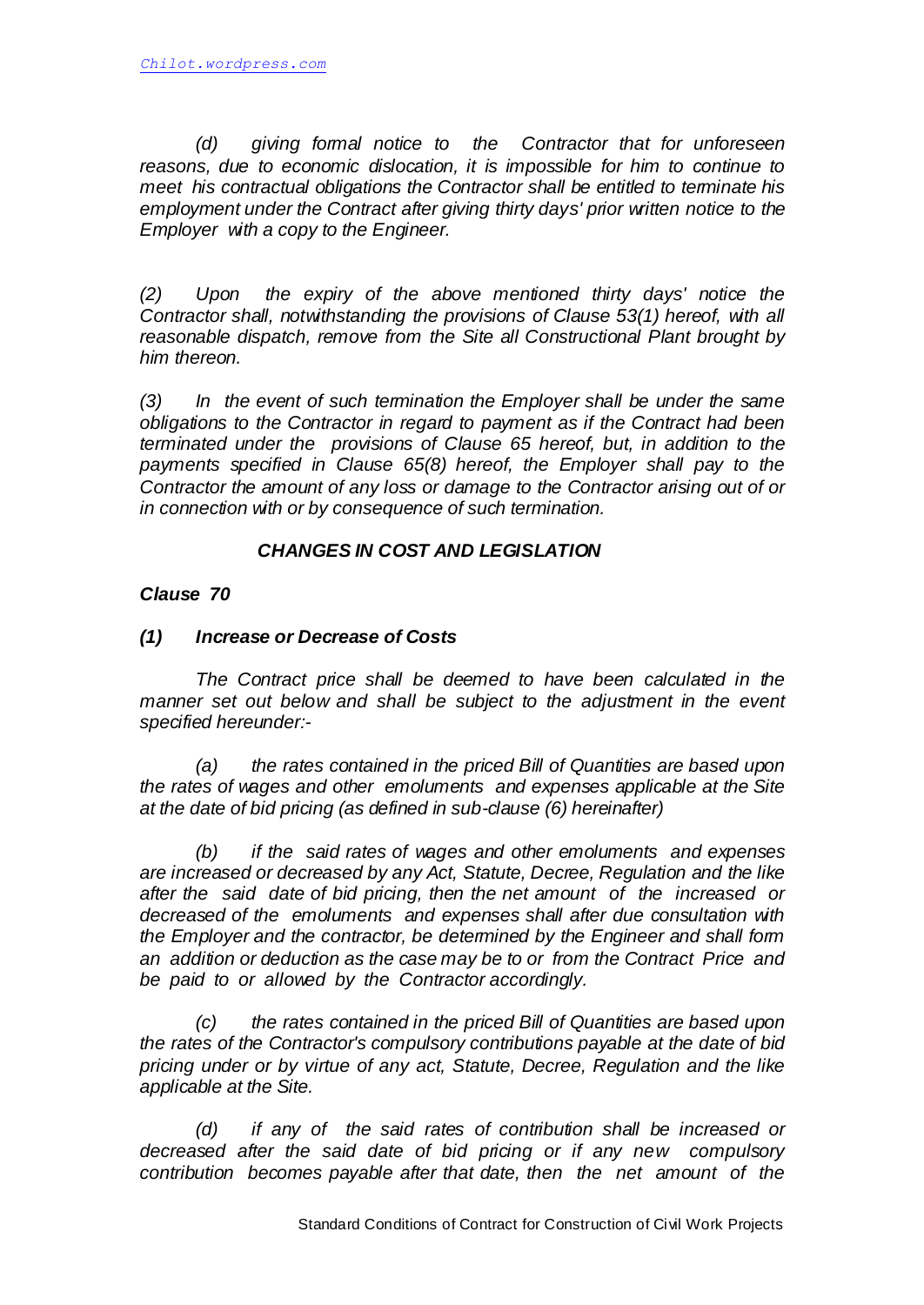*(d) giving formal notice to the Contractor that for unforeseen reasons, due to economic dislocation, it is impossible for him to continue to meet his contractual obligations the Contractor shall be entitled to terminate his employment under the Contract after giving thirty days' prior written notice to the Employer with a copy to the Engineer.*

*(2) Upon the expiry of the above mentioned thirty days' notice the Contractor shall, notwithstanding the provisions of Clause 53(1) hereof, with all reasonable dispatch, remove from the Site all Constructional Plant brought by him thereon.*

*(3) In the event of such termination the Employer shall be under the same obligations to the Contractor in regard to payment as if the Contract had been terminated under the provisions of Clause 65 hereof, but, in addition to the payments specified in Clause 65(8) hereof, the Employer shall pay to the Contractor the amount of any loss or damage to the Contractor arising out of or in connection with or by consequence of such termination.*

## *CHANGES IN COST AND LEGISLATION*

### *Clause 70*

#### *(1) Increase or Decrease of Costs*

*The Contract price shall be deemed to have been calculated in the manner set out below and shall be subject to the adjustment in the event specified hereunder:-*

*(a) the rates contained in the priced Bill of Quantities are based upon the rates of wages and other emoluments and expenses applicable at the Site at the date of bid pricing (as defined in sub-clause (6) hereinafter)*

*(b) if the said rates of wages and other emoluments and expenses are increased or decreased by any Act, Statute, Decree, Regulation and the like after the said date of bid pricing, then the net amount of the increased or decreased of the emoluments and expenses shall after due consultation with the Employer and the contractor, be determined by the Engineer and shall form an addition or deduction as the case may be to or from the Contract Price and be paid to or allowed by the Contractor accordingly.*

*(c) the rates contained in the priced Bill of Quantities are based upon the rates of the Contractor's compulsory contributions payable at the date of bid pricing under or by virtue of any act, Statute, Decree, Regulation and the like applicable at the Site.*

*(d) if any of the said rates of contribution shall be increased or decreased after the said date of bid pricing or if any new compulsory contribution becomes payable after that date, then the net amount of the*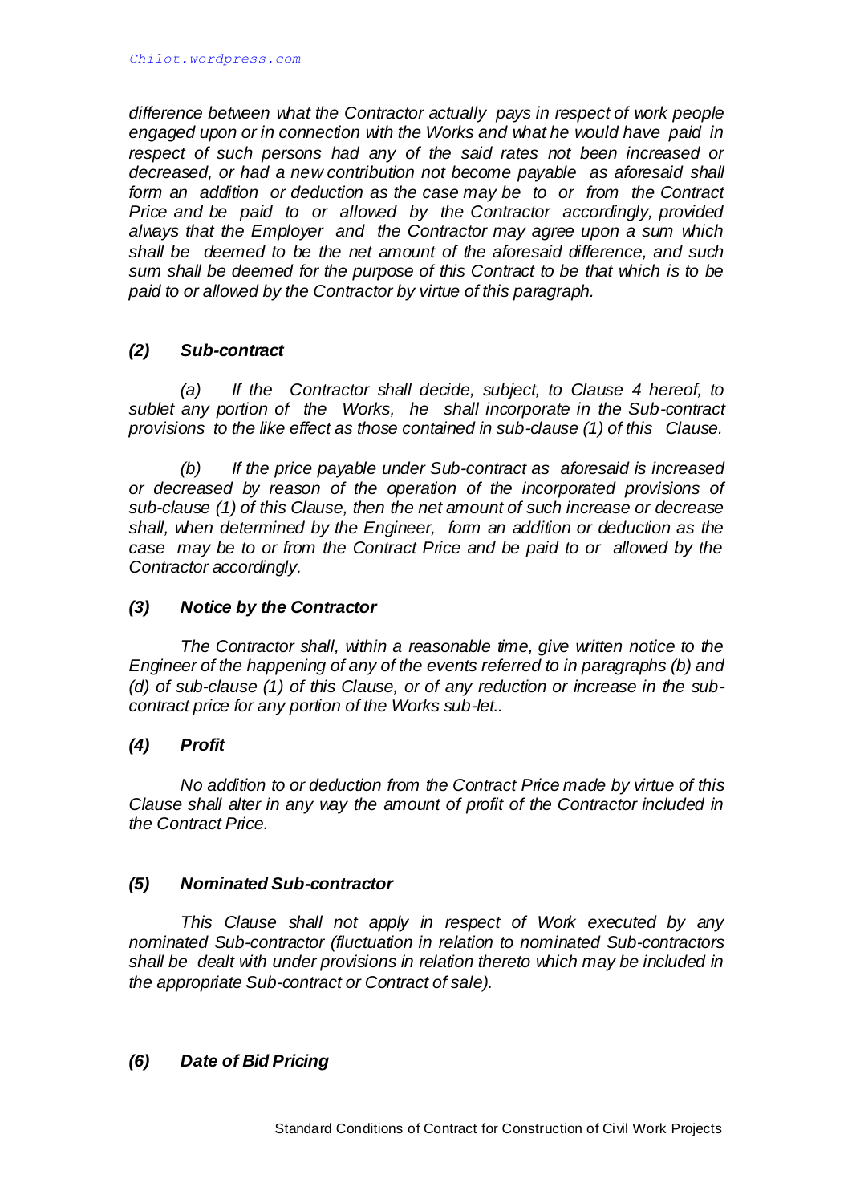*difference between what the Contractor actually pays in respect of work people engaged upon or in connection with the Works and what he would have paid in respect of such persons had any of the said rates not been increased or decreased, or had a new contribution not become payable as aforesaid shall form an addition or deduction as the case may be to or from the Contract Price and be paid to or allowed by the Contractor accordingly, provided always that the Employer and the Contractor may agree upon a sum which shall be deemed to be the net amount of the aforesaid difference, and such sum shall be deemed for the purpose of this Contract to be that which is to be paid to or allowed by the Contractor by virtue of this paragraph.*

### *(2) Sub-contract*

*(a) If the Contractor shall decide, subject, to Clause 4 hereof, to sublet any portion of the Works, he shall incorporate in the Sub-contract provisions to the like effect as those contained in sub-clause (1) of this Clause.*

*(b) If the price payable under Sub-contract as aforesaid is increased or decreased by reason of the operation of the incorporated provisions of sub-clause (1) of this Clause, then the net amount of such increase or decrease shall, when determined by the Engineer, form an addition or deduction as the case may be to or from the Contract Price and be paid to or allowed by the Contractor accordingly.*

### *(3) Notice by the Contractor*

*The Contractor shall, within a reasonable time, give written notice to the Engineer of the happening of any of the events referred to in paragraphs (b) and (d) of sub-clause (1) of this Clause, or of any reduction or increase in the sub-contract price for any portion of the Works sub-let..*

### *(4) Profit*

*No addition to or deduction from the Contract Price made by virtue of this Clause shall alter in any way the amount of profit of the Contractor included in the Contract Price.*

### *(5) Nominated Sub-contractor*

*This Clause shall not apply in respect of Work executed by any nominated Sub-contractor (fluctuation in relation to nominated Sub-contractors shall be dealt with under provisions in relation thereto which may be included in the appropriate Sub-contract or Contract of sale).*

### *(6) Date of Bid Pricing*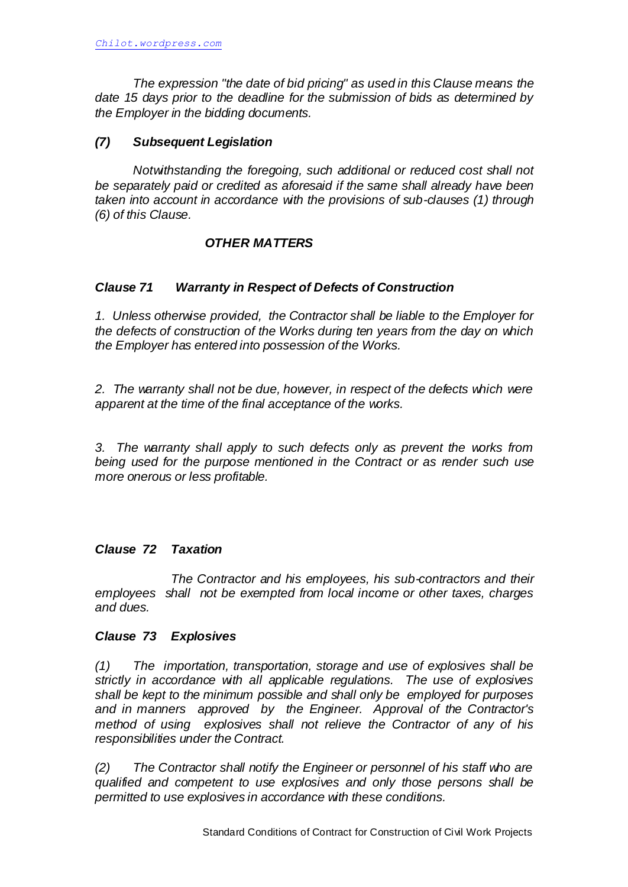*The expression "the date of bid pricing" as used in this Clause means the date 15 days prior to the deadline for the submission of bids as determined by the Employer in the bidding documents.*

### *(7) Subsequent Legislation*

*Notwithstanding the foregoing, such additional or reduced cost shall not be separately paid or credited as aforesaid if the same shall already have been taken into account in accordance with the provisions of sub-clauses (1) through (6) of this Clause.*

## *OTHER MATTERS*

### *Clause 71 Warranty in Respect of Defects of Construction*

*1. Unless otherwise provided, the Contractor shall be liable to the Employer for the defects of construction of the Works during ten years from the day on which the Employer has entered into possession of the Works.*

*2. The warranty shall not be due, however, in respect of the defects which were apparent at the time of the final acceptance of the works.*

*3. The warranty shall apply to such defects only as prevent the works from being used for the purpose mentioned in the Contract or as render such use more onerous or less profitable.*

### *Clause 72 Taxation*

*The Contractor and his employees, his sub-contractors and their employees shall not be exempted from local income or other taxes, charges and dues.*

### *Clause 73 Explosives*

*(1) The importation, transportation, storage and use of explosives shall be strictly in accordance with all applicable regulations. The use of explosives shall be kept to the minimum possible and shall only be employed for purposes and in manners approved by the Engineer. Approval of the Contractor's method of using explosives shall not relieve the Contractor of any of his responsibilities under the Contract.*

*(2) The Contractor shall notify the Engineer or personnel of his staff who are qualified and competent to use explosives and only those persons shall be permitted to use explosives in accordance with these conditions.*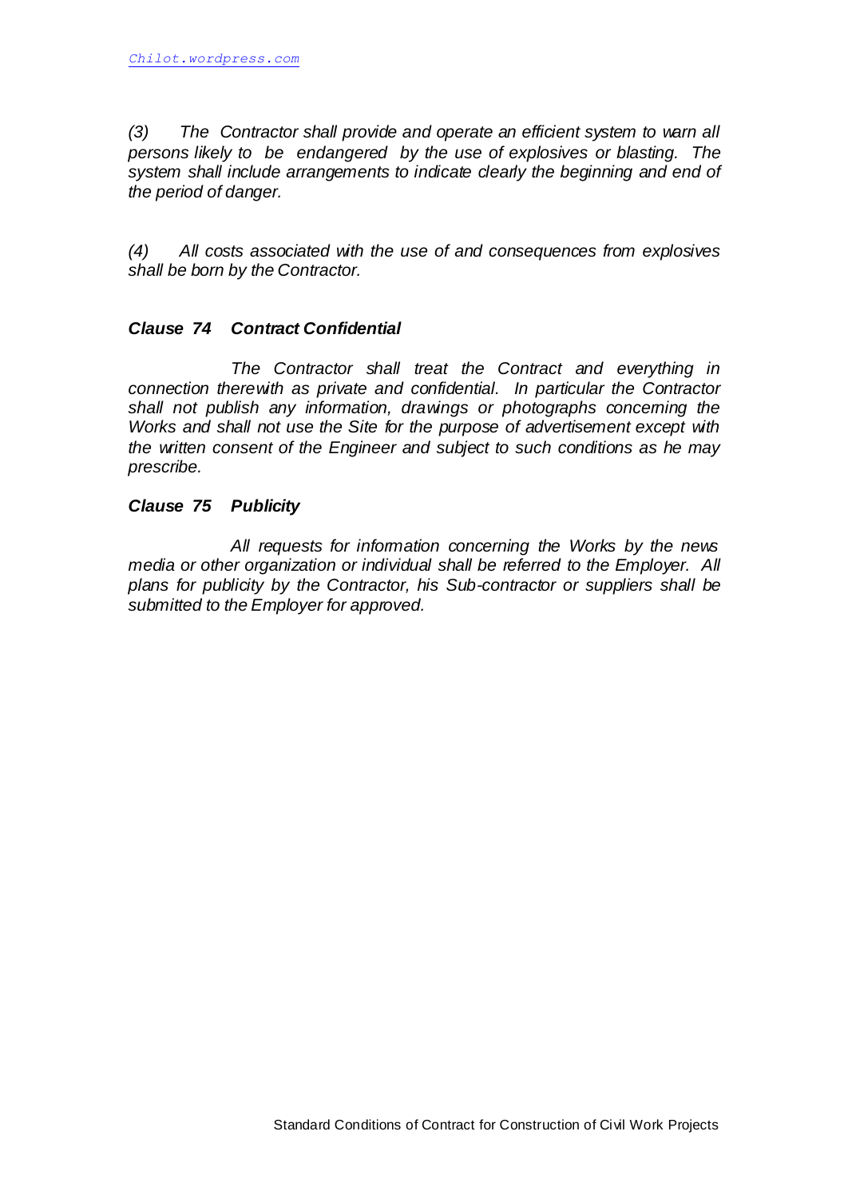*(3) The Contractor shall provide and operate an efficient system to warn all persons likely to be endangered by the use of explosives or blasting. The system shall include arrangements to indicate clearly the beginning and end of the period of danger.*

*(4) All costs associated with the use of and consequences from explosives shall be born by the Contractor.*

### ***Clause 74 Contract Confidential***

*The Contractor shall treat the Contract and everything in connection therewith as private and confidential. In particular the Contractor shall not publish any information, drawings or photographs concerning the Works and shall not use the Site for the purpose of advertisement except with the written consent of the Engineer and subject to such conditions as he may prescribe.*

### ***Clause 75 Publicity***

*All requests for information concerning the Works by the news media or other organization or individual shall be referred to the Employer. All plans for publicity by the Contractor, his Sub-contractor or suppliers shall be submitted to the Employer for approved.*